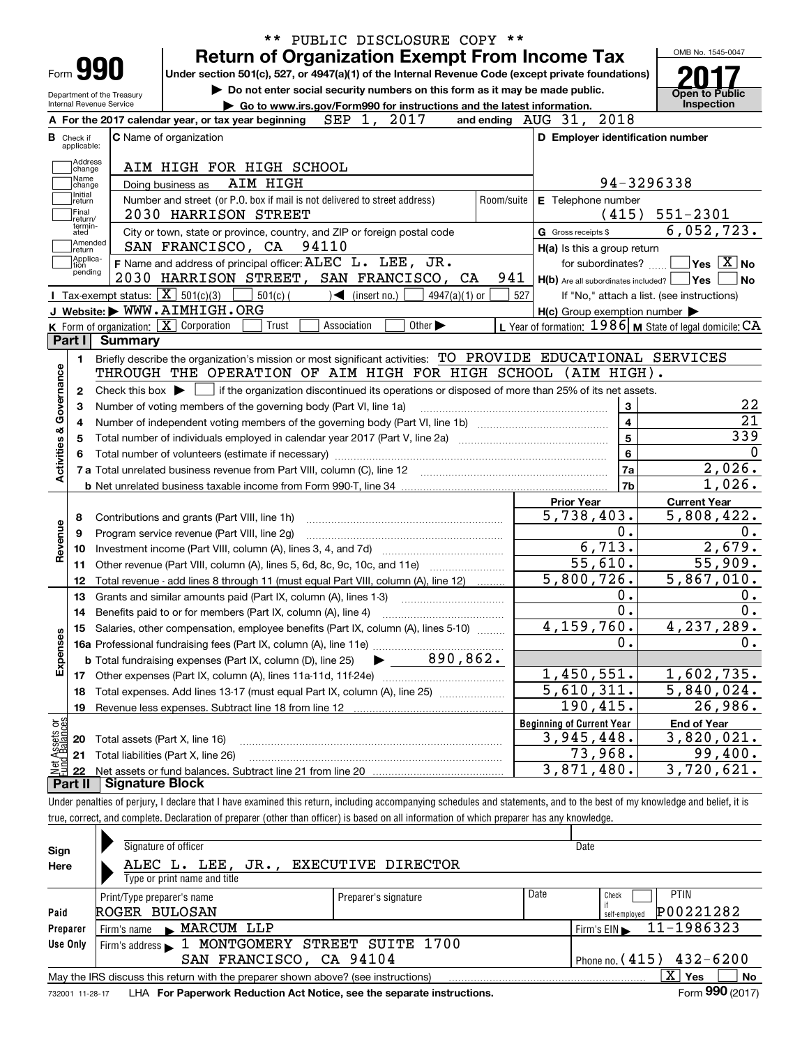** PUBLIC DISCLOSURE COPY **

# Form 990 — Return of Organization Exempt From Income Tax

Under section 501(c), 527, or 4947(a)(1) of the Internal Revenue Code (except private foundations)

▶ Do not enter social security numbers on this form as it may be made public.

▶ Go to www.irs.gov/Form990 for instructions and the latest information.

Department of the Treasury
Internal Revenue Service

OMB No. 1545-0047

**2017**

**Open to Public Inspection**

**A** For the 2017 calendar year, or tax year beginning SEP 1, 2017 and ending AUG 31, 2018

**B** Check if applicable: Address change, Name change, Initial return, Final return/terminated, Amended return, Application pending

**C** Name of organization: AIM HIGH FOR HIGH SCHOOL

Doing business as: AIM HIGH

Number and street (or P.O. box if mail is not delivered to street address): 2030 HARRISON STREET — Room/suite

City or town, state or province, country, and ZIP or foreign postal code: SAN FRANCISCO, CA 94110

**D** Employer identification number: 94-3296338

**E** Telephone number: (415) 551-2301

**G** Gross receipts $ 6,052,723.

**F** Name and address of principal officer: ALEC L. LEE, JR. 2030 HARRISON STREET, SAN FRANCISCO, CA 941

**H(a)** Is this a group return for subordinates? ☐ Yes ☒ No

**H(b)** Are all subordinates included? ☐ Yes ☐ No — If "No," attach a list. (see instructions)

**H(c)** Group exemption number ▶

**I** Tax-exempt status: ☒ 501(c)(3) ☐ 501(c) ( ) ◀ (insert no.) ☐ 4947(a)(1) or ☐ 527

**J** Website: ▶ WWW.AIMHIGH.ORG

**K** Form of organization: ☒ Corporation ☐ Trust ☐ Association ☐ Other ▶

**L** Year of formation: 1986 **M** State of legal domicile: CA

## Part I Summary

**Activities & Governance**

1. Briefly describe the organization's mission or most significant activities: TO PROVIDE EDUCATIONAL SERVICES THROUGH THE OPERATION OF AIM HIGH FOR HIGH SCHOOL (AIM HIGH).
2. Check this box ▶ ☐ if the organization discontinued its operations or disposed of more than 25% of its net assets.

| Line | Description | No. | Value |
|---|---|---|---|
| 3 | Number of voting members of the governing body (Part VI, line 1a) | 3 | 22 |
| 4 | Number of independent voting members of the governing body (Part VI, line 1b) | 4 | 21 |
| 5 | Total number of individuals employed in calendar year 2017 (Part V, line 2a) | 5 | 339 |
| 6 | Total number of volunteers (estimate if necessary) | 6 | 0 |
| 7a | Total unrelated business revenue from Part VIII, column (C), line 12 | 7a | 2,026. |
| 7b | Net unrelated business taxable income from Form 990-T, line 34 | 7b | 1,026. |

| Line | Description | Prior Year | Current Year |
|---|---|---|---|
| **Revenue** | | | |
| 8 | Contributions and grants (Part VIII, line 1h) | 5,738,403. | 5,808,422. |
| 9 | Program service revenue (Part VIII, line 2g) | 0. | 0. |
| 10 | Investment income (Part VIII, column (A), lines 3, 4, and 7d) | 6,713. | 2,679. |
| 11 | Other revenue (Part VIII, column (A), lines 5, 6d, 8c, 9c, 10c, and 11e) | 55,610. | 55,909. |
| 12 | Total revenue - add lines 8 through 11 (must equal Part VIII, column (A), line 12) | 5,800,726. | 5,867,010. |
| **Expenses** | | | |
| 13 | Grants and similar amounts paid (Part IX, column (A), lines 1-3) | 0. | 0. |
| 14 | Benefits paid to or for members (Part IX, column (A), line 4) | 0. | 0. |
| 15 | Salaries, other compensation, employee benefits (Part IX, column (A), lines 5-10) | 4,159,760. | 4,237,289. |
| 16a | Professional fundraising fees (Part IX, column (A), line 11e) | 0. | 0. |
| b | Total fundraising expenses (Part IX, column (D), line 25) ▶ 890,862. | | |
| 17 | Other expenses (Part IX, column (A), lines 11a-11d, 11f-24e) | 1,450,551. | 1,602,735. |
| 18 | Total expenses. Add lines 13-17 (must equal Part IX, column (A), line 25) | 5,610,311. | 5,840,024. |
| 19 | Revenue less expenses. Subtract line 18 from line 12 | 190,415. | 26,986. |

| Line | Net Assets or Fund Balances | Beginning of Current Year | End of Year |
|---|---|---|---|
| 20 | Total assets (Part X, line 16) | 3,945,448. | 3,820,021. |
| 21 | Total liabilities (Part X, line 26) | 73,968. | 99,400. |
| 22 | Net assets or fund balances. Subtract line 21 from line 20 | 3,871,480. | 3,720,621. |

## Part II Signature Block

Under penalties of perjury, I declare that I have examined this return, including accompanying schedules and statements, and to the best of my knowledge and belief, it is true, correct, and complete. Declaration of preparer (other than officer) is based on all information of which preparer has any knowledge.

**Sign Here**

Signature of officer — Date

ALEC L. LEE, JR., EXECUTIVE DIRECTOR
Type or print name and title

**Paid Preparer Use Only**

| Print/Type preparer's name | Preparer's signature | Date | Check if self-employed | PTIN |
|---|---|---|---|---|
| ROGER BULOSAN | | | ☐ | P00221282 |

Firm's name ▶ MARCUM LLP — Firm's EIN ▶ 11-1986323

Firm's address ▶ 1 MONTGOMERY STREET SUITE 1700, SAN FRANCISCO, CA 94104 — Phone no. (415) 432-6200

May the IRS discuss this return with the preparer shown above? (see instructions) ☒ Yes ☐ No

732001 11-28-17 LHA For Paperwork Reduction Act Notice, see the separate instructions. Form 990 (2017)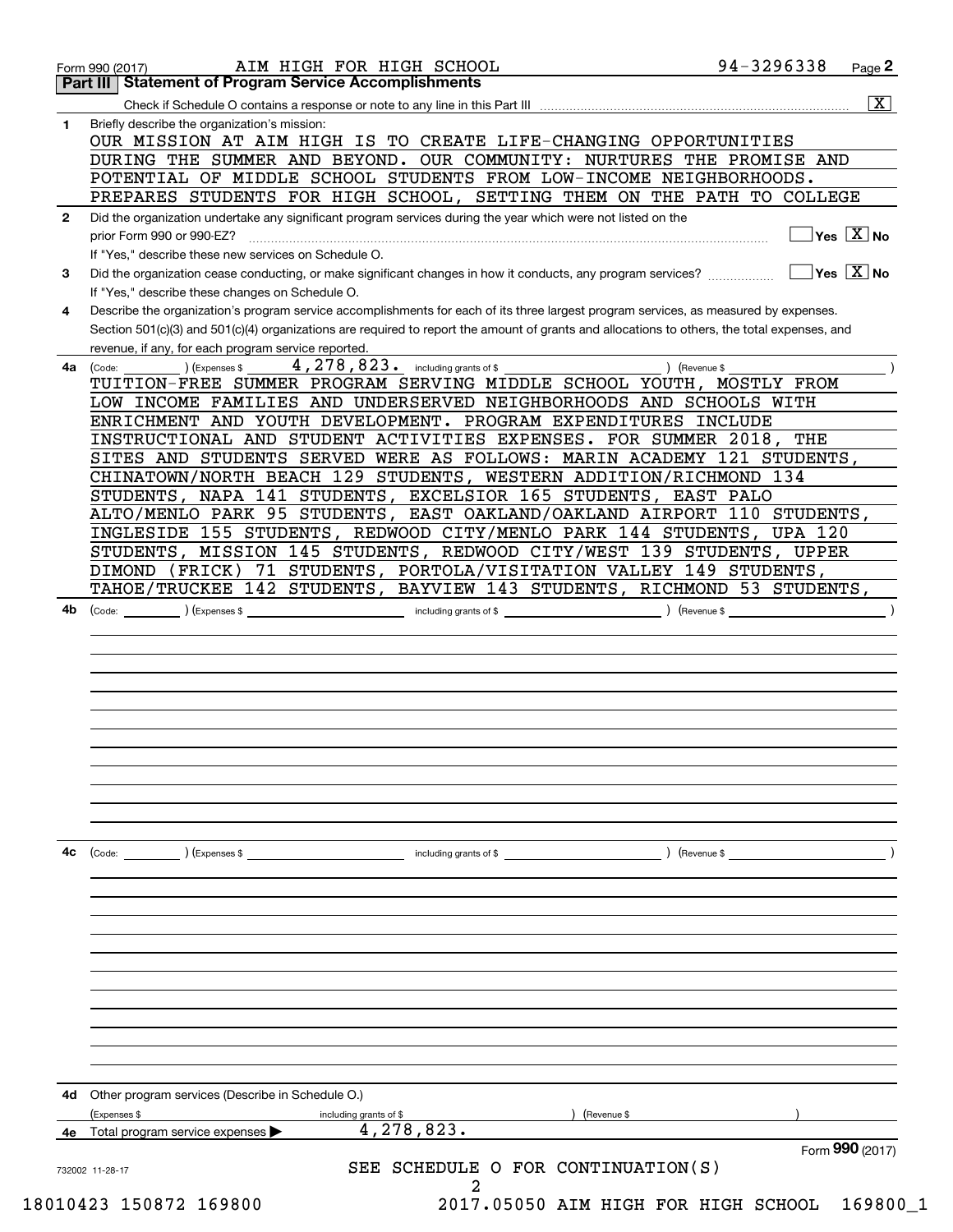Form 990 (2017) AIM HIGH FOR HIGH SCHOOL 94-3296338 Page **2**

## Part III Statement of Program Service Accomplishments

Check if Schedule O contains a response or note to any line in this Part III .................. [X]

**1** Briefly describe the organization's mission:

OUR MISSION AT AIM HIGH IS TO CREATE LIFE-CHANGING OPPORTUNITIES DURING THE SUMMER AND BEYOND. OUR COMMUNITY: NURTURES THE PROMISE AND POTENTIAL OF MIDDLE SCHOOL STUDENTS FROM LOW-INCOME NEIGHBORHOODS. PREPARES STUDENTS FOR HIGH SCHOOL, SETTING THEM ON THE PATH TO COLLEGE

**2** Did the organization undertake any significant program services during the year which were not listed on the prior Form 990 or 990-EZ? .......... [ ] Yes [X] No

If "Yes," describe these new services on Schedule O.

**3** Did the organization cease conducting, or make significant changes in how it conducts, any program services? .......... [ ] Yes [X] No

If "Yes," describe these changes on Schedule O.

**4** Describe the organization's program service accomplishments for each of its three largest program services, as measured by expenses. Section 501(c)(3) and 501(c)(4) organizations are required to report the amount of grants and allocations to others, the total expenses, and revenue, if any, for each program service reported.

**4a** (Code: ) (Expenses $ 4,278,823. including grants of $ ) (Revenue $ )

TUITION-FREE SUMMER PROGRAM SERVING MIDDLE SCHOOL YOUTH, MOSTLY FROM LOW INCOME FAMILIES AND UNDERSERVED NEIGHBORHOODS AND SCHOOLS WITH ENRICHMENT AND YOUTH DEVELOPMENT. PROGRAM EXPENDITURES INCLUDE INSTRUCTIONAL AND STUDENT ACTIVITIES EXPENSES. FOR SUMMER 2018, THE SITES AND STUDENTS SERVED WERE AS FOLLOWS: MARIN ACADEMY 121 STUDENTS, CHINATOWN/NORTH BEACH 129 STUDENTS, WESTERN ADDITION/RICHMOND 134 STUDENTS, NAPA 141 STUDENTS, EXCELSIOR 165 STUDENTS, EAST PALO ALTO/MENLO PARK 95 STUDENTS, EAST OAKLAND/OAKLAND AIRPORT 110 STUDENTS, INGLESIDE 155 STUDENTS, REDWOOD CITY/MENLO PARK 144 STUDENTS, UPA 120 STUDENTS, MISSION 145 STUDENTS, REDWOOD CITY/WEST 139 STUDENTS, UPPER DIMOND (FRICK) 71 STUDENTS, PORTOLA/VISITATION VALLEY 149 STUDENTS, TAHOE/TRUCKEE 142 STUDENTS, BAYVIEW 143 STUDENTS, RICHMOND 53 STUDENTS,

**4b** (Code: ) (Expenses $ including grants of $ ) (Revenue $ )

**4c** (Code: ) (Expenses $ including grants of $ ) (Revenue $ )

**4d** Other program services (Describe in Schedule O.)

(Expenses $ including grants of $ ) (Revenue $ )

**4e** Total program service expenses ▶ 4,278,823.

Form **990** (2017)

SEE SCHEDULE O FOR CONTINUATION(S)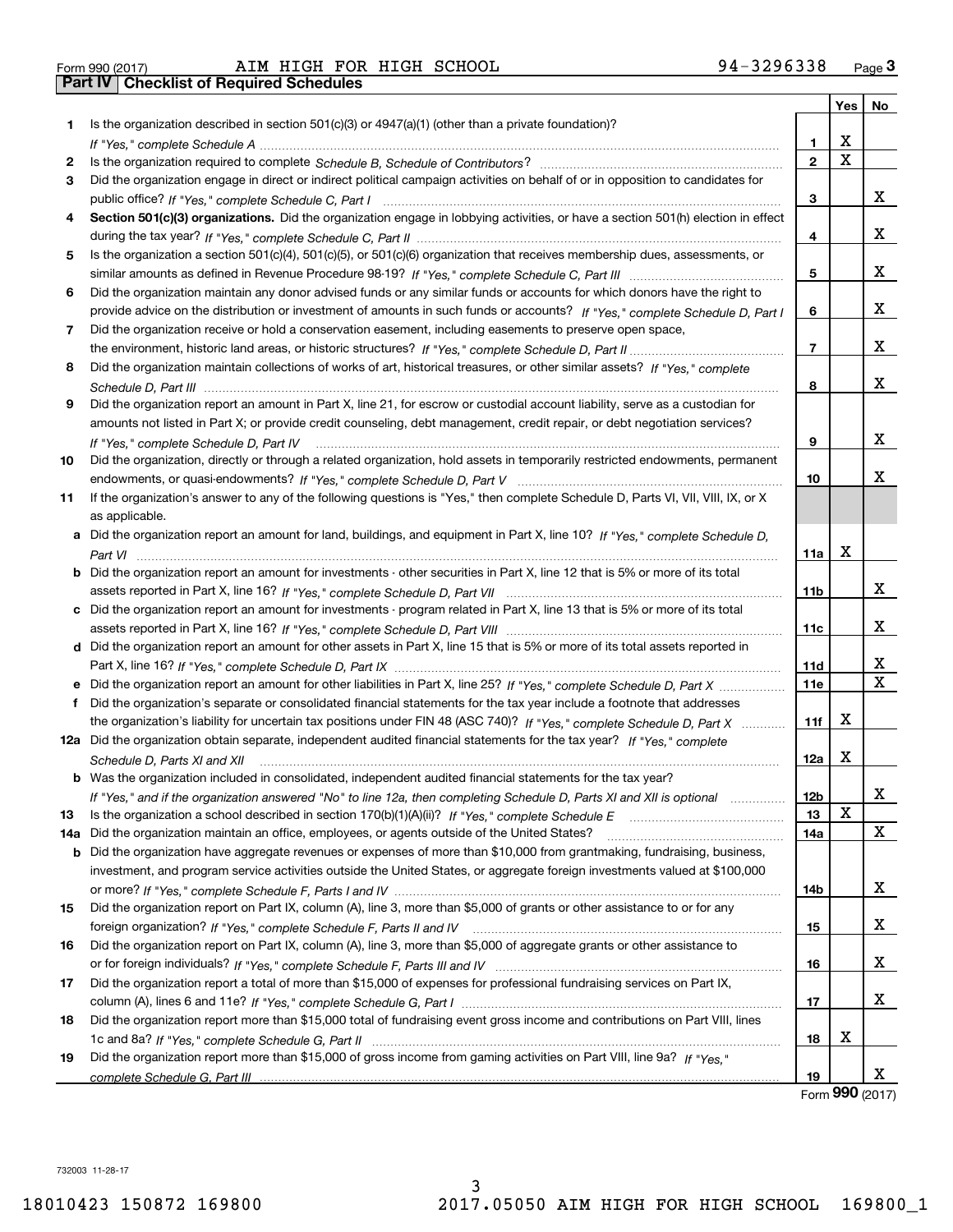Form 990 (2017) AIM HIGH FOR HIGH SCHOOL 94-3296338

## Part IV Checklist of Required Schedules

| | | | Yes | No |
|---|---|---|---|---|
| 1 | Is the organization described in section 501(c)(3) or 4947(a)(1) (other than a private foundation)? *If "Yes," complete Schedule A* | 1 | X | |
| 2 | Is the organization required to complete *Schedule B, Schedule of Contributors*? | 2 | X | |
| 3 | Did the organization engage in direct or indirect political campaign activities on behalf of or in opposition to candidates for public office? *If "Yes," complete Schedule C, Part I* | 3 | | X |
| 4 | **Section 501(c)(3) organizations.** Did the organization engage in lobbying activities, or have a section 501(h) election in effect during the tax year? *If "Yes," complete Schedule C, Part II* | 4 | | X |
| 5 | Is the organization a section 501(c)(4), 501(c)(5), or 501(c)(6) organization that receives membership dues, assessments, or similar amounts as defined in Revenue Procedure 98-19? *If "Yes," complete Schedule C, Part III* | 5 | | X |
| 6 | Did the organization maintain any donor advised funds or any similar funds or accounts for which donors have the right to provide advice on the distribution or investment of amounts in such funds or accounts? *If "Yes," complete Schedule D, Part I* | 6 | | X |
| 7 | Did the organization receive or hold a conservation easement, including easements to preserve open space, the environment, historic land areas, or historic structures? *If "Yes," complete Schedule D, Part II* | 7 | | X |
| 8 | Did the organization maintain collections of works of art, historical treasures, or other similar assets? *If "Yes," complete Schedule D, Part III* | 8 | | X |
| 9 | Did the organization report an amount in Part X, line 21, for escrow or custodial account liability, serve as a custodian for amounts not listed in Part X; or provide credit counseling, debt management, credit repair, or debt negotiation services? *If "Yes," complete Schedule D, Part IV* | 9 | | X |
| 10 | Did the organization, directly or through a related organization, hold assets in temporarily restricted endowments, permanent endowments, or quasi-endowments? *If "Yes," complete Schedule D, Part V* | 10 | | X |
| 11 | If the organization's answer to any of the following questions is "Yes," then complete Schedule D, Parts VI, VII, VIII, IX, or X as applicable. | | | |
| a | Did the organization report an amount for land, buildings, and equipment in Part X, line 10? *If "Yes," complete Schedule D, Part VI* | 11a | X | |
| b | Did the organization report an amount for investments - other securities in Part X, line 12 that is 5% or more of its total assets reported in Part X, line 16? *If "Yes," complete Schedule D, Part VII* | 11b | | X |
| c | Did the organization report an amount for investments - program related in Part X, line 13 that is 5% or more of its total assets reported in Part X, line 16? *If "Yes," complete Schedule D, Part VIII* | 11c | | X |
| d | Did the organization report an amount for other assets in Part X, line 15 that is 5% or more of its total assets reported in Part X, line 16? *If "Yes," complete Schedule D, Part IX* | 11d | | X |
| e | Did the organization report an amount for other liabilities in Part X, line 25? *If "Yes," complete Schedule D, Part X* | 11e | | X |
| f | Did the organization's separate or consolidated financial statements for the tax year include a footnote that addresses the organization's liability for uncertain tax positions under FIN 48 (ASC 740)? *If "Yes," complete Schedule D, Part X* | 11f | X | |
| 12a | Did the organization obtain separate, independent audited financial statements for the tax year? *If "Yes," complete Schedule D, Parts XI and XII* | 12a | X | |
| b | Was the organization included in consolidated, independent audited financial statements for the tax year? *If "Yes," and if the organization answered "No" to line 12a, then completing Schedule D, Parts XI and XII is optional* | 12b | | X |
| 13 | Is the organization a school described in section 170(b)(1)(A)(ii)? *If "Yes," complete Schedule E* | 13 | X | |
| 14a | Did the organization maintain an office, employees, or agents outside of the United States? | 14a | | X |
| b | Did the organization have aggregate revenues or expenses of more than $10,000 from grantmaking, fundraising, business, investment, and program service activities outside the United States, or aggregate foreign investments valued at $100,000 or more? *If "Yes," complete Schedule F, Parts I and IV* | 14b | | X |
| 15 | Did the organization report on Part IX, column (A), line 3, more than $5,000 of grants or other assistance to or for any foreign organization? *If "Yes," complete Schedule F, Parts II and IV* | 15 | | X |
| 16 | Did the organization report on Part IX, column (A), line 3, more than $5,000 of aggregate grants or other assistance to or for foreign individuals? *If "Yes," complete Schedule F, Parts III and IV* | 16 | | X |
| 17 | Did the organization report a total of more than $15,000 of expenses for professional fundraising services on Part IX, column (A), lines 6 and 11e? *If "Yes," complete Schedule G, Part I* | 17 | | X |
| 18 | Did the organization report more than $15,000 total of fundraising event gross income and contributions on Part VIII, lines 1c and 8a? *If "Yes," complete Schedule G, Part II* | 18 | X | |
| 19 | Did the organization report more than $15,000 of gross income from gaming activities on Part VIII, line 9a? *If "Yes," complete Schedule G, Part III* | 19 | | X |

Form **990** (2017)

732003 11-28-17

18010423 150872 169800 2017.05050 AIM HIGH FOR HIGH SCHOOL 169800_1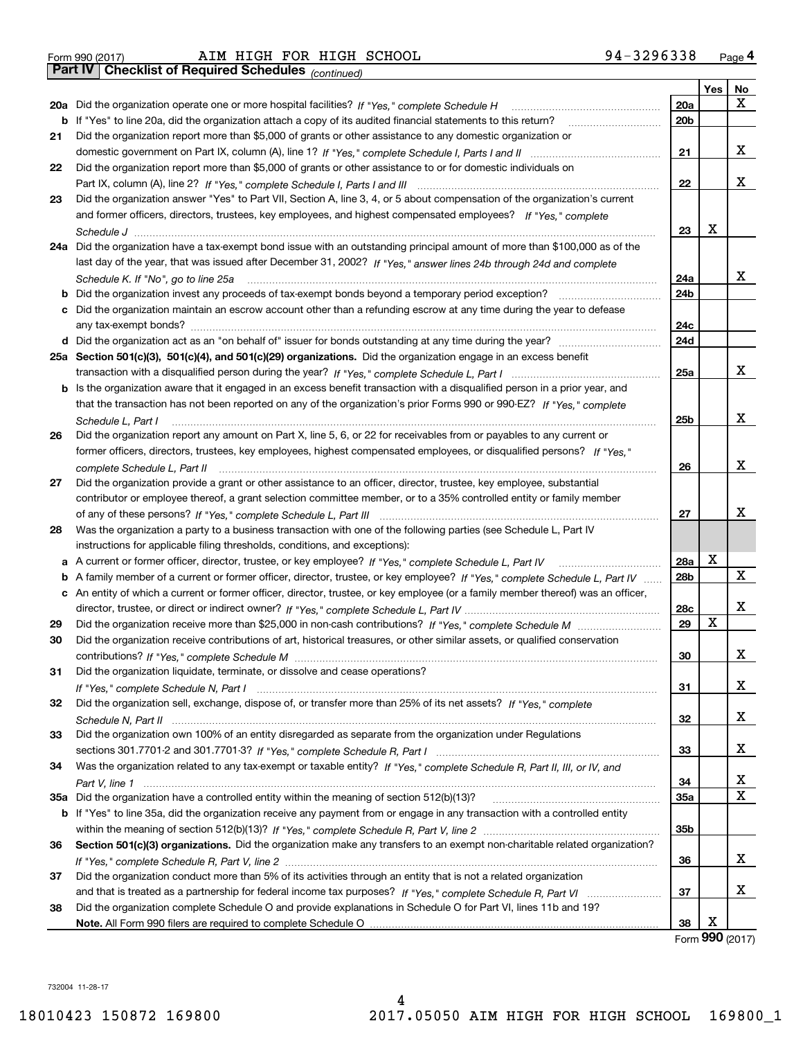Form 990 (2017) AIM HIGH FOR HIGH SCHOOL 94-3296338 Page 4

**Part IV | Checklist of Required Schedules** *(continued)*

| | | | Yes | No |
|---|---|---|---|---|
| 20a | Did the organization operate one or more hospital facilities? *If "Yes," complete Schedule H* | 20a | | X |
| b | If "Yes" to line 20a, did the organization attach a copy of its audited financial statements to this return? | 20b | | |
| 21 | Did the organization report more than $5,000 of grants or other assistance to any domestic organization or domestic government on Part IX, column (A), line 1? *If "Yes," complete Schedule I, Parts I and II* | 21 | | X |
| 22 | Did the organization report more than $5,000 of grants or other assistance to or for domestic individuals on Part IX, column (A), line 2? *If "Yes," complete Schedule I, Parts I and III* | 22 | | X |
| 23 | Did the organization answer "Yes" to Part VII, Section A, line 3, 4, or 5 about compensation of the organization's current and former officers, directors, trustees, key employees, and highest compensated employees? *If "Yes," complete Schedule J* | 23 | X | |
| 24a | Did the organization have a tax-exempt bond issue with an outstanding principal amount of more than $100,000 as of the last day of the year, that was issued after December 31, 2002? *If "Yes," answer lines 24b through 24d and complete Schedule K. If "No", go to line 25a* | 24a | | X |
| b | Did the organization invest any proceeds of tax-exempt bonds beyond a temporary period exception? | 24b | | |
| c | Did the organization maintain an escrow account other than a refunding escrow at any time during the year to defease any tax-exempt bonds? | 24c | | |
| d | Did the organization act as an "on behalf of" issuer for bonds outstanding at any time during the year? | 24d | | |
| 25a | **Section 501(c)(3), 501(c)(4), and 501(c)(29) organizations.** Did the organization engage in an excess benefit transaction with a disqualified person during the year? *If "Yes," complete Schedule L, Part I* | 25a | | X |
| b | Is the organization aware that it engaged in an excess benefit transaction with a disqualified person in a prior year, and that the transaction has not been reported on any of the organization's prior Forms 990 or 990-EZ? *If "Yes," complete Schedule L, Part I* | 25b | | X |
| 26 | Did the organization report any amount on Part X, line 5, 6, or 22 for receivables from or payables to any current or former officers, directors, trustees, key employees, highest compensated employees, or disqualified persons? *If "Yes," complete Schedule L, Part II* | 26 | | X |
| 27 | Did the organization provide a grant or other assistance to an officer, director, trustee, key employee, substantial contributor or employee thereof, a grant selection committee member, or to a 35% controlled entity or family member of any of these persons? *If "Yes," complete Schedule L, Part III* | 27 | | X |
| 28 | Was the organization a party to a business transaction with one of the following parties (see Schedule L, Part IV instructions for applicable filing thresholds, conditions, and exceptions): | | | |
| a | A current or former officer, director, trustee, or key employee? *If "Yes," complete Schedule L, Part IV* | 28a | X | |
| b | A family member of a current or former officer, director, trustee, or key employee? *If "Yes," complete Schedule L, Part IV* | 28b | | X |
| c | An entity of which a current or former officer, director, trustee, or key employee (or a family member thereof) was an officer, director, trustee, or direct or indirect owner? *If "Yes," complete Schedule L, Part IV* | 28c | | X |
| 29 | Did the organization receive more than $25,000 in non-cash contributions? *If "Yes," complete Schedule M* | 29 | X | |
| 30 | Did the organization receive contributions of art, historical treasures, or other similar assets, or qualified conservation contributions? *If "Yes," complete Schedule M* | 30 | | X |
| 31 | Did the organization liquidate, terminate, or dissolve and cease operations? *If "Yes," complete Schedule N, Part I* | 31 | | X |
| 32 | Did the organization sell, exchange, dispose of, or transfer more than 25% of its net assets? *If "Yes," complete Schedule N, Part II* | 32 | | X |
| 33 | Did the organization own 100% of an entity disregarded as separate from the organization under Regulations sections 301.7701-2 and 301.7701-3? *If "Yes," complete Schedule R, Part I* | 33 | | X |
| 34 | Was the organization related to any tax-exempt or taxable entity? *If "Yes," complete Schedule R, Part II, III, or IV, and Part V, line 1* | 34 | | X |
| 35a | Did the organization have a controlled entity within the meaning of section 512(b)(13)? | 35a | | X |
| b | If "Yes" to line 35a, did the organization receive any payment from or engage in any transaction with a controlled entity within the meaning of section 512(b)(13)? *If "Yes," complete Schedule R, Part V, line 2* | 35b | | |
| 36 | **Section 501(c)(3) organizations.** Did the organization make any transfers to an exempt non-charitable related organization? *If "Yes," complete Schedule R, Part V, line 2* | 36 | | X |
| 37 | Did the organization conduct more than 5% of its activities through an entity that is not a related organization and that is treated as a partnership for federal income tax purposes? *If "Yes," complete Schedule R, Part VI* | 37 | | X |
| 38 | Did the organization complete Schedule O and provide explanations in Schedule O for Part VI, lines 11b and 19? **Note.** All Form 990 filers are required to complete Schedule O | 38 | X | |

Form **990** (2017)

732004 11-28-17

18010423 150872 169800 2017.05050 AIM HIGH FOR HIGH SCHOOL 169800_1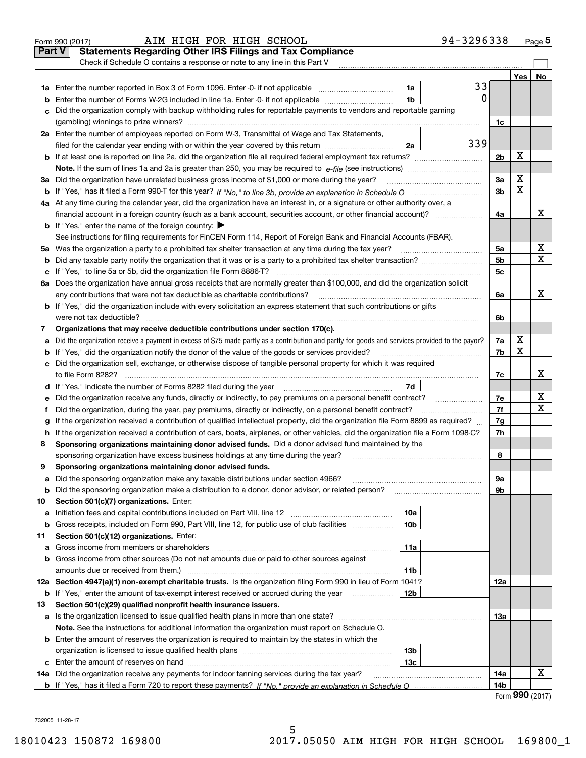Form 990 (2017) AIM HIGH FOR HIGH SCHOOL 94-3296338 Page 5

## Part V Statements Regarding Other IRS Filings and Tax Compliance

Check if Schedule O contains a response or note to any line in this Part V

| | | | | | Yes | No |
|---|---|---|---|---|---|---|
| 1a | Enter the number reported in Box 3 of Form 1096. Enter -0- if not applicable | 1a | 33 | | | |
| b | Enter the number of Forms W-2G included in line 1a. Enter -0- if not applicable | 1b | 0 | | | |
| c | Did the organization comply with backup withholding rules for reportable payments to vendors and reportable gaming (gambling) winnings to prize winners? | | | 1c | | |
| 2a | Enter the number of employees reported on Form W-3, Transmittal of Wage and Tax Statements, filed for the calendar year ending with or within the year covered by this return | 2a | 339 | | | |
| b | If at least one is reported on line 2a, did the organization file all required federal employment tax returns? | | | 2b | X | |
| | **Note.** If the sum of lines 1a and 2a is greater than 250, you may be required to *e-file* (see instructions) | | | | | |
| 3a | Did the organization have unrelated business gross income of $1,000 or more during the year? | | | 3a | X | |
| b | If "Yes," has it filed a Form 990-T for this year? *If "No," to line 3b, provide an explanation in Schedule O* | | | 3b | X | |
| 4a | At any time during the calendar year, did the organization have an interest in, or a signature or other authority over, a financial account in a foreign country (such as a bank account, securities account, or other financial account)? | | | 4a | | X |
| b | If "Yes," enter the name of the foreign country: ▶ | | | | | |
| | See instructions for filing requirements for FinCEN Form 114, Report of Foreign Bank and Financial Accounts (FBAR). | | | | | |
| 5a | Was the organization a party to a prohibited tax shelter transaction at any time during the tax year? | | | 5a | | X |
| b | Did any taxable party notify the organization that it was or is a party to a prohibited tax shelter transaction? | | | 5b | | X |
| c | If "Yes," to line 5a or 5b, did the organization file Form 8886-T? | | | 5c | | |
| 6a | Does the organization have annual gross receipts that are normally greater than $100,000, and did the organization solicit any contributions that were not tax deductible as charitable contributions? | | | 6a | | X |
| b | If "Yes," did the organization include with every solicitation an express statement that such contributions or gifts were not tax deductible? | | | 6b | | |
| 7 | **Organizations that may receive deductible contributions under section 170(c).** | | | | | |
| a | Did the organization receive a payment in excess of $75 made partly as a contribution and partly for goods and services provided to the payor? | | | 7a | X | |
| b | If "Yes," did the organization notify the donor of the value of the goods or services provided? | | | 7b | X | |
| c | Did the organization sell, exchange, or otherwise dispose of tangible personal property for which it was required to file Form 8282? | | | 7c | | X |
| d | If "Yes," indicate the number of Forms 8282 filed during the year | 7d | | | | |
| e | Did the organization receive any funds, directly or indirectly, to pay premiums on a personal benefit contract? | | | 7e | | X |
| f | Did the organization, during the year, pay premiums, directly or indirectly, on a personal benefit contract? | | | 7f | | X |
| g | If the organization received a contribution of qualified intellectual property, did the organization file Form 8899 as required? | | | 7g | | |
| h | If the organization received a contribution of cars, boats, airplanes, or other vehicles, did the organization file a Form 1098-C? | | | 7h | | |
| 8 | **Sponsoring organizations maintaining donor advised funds.** Did a donor advised fund maintained by the sponsoring organization have excess business holdings at any time during the year? | | | 8 | | |
| 9 | **Sponsoring organizations maintaining donor advised funds.** | | | | | |
| a | Did the sponsoring organization make any taxable distributions under section 4966? | | | 9a | | |
| b | Did the sponsoring organization make a distribution to a donor, donor advisor, or related person? | | | 9b | | |
| 10 | **Section 501(c)(7) organizations.** Enter: | | | | | |
| a | Initiation fees and capital contributions included on Part VIII, line 12 | 10a | | | | |
| b | Gross receipts, included on Form 990, Part VIII, line 12, for public use of club facilities | 10b | | | | |
| 11 | **Section 501(c)(12) organizations.** Enter: | | | | | |
| a | Gross income from members or shareholders | 11a | | | | |
| b | Gross income from other sources (Do not net amounts due or paid to other sources against amounts due or received from them.) | 11b | | | | |
| 12a | **Section 4947(a)(1) non-exempt charitable trusts.** Is the organization filing Form 990 in lieu of Form 1041? | | | 12a | | |
| b | If "Yes," enter the amount of tax-exempt interest received or accrued during the year | 12b | | | | |
| 13 | **Section 501(c)(29) qualified nonprofit health insurance issuers.** | | | | | |
| a | Is the organization licensed to issue qualified health plans in more than one state? | | | 13a | | |
| | **Note.** See the instructions for additional information the organization must report on Schedule O. | | | | | |
| b | Enter the amount of reserves the organization is required to maintain by the states in which the organization is licensed to issue qualified health plans | 13b | | | | |
| c | Enter the amount of reserves on hand | 13c | | | | |
| 14a | Did the organization receive any payments for indoor tanning services during the tax year? | | | 14a | | X |
| b | If "Yes," has it filed a Form 720 to report these payments? *If "No," provide an explanation in Schedule O* | | | 14b | | |

Form **990** (2017)

732005 11-28-17

18010423 150872 169800 2017.05050 AIM HIGH FOR HIGH SCHOOL 169800_1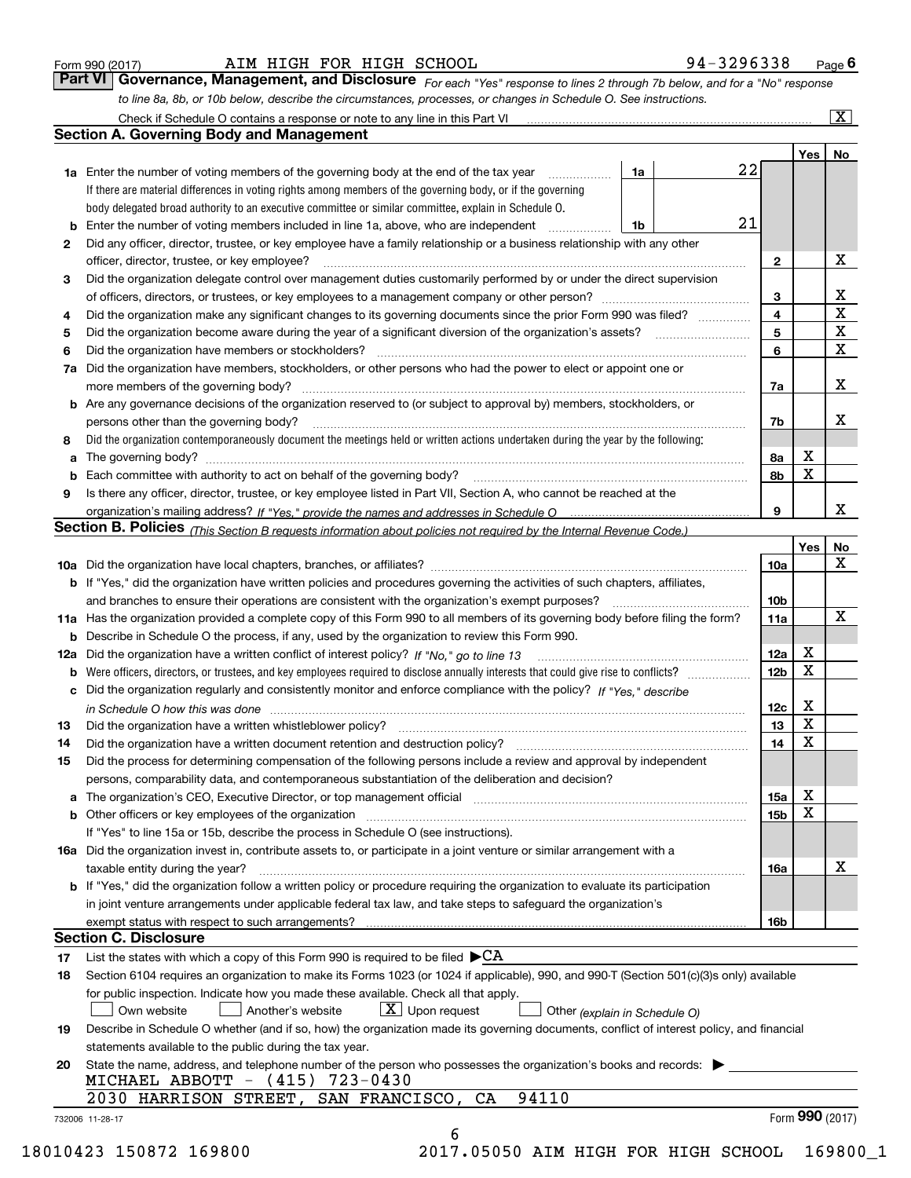Form 990 (2017) AIM HIGH FOR HIGH SCHOOL 94-3296338 Page 6

**Part VI Governance, Management, and Disclosure** *For each "Yes" response to lines 2 through 7b below, and for a "No" response to line 8a, 8b, or 10b below, describe the circumstances, processes, or changes in Schedule O. See instructions.*

Check if Schedule O contains a response or note to any line in this Part VI ..... [X]

## Section A. Governing Body and Management

| | | | | Yes | No |
|---|---|---|---|---|---|
| **1a** | Enter the number of voting members of the governing body at the end of the tax year ..... **1a** | 22 | | | |
| | If there are material differences in voting rights among members of the governing body, or if the governing body delegated broad authority to an executive committee or similar committee, explain in Schedule O. | | | | |
| **b** | Enter the number of voting members included in line 1a, above, who are independent ..... **1b** | 21 | | | |
| **2** | Did any officer, director, trustee, or key employee have a family relationship or a business relationship with any other officer, director, trustee, or key employee? | | **2** | | X |
| **3** | Did the organization delegate control over management duties customarily performed by or under the direct supervision of officers, directors, or trustees, or key employees to a management company or other person? | | **3** | | X |
| **4** | Did the organization make any significant changes to its governing documents since the prior Form 990 was filed? | | **4** | | X |
| **5** | Did the organization become aware during the year of a significant diversion of the organization's assets? | | **5** | | X |
| **6** | Did the organization have members or stockholders? | | **6** | | X |
| **7a** | Did the organization have members, stockholders, or other persons who had the power to elect or appoint one or more members of the governing body? | | **7a** | | X |
| **b** | Are any governance decisions of the organization reserved to (or subject to approval by) members, stockholders, or persons other than the governing body? | | **7b** | | X |
| **8** | Did the organization contemporaneously document the meetings held or written actions undertaken during the year by the following: | | | | |
| **a** | The governing body? | | **8a** | X | |
| **b** | Each committee with authority to act on behalf of the governing body? | | **8b** | X | |
| **9** | Is there any officer, director, trustee, or key employee listed in Part VII, Section A, who cannot be reached at the organization's mailing address? *If "Yes," provide the names and addresses in Schedule O* | | **9** | | X |

## Section B. Policies *(This Section B requests information about policies not required by the Internal Revenue Code.)*

| | | | Yes | No |
|---|---|---|---|---|
| **10a** | Did the organization have local chapters, branches, or affiliates? | **10a** | | X |
| **b** | If "Yes," did the organization have written policies and procedures governing the activities of such chapters, affiliates, and branches to ensure their operations are consistent with the organization's exempt purposes? | **10b** | | |
| **11a** | Has the organization provided a complete copy of this Form 990 to all members of its governing body before filing the form? | **11a** | | X |
| **b** | Describe in Schedule O the process, if any, used by the organization to review this Form 990. | | | |
| **12a** | Did the organization have a written conflict of interest policy? *If "No," go to line 13* | **12a** | X | |
| **b** | Were officers, directors, or trustees, and key employees required to disclose annually interests that could give rise to conflicts? | **12b** | X | |
| **c** | Did the organization regularly and consistently monitor and enforce compliance with the policy? *If "Yes," describe in Schedule O how this was done* | **12c** | X | |
| **13** | Did the organization have a written whistleblower policy? | **13** | X | |
| **14** | Did the organization have a written document retention and destruction policy? | **14** | X | |
| **15** | Did the process for determining compensation of the following persons include a review and approval by independent persons, comparability data, and contemporaneous substantiation of the deliberation and decision? | | | |
| **a** | The organization's CEO, Executive Director, or top management official | **15a** | X | |
| **b** | Other officers or key employees of the organization | **15b** | X | |
| | If "Yes" to line 15a or 15b, describe the process in Schedule O (see instructions). | | | |
| **16a** | Did the organization invest in, contribute assets to, or participate in a joint venture or similar arrangement with a taxable entity during the year? | **16a** | | X |
| **b** | If "Yes," did the organization follow a written policy or procedure requiring the organization to evaluate its participation in joint venture arrangements under applicable federal tax law, and take steps to safeguard the organization's exempt status with respect to such arrangements? | **16b** | | |

## Section C. Disclosure

**17** List the states with which a copy of this Form 990 is required to be filed ▶CA

**18** Section 6104 requires an organization to make its Forms 1023 (or 1024 if applicable), 990, and 990-T (Section 501(c)(3)s only) available for public inspection. Indicate how you made these available. Check all that apply.

[ ] Own website [ ] Another's website [X] Upon request [ ] Other *(explain in Schedule O)*

**19** Describe in Schedule O whether (and if so, how) the organization made its governing documents, conflict of interest policy, and financial statements available to the public during the tax year.

**20** State the name, address, and telephone number of the person who possesses the organization's books and records: ▶

MICHAEL ABBOTT - (415) 723-0430

2030 HARRISON STREET, SAN FRANCISCO, CA 94110

732006 11-28-17 Form **990** (2017)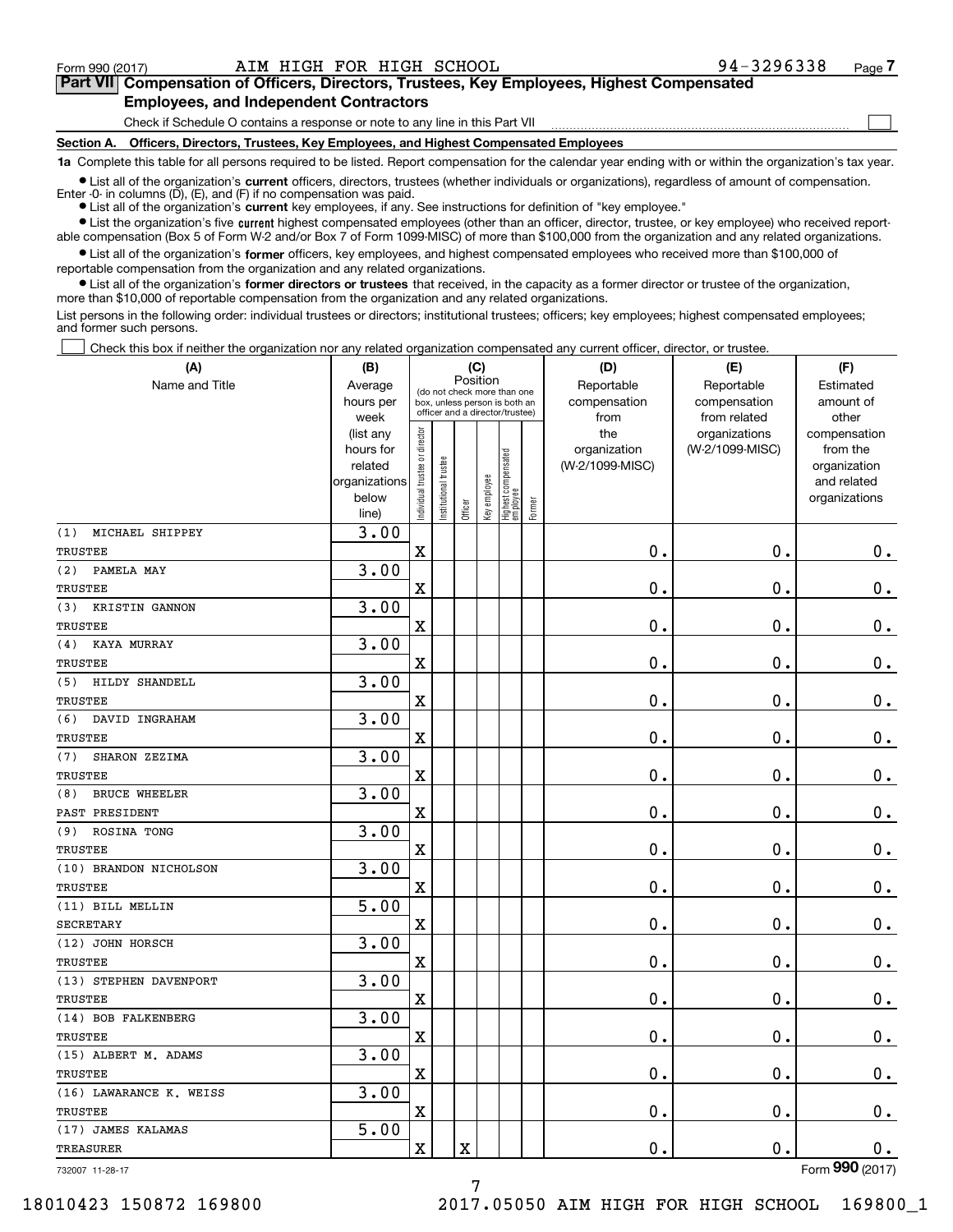Form 990 (2017) AIM HIGH FOR HIGH SCHOOL 94-3296338 Page 7

**Part VII Compensation of Officers, Directors, Trustees, Key Employees, Highest Compensated Employees, and Independent Contractors**

Check if Schedule O contains a response or note to any line in this Part VII

**Section A. Officers, Directors, Trustees, Key Employees, and Highest Compensated Employees**

**1a** Complete this table for all persons required to be listed. Report compensation for the calendar year ending with or within the organization's tax year.

- List all of the organization's **current** officers, directors, trustees (whether individuals or organizations), regardless of amount of compensation. Enter -0- in columns (D), (E), and (F) if no compensation was paid.
- List all of the organization's **current** key employees, if any. See instructions for definition of "key employee."
- List the organization's five **current** highest compensated employees (other than an officer, director, trustee, or key employee) who received reportable compensation (Box 5 of Form W-2 and/or Box 7 of Form 1099-MISC) of more than $100,000 from the organization and any related organizations.
- List all of the organization's **former** officers, key employees, and highest compensated employees who received more than $100,000 of reportable compensation from the organization and any related organizations.
- List all of the organization's **former directors or trustees** that received, in the capacity as a former director or trustee of the organization, more than $10,000 of reportable compensation from the organization and any related organizations.

List persons in the following order: individual trustees or directors; institutional trustees; officers; key employees; highest compensated employees; and former such persons.

Check this box if neither the organization nor any related organization compensated any current officer, director, or trustee.

| (A) Name and Title | (B) Average hours per week (list any hours for related organizations below line) | (C) Position: Individual trustee or director | Institutional trustee | Officer | Key employee | Highest compensated employee | Former | (D) Reportable compensation from the organization (W-2/1099-MISC) | (E) Reportable compensation from related organizations (W-2/1099-MISC) | (F) Estimated amount of other compensation from the organization and related organizations |
|---|---|---|---|---|---|---|---|---|---|---|
| (1) MICHAEL SHIPPEY<br>TRUSTEE | 3.00 | X | | | | | | 0. | 0. | 0. |
| (2) PAMELA MAY<br>TRUSTEE | 3.00 | X | | | | | | 0. | 0. | 0. |
| (3) KRISTIN GANNON<br>TRUSTEE | 3.00 | X | | | | | | 0. | 0. | 0. |
| (4) KAYA MURRAY<br>TRUSTEE | 3.00 | X | | | | | | 0. | 0. | 0. |
| (5) HILDY SHANDELL<br>TRUSTEE | 3.00 | X | | | | | | 0. | 0. | 0. |
| (6) DAVID INGRAHAM<br>TRUSTEE | 3.00 | X | | | | | | 0. | 0. | 0. |
| (7) SHARON ZEZIMA<br>TRUSTEE | 3.00 | X | | | | | | 0. | 0. | 0. |
| (8) BRUCE WHEELER<br>PAST PRESIDENT | 3.00 | X | | | | | | 0. | 0. | 0. |
| (9) ROSINA TONG<br>TRUSTEE | 3.00 | X | | | | | | 0. | 0. | 0. |
| (10) BRANDON NICHOLSON<br>TRUSTEE | 3.00 | X | | | | | | 0. | 0. | 0. |
| (11) BILL MELLIN<br>SECRETARY | 5.00 | X | | | | | | 0. | 0. | 0. |
| (12) JOHN HORSCH<br>TRUSTEE | 3.00 | X | | | | | | 0. | 0. | 0. |
| (13) STEPHEN DAVENPORT<br>TRUSTEE | 3.00 | X | | | | | | 0. | 0. | 0. |
| (14) BOB FALKENBERG<br>TRUSTEE | 3.00 | X | | | | | | 0. | 0. | 0. |
| (15) ALBERT M. ADAMS<br>TRUSTEE | 3.00 | X | | | | | | 0. | 0. | 0. |
| (16) LAWARANCE K. WEISS<br>TRUSTEE | 3.00 | X | | | | | | 0. | 0. | 0. |
| (17) JAMES KALAMAS<br>TREASURER | 5.00 | X | | X | | | | 0. | 0. | 0. |

732007 11-28-17

Form **990** (2017)

18010423 150872 169800 2017.05050 AIM HIGH FOR HIGH SCHOOL 169800_1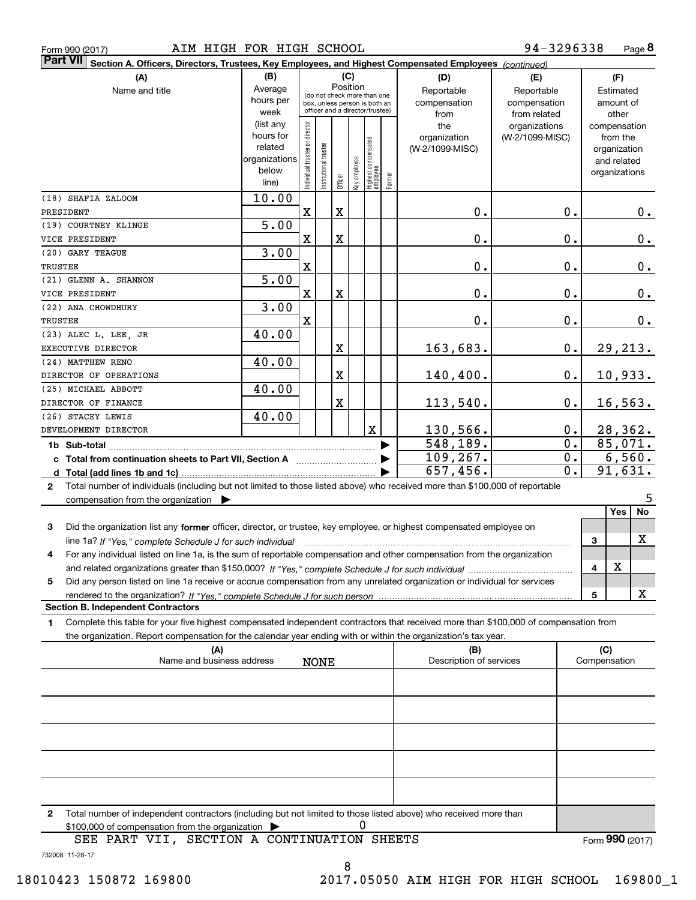Form 990 (2017) AIM HIGH FOR HIGH SCHOOL 94-3296338

**Part VII Section A. Officers, Directors, Trustees, Key Employees, and Highest Compensated Employees** *(continued)*

| (A) Name and title | (B) Average hours per week (list any hours for related organizations below line) | (C) Position: Individual trustee or director | Institutional trustee | Officer | Key employee | Highest compensated employee | Former | (D) Reportable compensation from the organization (W-2/1099-MISC) | (E) Reportable compensation from related organizations (W-2/1099-MISC) | (F) Estimated amount of other compensation from the organization and related organizations |
|---|---|---|---|---|---|---|---|---|---|---|
| (18) SHAFIA ZALOOM PRESIDENT | 10.00 | X | | X | | | | 0. | 0. | 0. |
| (19) COURTNEY KLINGE VICE PRESIDENT | 5.00 | X | | X | | | | 0. | 0. | 0. |
| (20) GARY TEAGUE TRUSTEE | 3.00 | X | | | | | | 0. | 0. | 0. |
| (21) GLENN A. SHANNON VICE PRESIDENT | 5.00 | X | | X | | | | 0. | 0. | 0. |
| (22) ANA CHOWDHURY TRUSTEE | 3.00 | X | | | | | | 0. | 0. | 0. |
| (23) ALEC L. LEE, JR EXECUTIVE DIRECTOR | 40.00 | | | X | | | | 163,683. | 0. | 29,213. |
| (24) MATTHEW RENO DIRECTOR OF OPERATIONS | 40.00 | | | X | | | | 140,400. | 0. | 10,933. |
| (25) MICHAEL ABBOTT DIRECTOR OF FINANCE | 40.00 | | | X | | | | 113,540. | 0. | 16,563. |
| (26) STACEY LEWIS DEVELOPMENT DIRECTOR | 40.00 | | | | | X | | 130,566. | 0. | 28,362. |
| 1b Sub-total | | | | | | | | 548,189. | 0. | 85,071. |
| c Total from continuation sheets to Part VII, Section A | | | | | | | | 109,267. | 0. | 6,560. |
| d Total (add lines 1b and 1c) | | | | | | | | 657,456. | 0. | 91,631. |

2 Total number of individuals (including but not limited to those listed above) who received more than $100,000 of reportable compensation from the organization ▶ 5

| | | Yes | No |
|---|---|---|---|
| 3 Did the organization list any **former** officer, director, or trustee, key employee, or highest compensated employee on line 1a? *If "Yes," complete Schedule J for such individual* | 3 | | X |
| 4 For any individual listed on line 1a, is the sum of reportable compensation and other compensation from the organization and related organizations greater than $150,000? *If "Yes," complete Schedule J for such individual* | 4 | X | |
| 5 Did any person listed on line 1a receive or accrue compensation from any unrelated organization or individual for services rendered to the organization? *If "Yes," complete Schedule J for such person* | 5 | | X |

**Section B. Independent Contractors**

1 Complete this table for your five highest compensated independent contractors that received more than $100,000 of compensation from the organization. Report compensation for the calendar year ending with or within the organization's tax year.

| (A) Name and business address | (B) Description of services | (C) Compensation |
|---|---|---|
| NONE | | |
| | | |
| | | |
| | | |
| | | |

2 Total number of independent contractors (including but not limited to those listed above) who received more than $100,000 of compensation from the organization ▶ 0

SEE PART VII, SECTION A CONTINUATION SHEETS

Form **990** (2017)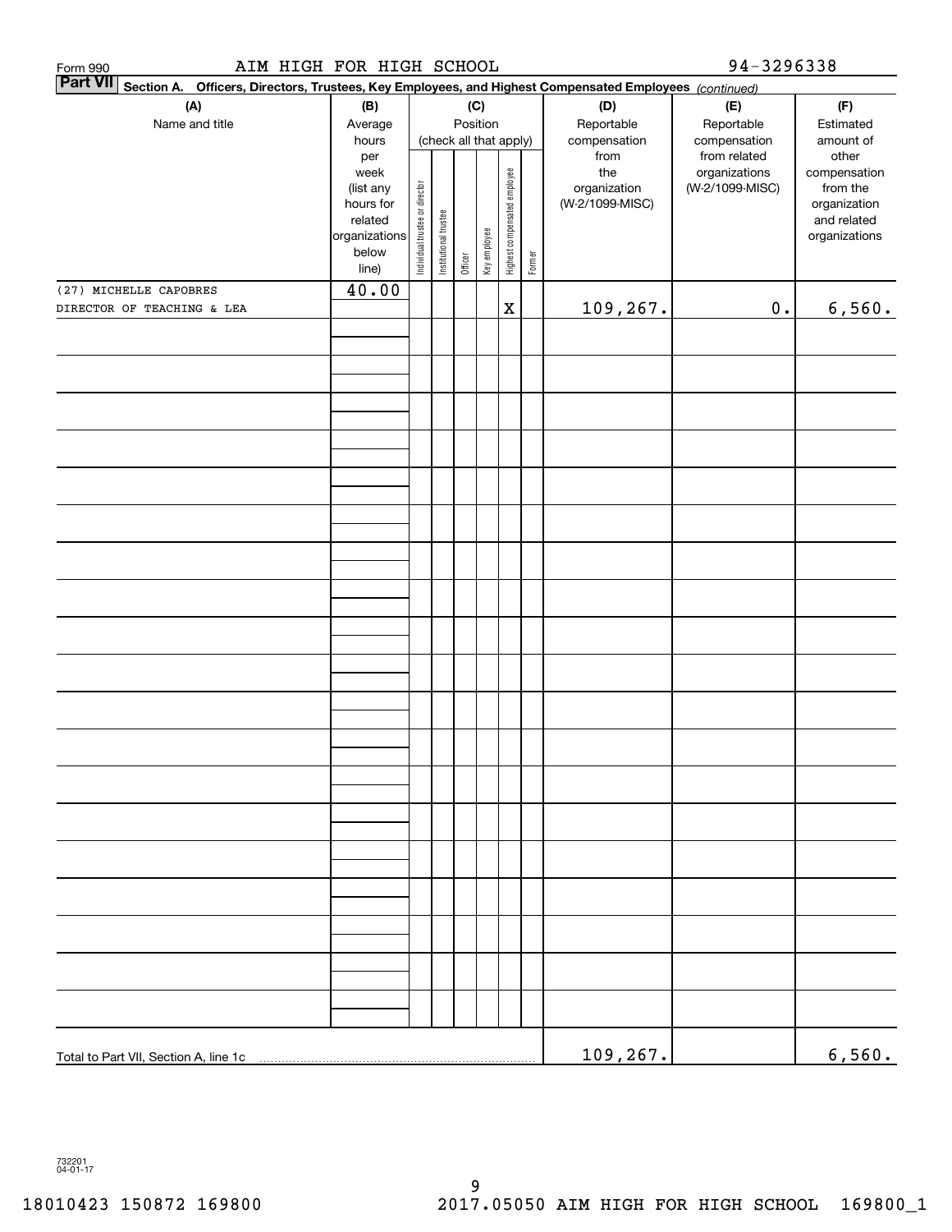Form 990 AIM HIGH FOR HIGH SCHOOL 94-3296338

**Part VII Section A. Officers, Directors, Trustees, Key Employees, and Highest Compensated Employees** *(continued)*

| (A) Name and title | (B) Average hours per week (list any hours for related organizations below line) | (C) Individual trustee or director | Institutional trustee | Officer | Key employee | Highest compensated employee | Former | (D) Reportable compensation from the organization (W-2/1099-MISC) | (E) Reportable compensation from related organizations (W-2/1099-MISC) | (F) Estimated amount of other compensation from the organization and related organizations |
|---|---|---|---|---|---|---|---|---|---|---|
| (27) MICHELLE CAPOBRES DIRECTOR OF TEACHING & LEA | 40.00 | | | | | X | | 109,267. | 0. | 6,560. |
| Total to Part VII, Section A, line 1c | | | | | | | | 109,267. | | 6,560. |

732201 04-01-17

18010423 150872 169800 2017.05050 AIM HIGH FOR HIGH SCHOOL 169800_1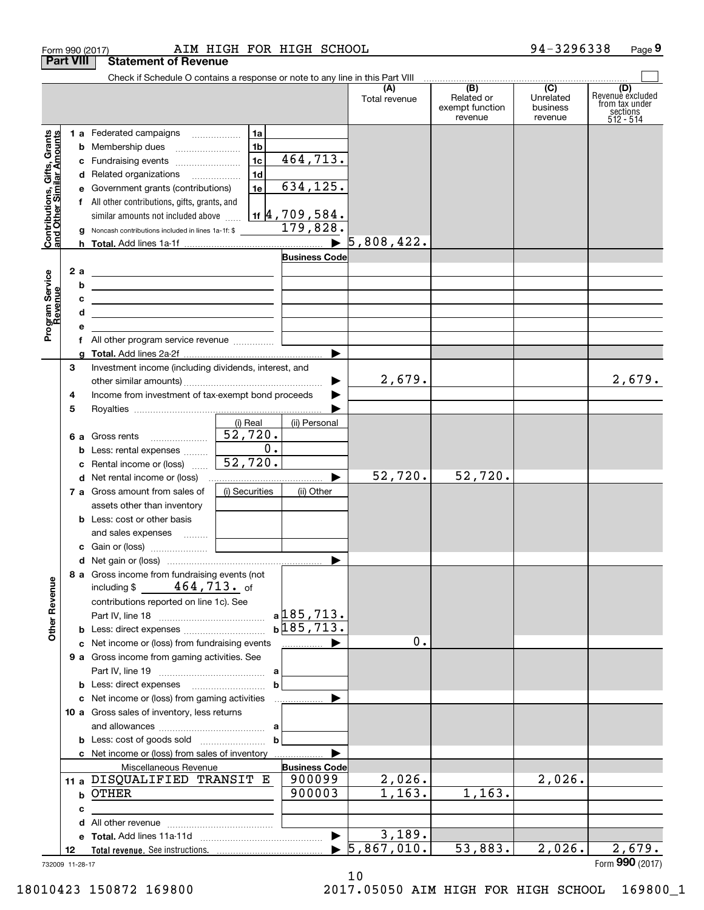Form 990 (2017) AIM HIGH FOR HIGH SCHOOL 94-3296338 Page 9

## Part VIII Statement of Revenue

Check if Schedule O contains a response or note to any line in this Part VIII

| | | | | (A) Total revenue | (B) Related or exempt function revenue | (C) Unrelated business revenue | (D) Revenue excluded from tax under sections 512 - 514 |
|---|---|---|---|---|---|---|---|
| **Contributions, Gifts, Grants and Other Similar Amounts** | 1 a Federated campaigns | 1a | | | | | |
| | b Membership dues | 1b | | | | | |
| | c Fundraising events | 1c | 464,713. | | | | |
| | d Related organizations | 1d | | | | | |
| | e Government grants (contributions) | 1e | 634,125. | | | | |
| | f All other contributions, gifts, grants, and similar amounts not included above | 1f | 4,709,584. | | | | |
| | g Noncash contributions included in lines 1a-1f: $ | | 179,828. | | | | |
| | h **Total.** Add lines 1a-1f | | ▶ | 5,808,422. | | | |
| **Program Service Revenue** | | | **Business Code** | | | | |
| | 2 a | | | | | | |
| | b | | | | | | |
| | c | | | | | | |
| | d | | | | | | |
| | e | | | | | | |
| | f All other program service revenue | | | | | | |
| | g **Total.** Add lines 2a-2f | | ▶ | | | | |
| | 3 Investment income (including dividends, interest, and other similar amounts) | | ▶ | 2,679. | | | 2,679. |
| | 4 Income from investment of tax-exempt bond proceeds | | ▶ | | | | |
| | 5 Royalties | | ▶ | | | | |
| | | (i) Real | (ii) Personal | | | | |
| | 6 a Gross rents | 52,720. | | | | | |
| | b Less: rental expenses | 0. | | | | | |
| | c Rental income or (loss) | 52,720. | | | | | |
| | d Net rental income or (loss) | | ▶ | 52,720. | 52,720. | | |
| | 7 a Gross amount from sales of assets other than inventory | (i) Securities | (ii) Other | | | | |
| | b Less: cost or other basis and sales expenses | | | | | | |
| | c Gain or (loss) | | | | | | |
| | d Net gain or (loss) | | ▶ | | | | |
| **Other Revenue** | 8 a Gross income from fundraising events (not including $ 464,713. of contributions reported on line 1c). See Part IV, line 18 | a | 185,713. | | | | |
| | b Less: direct expenses | b | 185,713. | | | | |
| | c Net income or (loss) from fundraising events | | ▶ | 0. | | | |
| | 9 a Gross income from gaming activities. See Part IV, line 19 | a | | | | | |
| | b Less: direct expenses | b | | | | | |
| | c Net income or (loss) from gaming activities | | ▶ | | | | |
| | 10 a Gross sales of inventory, less returns and allowances | a | | | | | |
| | b Less: cost of goods sold | b | | | | | |
| | c Net income or (loss) from sales of inventory | | ▶ | | | | |
| | Miscellaneous Revenue | | **Business Code** | | | | |
| | 11 a DISQUALIFIED TRANSIT E | | 900099 | 2,026. | | 2,026. | |
| | b OTHER | | 900003 | 1,163. | 1,163. | | |
| | c | | | | | | |
| | d All other revenue | | | | | | |
| | e **Total.** Add lines 11a-11d | | ▶ | 3,189. | | | |
| | 12 **Total revenue.** See instructions. | | ▶ | 5,867,010. | 53,883. | 2,026. | 2,679. |

732009 11-28-17 Form **990** (2017)

18010423 150872 169800 2017.05050 AIM HIGH FOR HIGH SCHOOL 169800_1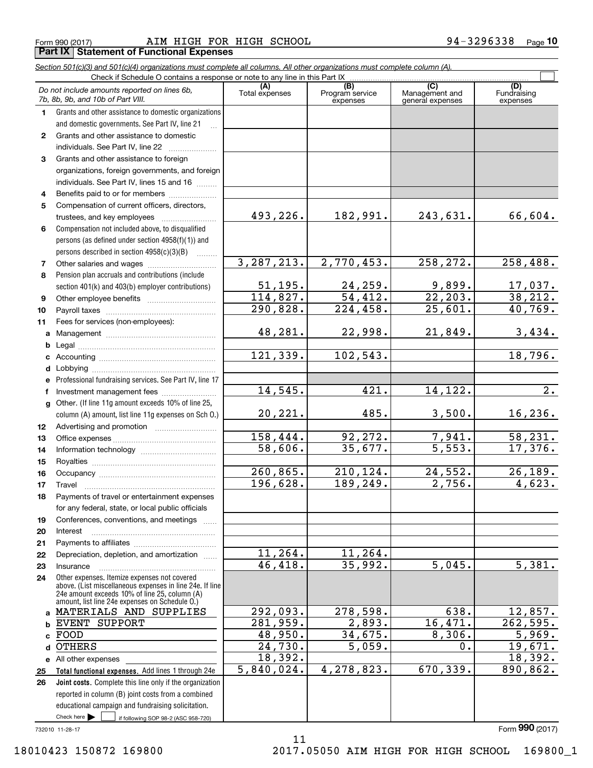Form 990 (2017) AIM HIGH FOR HIGH SCHOOL 94-3296338 Page **10**

## Part IX Statement of Functional Expenses

*Section 501(c)(3) and 501(c)(4) organizations must complete all columns. All other organizations must complete column (A).*

Check if Schedule O contains a response or note to any line in this Part IX

| | *Do not include amounts reported on lines 6b, 7b, 8b, 9b, and 10b of Part VIII.* | (A) Total expenses | (B) Program service expenses | (C) Management and general expenses | (D) Fundraising expenses |
|---|---|---|---|---|---|
| 1 | Grants and other assistance to domestic organizations and domestic governments. See Part IV, line 21 | | | | |
| 2 | Grants and other assistance to domestic individuals. See Part IV, line 22 | | | | |
| 3 | Grants and other assistance to foreign organizations, foreign governments, and foreign individuals. See Part IV, lines 15 and 16 | | | | |
| 4 | Benefits paid to or for members | | | | |
| 5 | Compensation of current officers, directors, trustees, and key employees | 493,226. | 182,991. | 243,631. | 66,604. |
| 6 | Compensation not included above, to disqualified persons (as defined under section 4958(f)(1)) and persons described in section 4958(c)(3)(B) | | | | |
| 7 | Other salaries and wages | 3,287,213. | 2,770,453. | 258,272. | 258,488. |
| 8 | Pension plan accruals and contributions (include section 401(k) and 403(b) employer contributions) | 51,195. | 24,259. | 9,899. | 17,037. |
| 9 | Other employee benefits | 114,827. | 54,412. | 22,203. | 38,212. |
| 10 | Payroll taxes | 290,828. | 224,458. | 25,601. | 40,769. |
| 11 | Fees for services (non-employees): | | | | |
| a | Management | 48,281. | 22,998. | 21,849. | 3,434. |
| b | Legal | | | | |
| c | Accounting | 121,339. | 102,543. | | 18,796. |
| d | Lobbying | | | | |
| e | Professional fundraising services. See Part IV, line 17 | | | | |
| f | Investment management fees | 14,545. | 421. | 14,122. | 2. |
| g | Other. (If line 11g amount exceeds 10% of line 25, column (A) amount, list line 11g expenses on Sch O.) | 20,221. | 485. | 3,500. | 16,236. |
| 12 | Advertising and promotion | | | | |
| 13 | Office expenses | 158,444. | 92,272. | 7,941. | 58,231. |
| 14 | Information technology | 58,606. | 35,677. | 5,553. | 17,376. |
| 15 | Royalties | | | | |
| 16 | Occupancy | 260,865. | 210,124. | 24,552. | 26,189. |
| 17 | Travel | 196,628. | 189,249. | 2,756. | 4,623. |
| 18 | Payments of travel or entertainment expenses for any federal, state, or local public officials | | | | |
| 19 | Conferences, conventions, and meetings | | | | |
| 20 | Interest | | | | |
| 21 | Payments to affiliates | | | | |
| 22 | Depreciation, depletion, and amortization | 11,264. | 11,264. | | |
| 23 | Insurance | 46,418. | 35,992. | 5,045. | 5,381. |
| 24 | Other expenses. Itemize expenses not covered above. (List miscellaneous expenses in line 24e. If line 24e amount exceeds 10% of line 25, column (A) amount, list line 24e expenses on Schedule O.) | | | | |
| a | MATERIALS AND SUPPLIES | 292,093. | 278,598. | 638. | 12,857. |
| b | EVENT SUPPORT | 281,959. | 2,893. | 16,471. | 262,595. |
| c | FOOD | 48,950. | 34,675. | 8,306. | 5,969. |
| d | OTHERS | 24,730. | 5,059. | 0. | 19,671. |
| e | All other expenses | 18,392. | | | 18,392. |
| 25 | **Total functional expenses.** Add lines 1 through 24e | 5,840,024. | 4,278,823. | 670,339. | 890,862. |
| 26 | **Joint costs.** Complete this line only if the organization reported in column (B) joint costs from a combined educational campaign and fundraising solicitation. Check here ☐ if following SOP 98-2 (ASC 958-720) | | | | |

732010 11-28-17

Form **990** (2017)

18010423 150872 169800 2017.05050 AIM HIGH FOR HIGH SCHOOL 169800_1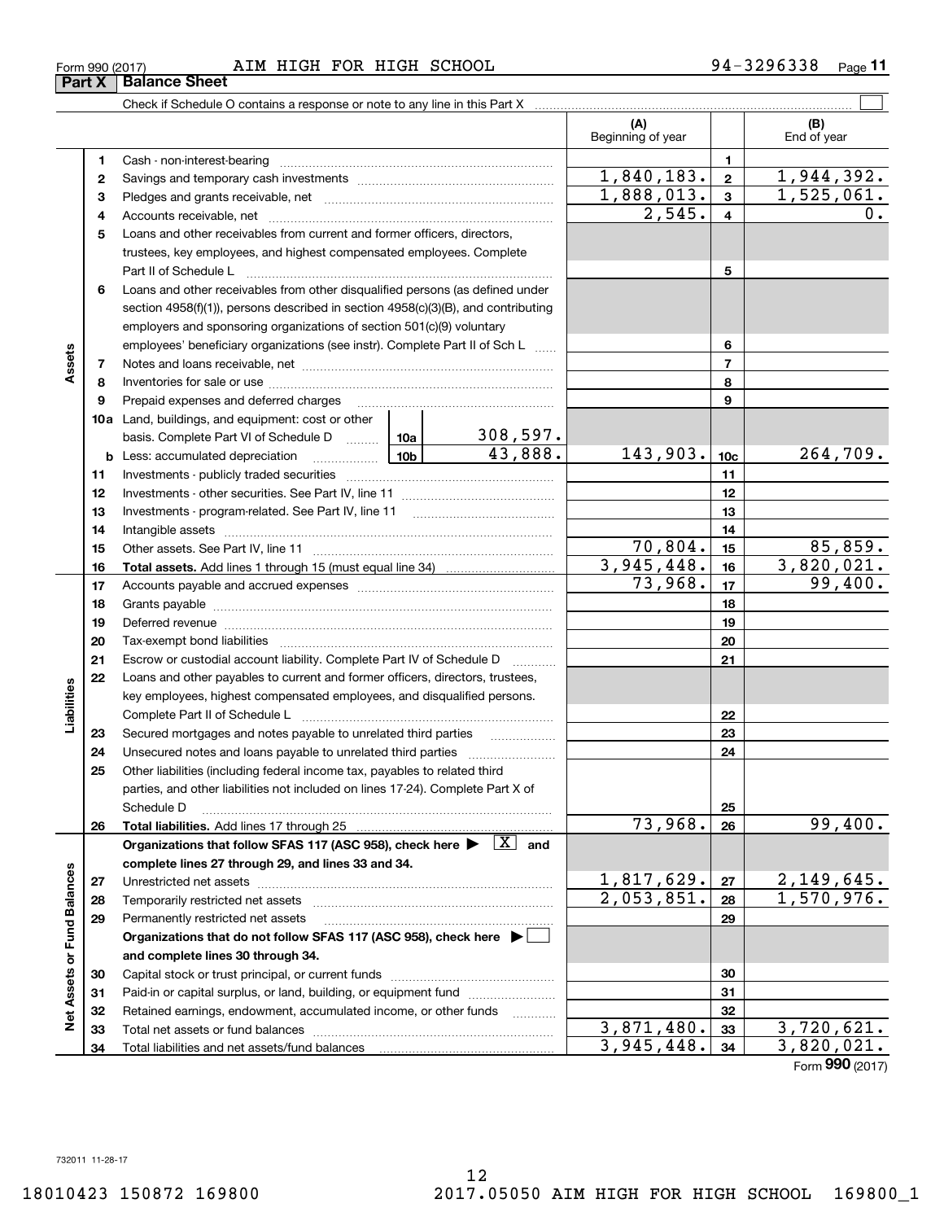Form 990 (2017) AIM HIGH FOR HIGH SCHOOL 94-3296338 Page **11**

## Part X Balance Sheet

Check if Schedule O contains a response or note to any line in this Part X

| | | | | (A) Beginning of year | | (B) End of year |
|---|---|---|---|---|---|---|
| **Assets** | 1 | Cash - non-interest-bearing | | | 1 | |
| | 2 | Savings and temporary cash investments | | 1,840,183. | 2 | 1,944,392. |
| | 3 | Pledges and grants receivable, net | | 1,888,013. | 3 | 1,525,061. |
| | 4 | Accounts receivable, net | | 2,545. | 4 | 0. |
| | 5 | Loans and other receivables from current and former officers, directors, trustees, key employees, and highest compensated employees. Complete Part II of Schedule L | | | 5 | |
| | 6 | Loans and other receivables from other disqualified persons (as defined under section 4958(f)(1)), persons described in section 4958(c)(3)(B), and contributing employers and sponsoring organizations of section 501(c)(9) voluntary employees' beneficiary organizations (see instr). Complete Part II of Sch L | | | 6 | |
| | 7 | Notes and loans receivable, net | | | 7 | |
| | 8 | Inventories for sale or use | | | 8 | |
| | 9 | Prepaid expenses and deferred charges | | | 9 | |
| | 10a | Land, buildings, and equipment: cost or other basis. Complete Part VI of Schedule D | 10a 308,597. | | | |
| | b | Less: accumulated depreciation | 10b 43,888. | 143,903. | 10c | 264,709. |
| | 11 | Investments - publicly traded securities | | | 11 | |
| | 12 | Investments - other securities. See Part IV, line 11 | | | 12 | |
| | 13 | Investments - program-related. See Part IV, line 11 | | | 13 | |
| | 14 | Intangible assets | | | 14 | |
| | 15 | Other assets. See Part IV, line 11 | | 70,804. | 15 | 85,859. |
| | 16 | **Total assets.** Add lines 1 through 15 (must equal line 34) | | 3,945,448. | 16 | 3,820,021. |
| **Liabilities** | 17 | Accounts payable and accrued expenses | | 73,968. | 17 | 99,400. |
| | 18 | Grants payable | | | 18 | |
| | 19 | Deferred revenue | | | 19 | |
| | 20 | Tax-exempt bond liabilities | | | 20 | |
| | 21 | Escrow or custodial account liability. Complete Part IV of Schedule D | | | 21 | |
| | 22 | Loans and other payables to current and former officers, directors, trustees, key employees, highest compensated employees, and disqualified persons. Complete Part II of Schedule L | | | 22 | |
| | 23 | Secured mortgages and notes payable to unrelated third parties | | | 23 | |
| | 24 | Unsecured notes and loans payable to unrelated third parties | | | 24 | |
| | 25 | Other liabilities (including federal income tax, payables to related third parties, and other liabilities not included on lines 17-24). Complete Part X of Schedule D | | | 25 | |
| | 26 | **Total liabilities.** Add lines 17 through 25 | | 73,968. | 26 | 99,400. |
| **Net Assets or Fund Balances** | | **Organizations that follow SFAS 117 (ASC 958), check here ▶ [X] and complete lines 27 through 29, and lines 33 and 34.** | | | | |
| | 27 | Unrestricted net assets | | 1,817,629. | 27 | 2,149,645. |
| | 28 | Temporarily restricted net assets | | 2,053,851. | 28 | 1,570,976. |
| | 29 | Permanently restricted net assets | | | 29 | |
| | | **Organizations that do not follow SFAS 117 (ASC 958), check here ▶ [ ] and complete lines 30 through 34.** | | | | |
| | 30 | Capital stock or trust principal, or current funds | | | 30 | |
| | 31 | Paid-in or capital surplus, or land, building, or equipment fund | | | 31 | |
| | 32 | Retained earnings, endowment, accumulated income, or other funds | | | 32 | |
| | 33 | Total net assets or fund balances | | 3,871,480. | 33 | 3,720,621. |
| | 34 | Total liabilities and net assets/fund balances | | 3,945,448. | 34 | 3,820,021. |

Form **990** (2017)

732011 11-28-17

18010423 150872 169800 2017.05050 AIM HIGH FOR HIGH SCHOOL 169800_1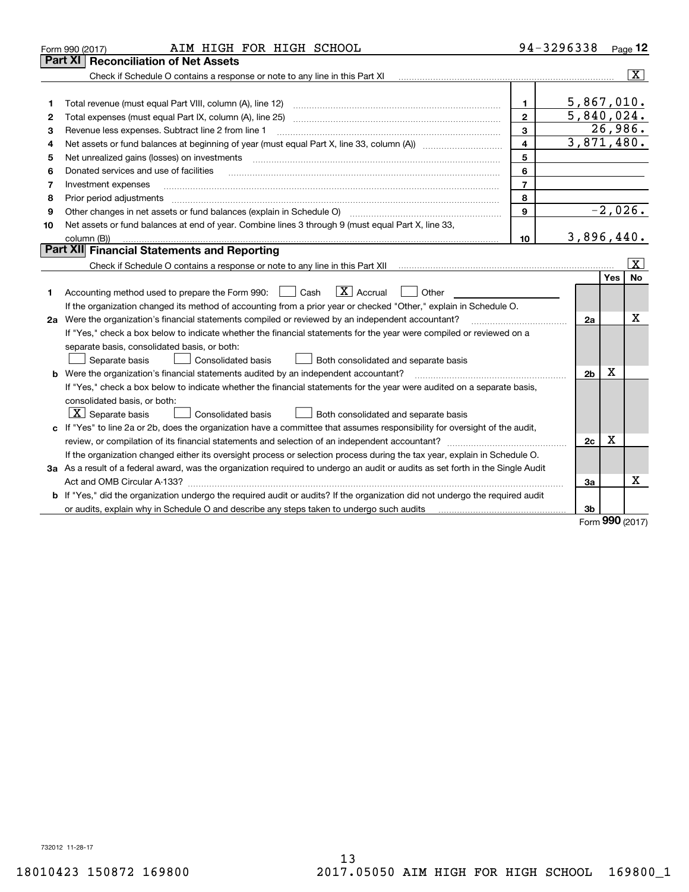Form 990 (2017) AIM HIGH FOR HIGH SCHOOL 94-3296338 Page 12

## Part XI Reconciliation of Net Assets

Check if Schedule O contains a response or note to any line in this Part XI [X]

| | | | |
|---|---|---|---|
| 1 | Total revenue (must equal Part VIII, column (A), line 12) | 1 | 5,867,010. |
| 2 | Total expenses (must equal Part IX, column (A), line 25) | 2 | 5,840,024. |
| 3 | Revenue less expenses. Subtract line 2 from line 1 | 3 | 26,986. |
| 4 | Net assets or fund balances at beginning of year (must equal Part X, line 33, column (A)) | 4 | 3,871,480. |
| 5 | Net unrealized gains (losses) on investments | 5 | |
| 6 | Donated services and use of facilities | 6 | |
| 7 | Investment expenses | 7 | |
| 8 | Prior period adjustments | 8 | |
| 9 | Other changes in net assets or fund balances (explain in Schedule O) | 9 | -2,026. |
| 10 | Net assets or fund balances at end of year. Combine lines 3 through 9 (must equal Part X, line 33, column (B)) | 10 | 3,896,440. |

## Part XII Financial Statements and Reporting

Check if Schedule O contains a response or note to any line in this Part XII [X]

| | | | Yes | No |
|---|---|---|---|---|
| 1 | Accounting method used to prepare the Form 990: [ ] Cash [X] Accrual [ ] Other<br>If the organization changed its method of accounting from a prior year or checked "Other," explain in Schedule O. | | | |
| 2a | Were the organization's financial statements compiled or reviewed by an independent accountant? | 2a | | X |
| | If "Yes," check a box below to indicate whether the financial statements for the year were compiled or reviewed on a separate basis, consolidated basis, or both:<br>[ ] Separate basis [ ] Consolidated basis [ ] Both consolidated and separate basis | | | |
| b | Were the organization's financial statements audited by an independent accountant? | 2b | X | |
| | If "Yes," check a box below to indicate whether the financial statements for the year were audited on a separate basis, consolidated basis, or both:<br>[X] Separate basis [ ] Consolidated basis [ ] Both consolidated and separate basis | | | |
| c | If "Yes" to line 2a or 2b, does the organization have a committee that assumes responsibility for oversight of the audit, review, or compilation of its financial statements and selection of an independent accountant? | 2c | X | |
| | If the organization changed either its oversight process or selection process during the tax year, explain in Schedule O. | | | |
| 3a | As a result of a federal award, was the organization required to undergo an audit or audits as set forth in the Single Audit Act and OMB Circular A-133? | 3a | | X |
| b | If "Yes," did the organization undergo the required audit or audits? If the organization did not undergo the required audit or audits, explain in Schedule O and describe any steps taken to undergo such audits | 3b | | |

Form 990 (2017)

732012 11-28-17

18010423 150872 169800 2017.05050 AIM HIGH FOR HIGH SCHOOL 169800_1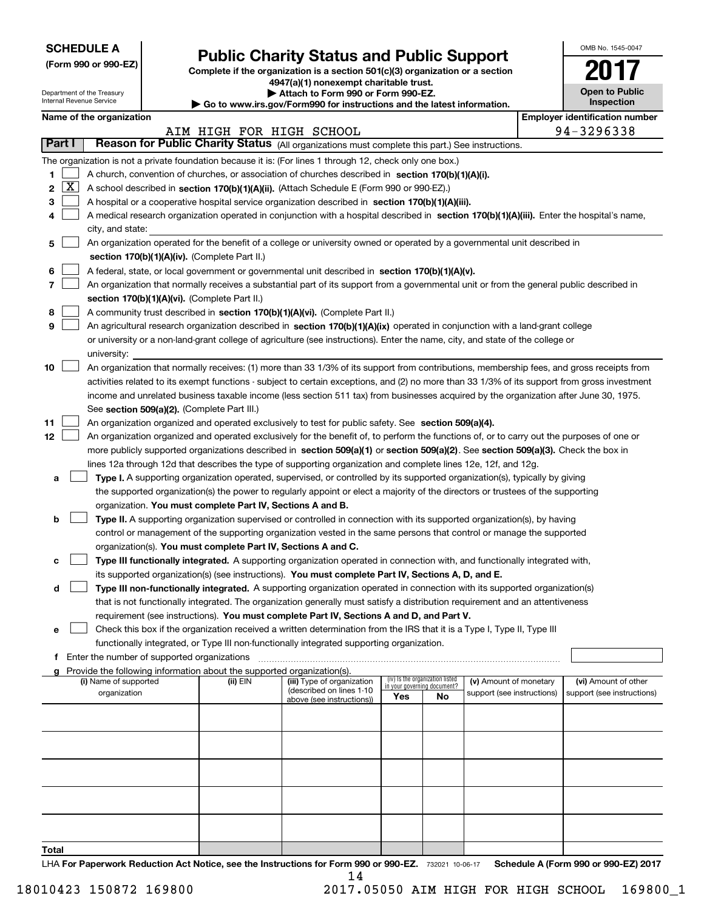**SCHEDULE A**
**(Form 990 or 990-EZ)**

Department of the Treasury
Internal Revenue Service

# Public Charity Status and Public Support

**Complete if the organization is a section 501(c)(3) organization or a section 4947(a)(1) nonexempt charitable trust.**
**▶ Attach to Form 990 or Form 990-EZ.**
**▶ Go to www.irs.gov/Form990 for instructions and the latest information.**

OMB No. 1545-0047

**2017**

**Open to Public Inspection**

**Name of the organization:** AIM HIGH FOR HIGH SCHOOL

**Employer identification number:** 94-3296338

## Part I — Reason for Public Charity Status (All organizations must complete this part.) See instructions.

The organization is not a private foundation because it is: (For lines 1 through 12, check only one box.)

1. [ ] A church, convention of churches, or association of churches described in **section 170(b)(1)(A)(i).**
2. [X] A school described in **section 170(b)(1)(A)(ii).** (Attach Schedule E (Form 990 or 990-EZ).)
3. [ ] A hospital or a cooperative hospital service organization described in **section 170(b)(1)(A)(iii).**
4. [ ] A medical research organization operated in conjunction with a hospital described in **section 170(b)(1)(A)(iii).** Enter the hospital's name, city, and state:
5. [ ] An organization operated for the benefit of a college or university owned or operated by a governmental unit described in **section 170(b)(1)(A)(iv).** (Complete Part II.)
6. [ ] A federal, state, or local government or governmental unit described in **section 170(b)(1)(A)(v).**
7. [ ] An organization that normally receives a substantial part of its support from a governmental unit or from the general public described in **section 170(b)(1)(A)(vi).** (Complete Part II.)
8. [ ] A community trust described in **section 170(b)(1)(A)(vi).** (Complete Part II.)
9. [ ] An agricultural research organization described in **section 170(b)(1)(A)(ix)** operated in conjunction with a land-grant college or university or a non-land-grant college of agriculture (see instructions). Enter the name, city, and state of the college or university:
10. [ ] An organization that normally receives: (1) more than 33 1/3% of its support from contributions, membership fees, and gross receipts from activities related to its exempt functions - subject to certain exceptions, and (2) no more than 33 1/3% of its support from gross investment income and unrelated business taxable income (less section 511 tax) from businesses acquired by the organization after June 30, 1975. See **section 509(a)(2).** (Complete Part III.)
11. [ ] An organization organized and operated exclusively to test for public safety. See **section 509(a)(4).**
12. [ ] An organization organized and operated exclusively for the benefit of, to perform the functions of, or to carry out the purposes of one or more publicly supported organizations described in **section 509(a)(1)** or **section 509(a)(2)**. See **section 509(a)(3).** Check the box in lines 12a through 12d that describes the type of supporting organization and complete lines 12e, 12f, and 12g.
   - **a** [ ] **Type I.** A supporting organization operated, supervised, or controlled by its supported organization(s), typically by giving the supported organization(s) the power to regularly appoint or elect a majority of the directors or trustees of the supporting organization. **You must complete Part IV, Sections A and B.**
   - **b** [ ] **Type II.** A supporting organization supervised or controlled in connection with its supported organization(s), by having control or management of the supporting organization vested in the same persons that control or manage the supported organization(s). **You must complete Part IV, Sections A and C.**
   - **c** [ ] **Type III functionally integrated.** A supporting organization operated in connection with, and functionally integrated with, its supported organization(s) (see instructions). **You must complete Part IV, Sections A, D, and E.**
   - **d** [ ] **Type III non-functionally integrated.** A supporting organization operated in connection with its supported organization(s) that is not functionally integrated. The organization generally must satisfy a distribution requirement and an attentiveness requirement (see instructions). **You must complete Part IV, Sections A and D, and Part V.**
   - **e** [ ] Check this box if the organization received a written determination from the IRS that it is a Type I, Type II, Type III functionally integrated, or Type III non-functionally integrated supporting organization.
   - **f** Enter the number of supported organizations
   - **g** Provide the following information about the supported organization(s).

| (i) Name of supported organization | (ii) EIN | (iii) Type of organization (described on lines 1-10 above (see instructions)) | (iv) Is the organization listed in your governing document? Yes | No | (v) Amount of monetary support (see instructions) | (vi) Amount of other support (see instructions) |
|---|---|---|---|---|---|---|
| | | | | | | |
| | | | | | | |
| | | | | | | |
| | | | | | | |
| | | | | | | |
| **Total** | | | | | | |

LHA **For Paperwork Reduction Act Notice, see the Instructions for Form 990 or 990-EZ.** 732021 10-06-17 **Schedule A (Form 990 or 990-EZ) 2017**

18010423 150872 169800 2017.05050 AIM HIGH FOR HIGH SCHOOL 169800_1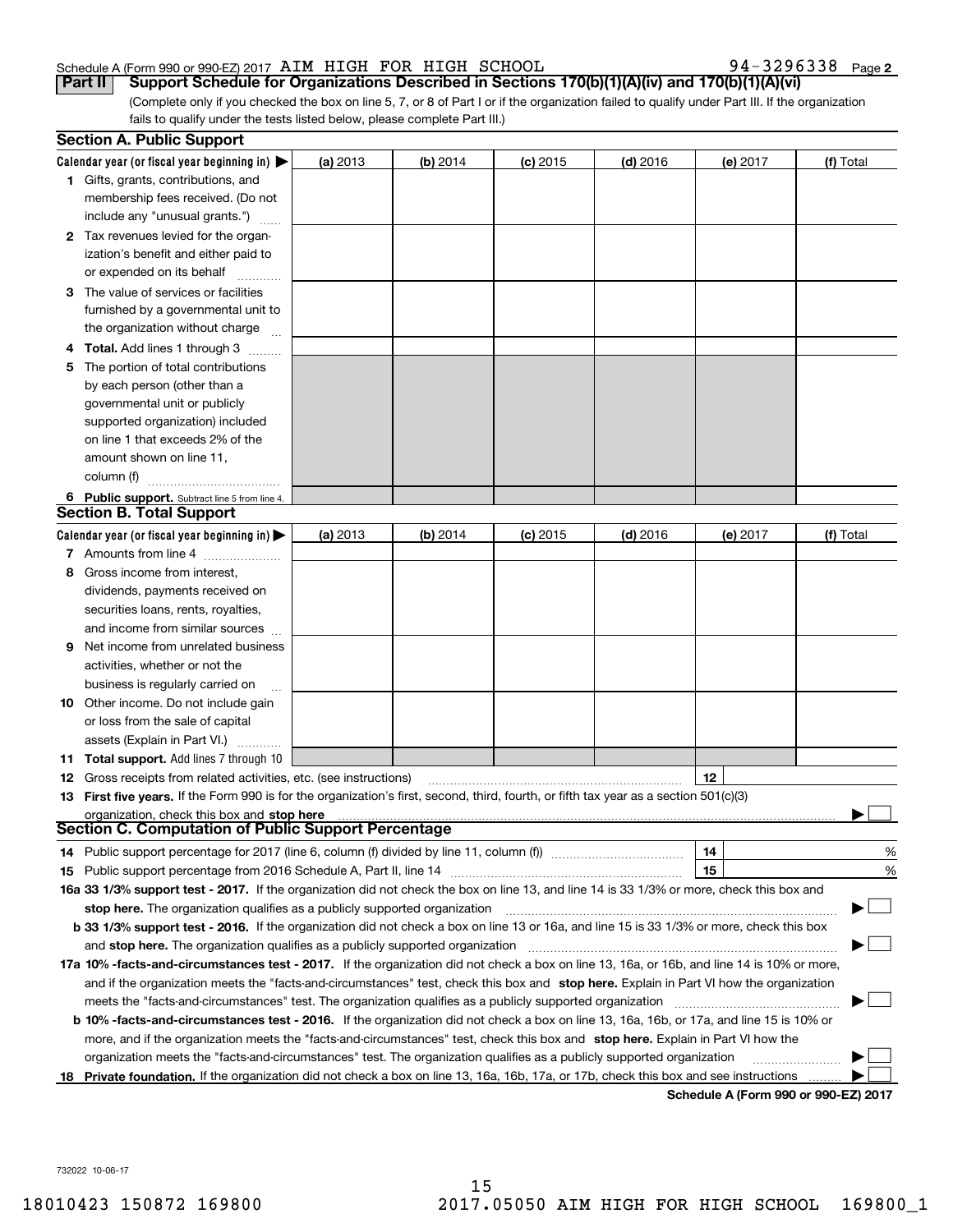Schedule A (Form 990 or 990-EZ) 2017 AIM HIGH FOR HIGH SCHOOL 94-3296338 Page 2

**Part II Support Schedule for Organizations Described in Sections 170(b)(1)(A)(iv) and 170(b)(1)(A)(vi)**

(Complete only if you checked the box on line 5, 7, or 8 of Part I or if the organization failed to qualify under Part III. If the organization fails to qualify under the tests listed below, please complete Part III.)

## Section A. Public Support

| Calendar year (or fiscal year beginning in) ▶ | (a) 2013 | (b) 2014 | (c) 2015 | (d) 2016 | (e) 2017 | (f) Total |
|---|---|---|---|---|---|---|
| 1 Gifts, grants, contributions, and membership fees received. (Do not include any "unusual grants.") | | | | | | |
| 2 Tax revenues levied for the organization's benefit and either paid to or expended on its behalf | | | | | | |
| 3 The value of services or facilities furnished by a governmental unit to the organization without charge | | | | | | |
| 4 **Total.** Add lines 1 through 3 | | | | | | |
| 5 The portion of total contributions by each person (other than a governmental unit or publicly supported organization) included on line 1 that exceeds 2% of the amount shown on line 11, column (f) | | | | | | |
| 6 **Public support.** Subtract line 5 from line 4. | | | | | | |

## Section B. Total Support

| Calendar year (or fiscal year beginning in) ▶ | (a) 2013 | (b) 2014 | (c) 2015 | (d) 2016 | (e) 2017 | (f) Total |
|---|---|---|---|---|---|---|
| 7 Amounts from line 4 | | | | | | |
| 8 Gross income from interest, dividends, payments received on securities loans, rents, royalties, and income from similar sources | | | | | | |
| 9 Net income from unrelated business activities, whether or not the business is regularly carried on | | | | | | |
| 10 Other income. Do not include gain or loss from the sale of capital assets (Explain in Part VI.) | | | | | | |
| 11 **Total support.** Add lines 7 through 10 | | | | | | |

12 Gross receipts from related activities, etc. (see instructions) | 12 |

13 **First five years.** If the Form 990 is for the organization's first, second, third, fourth, or fifth tax year as a section 501(c)(3) organization, check this box and **stop here** ▶ ☐

## Section C. Computation of Public Support Percentage

14 Public support percentage for 2017 (line 6, column (f) divided by line 11, column (f)) | 14 | %

15 Public support percentage from 2016 Schedule A, Part II, line 14 | 15 | %

**16a 33 1/3% support test - 2017.** If the organization did not check the box on line 13, and line 14 is 33 1/3% or more, check this box and **stop here.** The organization qualifies as a publicly supported organization ▶ ☐

**b 33 1/3% support test - 2016.** If the organization did not check a box on line 13 or 16a, and line 15 is 33 1/3% or more, check this box and **stop here.** The organization qualifies as a publicly supported organization ▶ ☐

**17a 10% -facts-and-circumstances test - 2017.** If the organization did not check a box on line 13, 16a, or 16b, and line 14 is 10% or more, and if the organization meets the "facts-and-circumstances" test, check this box and **stop here.** Explain in Part VI how the organization meets the "facts-and-circumstances" test. The organization qualifies as a publicly supported organization ▶ ☐

**b 10% -facts-and-circumstances test - 2016.** If the organization did not check a box on line 13, 16a, 16b, or 17a, and line 15 is 10% or more, and if the organization meets the "facts-and-circumstances" test, check this box and **stop here.** Explain in Part VI how the organization meets the "facts-and-circumstances" test. The organization qualifies as a publicly supported organization ▶ ☐

**18 Private foundation.** If the organization did not check a box on line 13, 16a, 16b, 17a, or 17b, check this box and see instructions ▶ ☐

**Schedule A (Form 990 or 990-EZ) 2017**

732022 10-06-17

18010423 150872 169800 2017.05050 AIM HIGH FOR HIGH SCHOOL 169800_1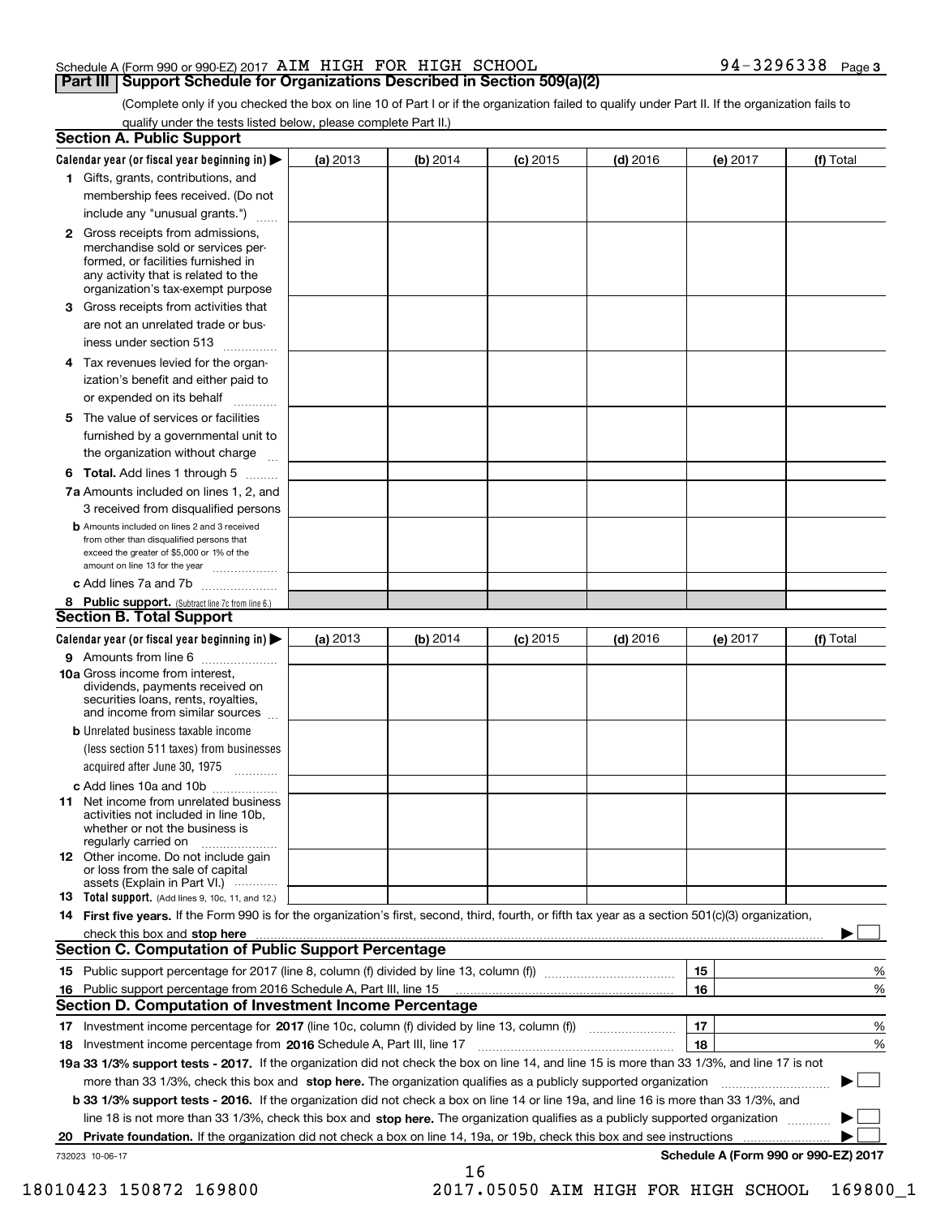Schedule A (Form 990 or 990-EZ) 2017 AIM HIGH FOR HIGH SCHOOL 94-3296338 Page 3

## Part III Support Schedule for Organizations Described in Section 509(a)(2)

(Complete only if you checked the box on line 10 of Part I or if the organization failed to qualify under Part II. If the organization fails to qualify under the tests listed below, please complete Part II.)

### Section A. Public Support

| Calendar year (or fiscal year beginning in) ▶ | (a) 2013 | (b) 2014 | (c) 2015 | (d) 2016 | (e) 2017 | (f) Total |
|---|---|---|---|---|---|---|
| 1 Gifts, grants, contributions, and membership fees received. (Do not include any "unusual grants.") | | | | | | |
| 2 Gross receipts from admissions, merchandise sold or services performed, or facilities furnished in any activity that is related to the organization's tax-exempt purpose | | | | | | |
| 3 Gross receipts from activities that are not an unrelated trade or business under section 513 | | | | | | |
| 4 Tax revenues levied for the organization's benefit and either paid to or expended on its behalf | | | | | | |
| 5 The value of services or facilities furnished by a governmental unit to the organization without charge | | | | | | |
| 6 Total. Add lines 1 through 5 | | | | | | |
| 7a Amounts included on lines 1, 2, and 3 received from disqualified persons | | | | | | |
| b Amounts included on lines 2 and 3 received from other than disqualified persons that exceed the greater of $5,000 or 1% of the amount on line 13 for the year | | | | | | |
| c Add lines 7a and 7b | | | | | | |
| 8 Public support. (Subtract line 7c from line 6.) | | | | | | |

### Section B. Total Support

| Calendar year (or fiscal year beginning in) ▶ | (a) 2013 | (b) 2014 | (c) 2015 | (d) 2016 | (e) 2017 | (f) Total |
|---|---|---|---|---|---|---|
| 9 Amounts from line 6 | | | | | | |
| 10a Gross income from interest, dividends, payments received on securities loans, rents, royalties, and income from similar sources | | | | | | |
| b Unrelated business taxable income (less section 511 taxes) from businesses acquired after June 30, 1975 | | | | | | |
| c Add lines 10a and 10b | | | | | | |
| 11 Net income from unrelated business activities not included in line 10b, whether or not the business is regularly carried on | | | | | | |
| 12 Other income. Do not include gain or loss from the sale of capital assets (Explain in Part VI.) | | | | | | |
| 13 Total support. (Add lines 9, 10c, 11, and 12.) | | | | | | |

14 First five years. If the Form 990 is for the organization's first, second, third, fourth, or fifth tax year as a section 501(c)(3) organization, check this box and stop here ▶ ☐

### Section C. Computation of Public Support Percentage

| | | | |
|---|---|---|---|
| 15 Public support percentage for 2017 (line 8, column (f) divided by line 13, column (f)) | 15 | | % |
| 16 Public support percentage from 2016 Schedule A, Part III, line 15 | 16 | | % |

### Section D. Computation of Investment Income Percentage

| | | | |
|---|---|---|---|
| 17 Investment income percentage for 2017 (line 10c, column (f) divided by line 13, column (f)) | 17 | | % |
| 18 Investment income percentage from 2016 Schedule A, Part III, line 17 | 18 | | % |

19a 33 1/3% support tests - 2017. If the organization did not check the box on line 14, and line 15 is more than 33 1/3%, and line 17 is not more than 33 1/3%, check this box and stop here. The organization qualifies as a publicly supported organization ▶ ☐

b 33 1/3% support tests - 2016. If the organization did not check a box on line 14 or line 19a, and line 16 is more than 33 1/3%, and line 18 is not more than 33 1/3%, check this box and stop here. The organization qualifies as a publicly supported organization ▶ ☐

20 Private foundation. If the organization did not check a box on line 14, 19a, or 19b, check this box and see instructions ▶ ☐

732023 10-06-17 Schedule A (Form 990 or 990-EZ) 2017

18010423 150872 169800 2017.05050 AIM HIGH FOR HIGH SCHOOL 169800_1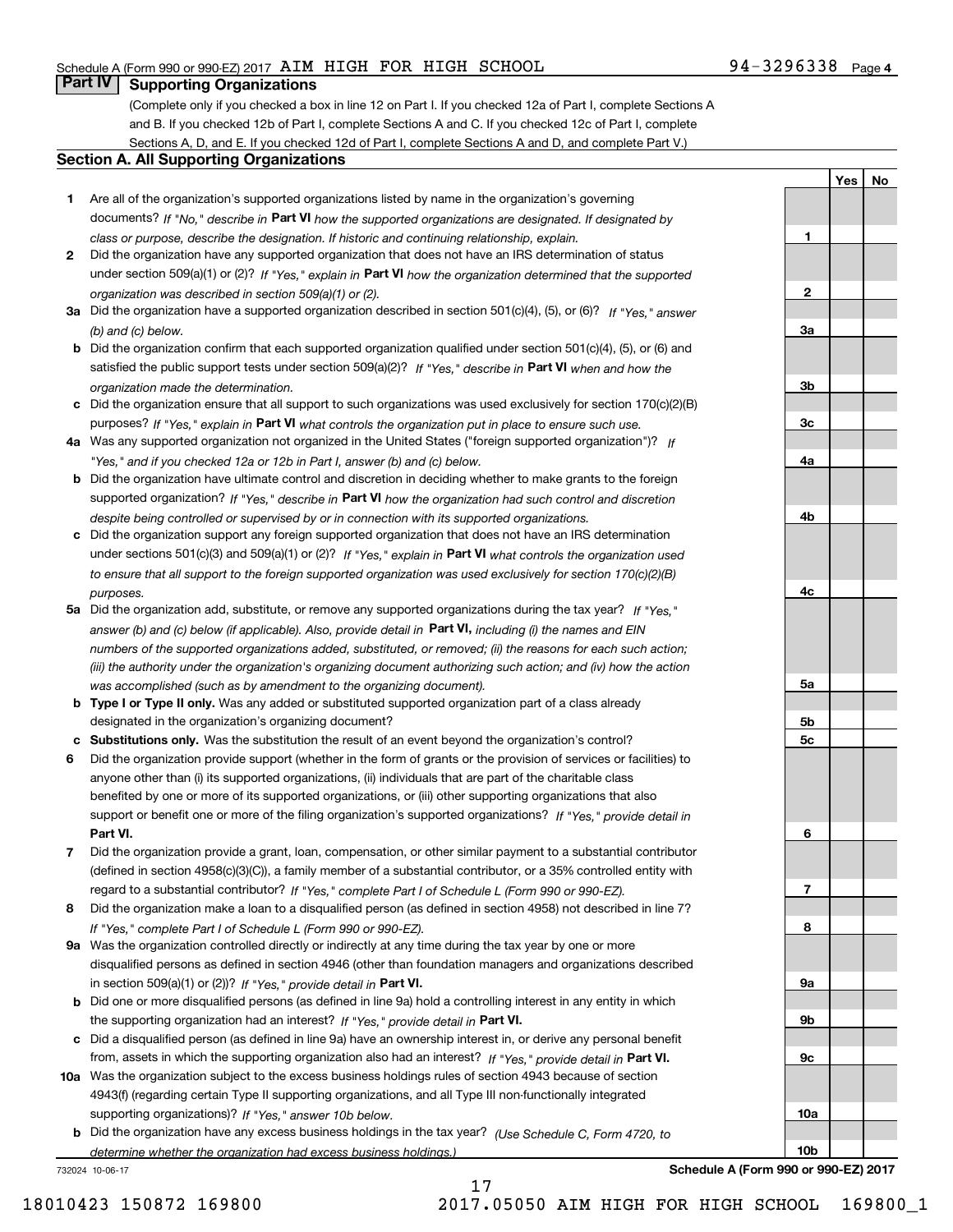Schedule A (Form 990 or 990-EZ) 2017 AIM HIGH FOR HIGH SCHOOL 94-3296338 Page 4

## Part IV Supporting Organizations

(Complete only if you checked a box in line 12 on Part I. If you checked 12a of Part I, complete Sections A and B. If you checked 12b of Part I, complete Sections A and C. If you checked 12c of Part I, complete Sections A, D, and E. If you checked 12d of Part I, complete Sections A and D, and complete Part V.)

### Section A. All Supporting Organizations

| | | Line | Yes | No |
|---|---|---|---|---|
| **1** | Are all of the organization's supported organizations listed by name in the organization's governing documents? *If "No," describe in* **Part VI** *how the supported organizations are designated. If designated by class or purpose, describe the designation. If historic and continuing relationship, explain.* | 1 | | |
| **2** | Did the organization have any supported organization that does not have an IRS determination of status under section 509(a)(1) or (2)? *If "Yes," explain in* **Part VI** *how the organization determined that the supported organization was described in section 509(a)(1) or (2).* | 2 | | |
| **3a** | Did the organization have a supported organization described in section 501(c)(4), (5), or (6)? *If "Yes," answer (b) and (c) below.* | 3a | | |
| **b** | Did the organization confirm that each supported organization qualified under section 501(c)(4), (5), or (6) and satisfied the public support tests under section 509(a)(2)? *If "Yes," describe in* **Part VI** *when and how the organization made the determination.* | 3b | | |
| **c** | Did the organization ensure that all support to such organizations was used exclusively for section 170(c)(2)(B) purposes? *If "Yes," explain in* **Part VI** *what controls the organization put in place to ensure such use.* | 3c | | |
| **4a** | Was any supported organization not organized in the United States ("foreign supported organization")? *If "Yes," and if you checked 12a or 12b in Part I, answer (b) and (c) below.* | 4a | | |
| **b** | Did the organization have ultimate control and discretion in deciding whether to make grants to the foreign supported organization? *If "Yes," describe in* **Part VI** *how the organization had such control and discretion despite being controlled or supervised by or in connection with its supported organizations.* | 4b | | |
| **c** | Did the organization support any foreign supported organization that does not have an IRS determination under sections 501(c)(3) and 509(a)(1) or (2)? *If "Yes," explain in* **Part VI** *what controls the organization used to ensure that all support to the foreign supported organization was used exclusively for section 170(c)(2)(B) purposes.* | 4c | | |
| **5a** | Did the organization add, substitute, or remove any supported organizations during the tax year? *If "Yes," answer (b) and (c) below (if applicable). Also, provide detail in* **Part VI,** *including (i) the names and EIN numbers of the supported organizations added, substituted, or removed; (ii) the reasons for each such action; (iii) the authority under the organization's organizing document authorizing such action; and (iv) how the action was accomplished (such as by amendment to the organizing document).* | 5a | | |
| **b** | **Type I or Type II only.** Was any added or substituted supported organization part of a class already designated in the organization's organizing document? | 5b | | |
| **c** | **Substitutions only.** Was the substitution the result of an event beyond the organization's control? | 5c | | |
| **6** | Did the organization provide support (whether in the form of grants or the provision of services or facilities) to anyone other than (i) its supported organizations, (ii) individuals that are part of the charitable class benefited by one or more of its supported organizations, or (iii) other supporting organizations that also support or benefit one or more of the filing organization's supported organizations? *If "Yes," provide detail in* **Part VI.** | 6 | | |
| **7** | Did the organization provide a grant, loan, compensation, or other similar payment to a substantial contributor (defined in section 4958(c)(3)(C)), a family member of a substantial contributor, or a 35% controlled entity with regard to a substantial contributor? *If "Yes," complete Part I of Schedule L (Form 990 or 990-EZ).* | 7 | | |
| **8** | Did the organization make a loan to a disqualified person (as defined in section 4958) not described in line 7? *If "Yes," complete Part I of Schedule L (Form 990 or 990-EZ).* | 8 | | |
| **9a** | Was the organization controlled directly or indirectly at any time during the tax year by one or more disqualified persons as defined in section 4946 (other than foundation managers and organizations described in section 509(a)(1) or (2))? *If "Yes," provide detail in* **Part VI.** | 9a | | |
| **b** | Did one or more disqualified persons (as defined in line 9a) hold a controlling interest in any entity in which the supporting organization had an interest? *If "Yes," provide detail in* **Part VI.** | 9b | | |
| **c** | Did a disqualified person (as defined in line 9a) have an ownership interest in, or derive any personal benefit from, assets in which the supporting organization also had an interest? *If "Yes," provide detail in* **Part VI.** | 9c | | |
| **10a** | Was the organization subject to the excess business holdings rules of section 4943 because of section 4943(f) (regarding certain Type II supporting organizations, and all Type III non-functionally integrated supporting organizations)? *If "Yes," answer 10b below.* | 10a | | |
| **b** | Did the organization have any excess business holdings in the tax year? *(Use Schedule C, Form 4720, to determine whether the organization had excess business holdings.)* | 10b | | |

732024 10-06-17 **Schedule A (Form 990 or 990-EZ) 2017**

18010423 150872 169800 2017.05050 AIM HIGH FOR HIGH SCHOOL 169800_1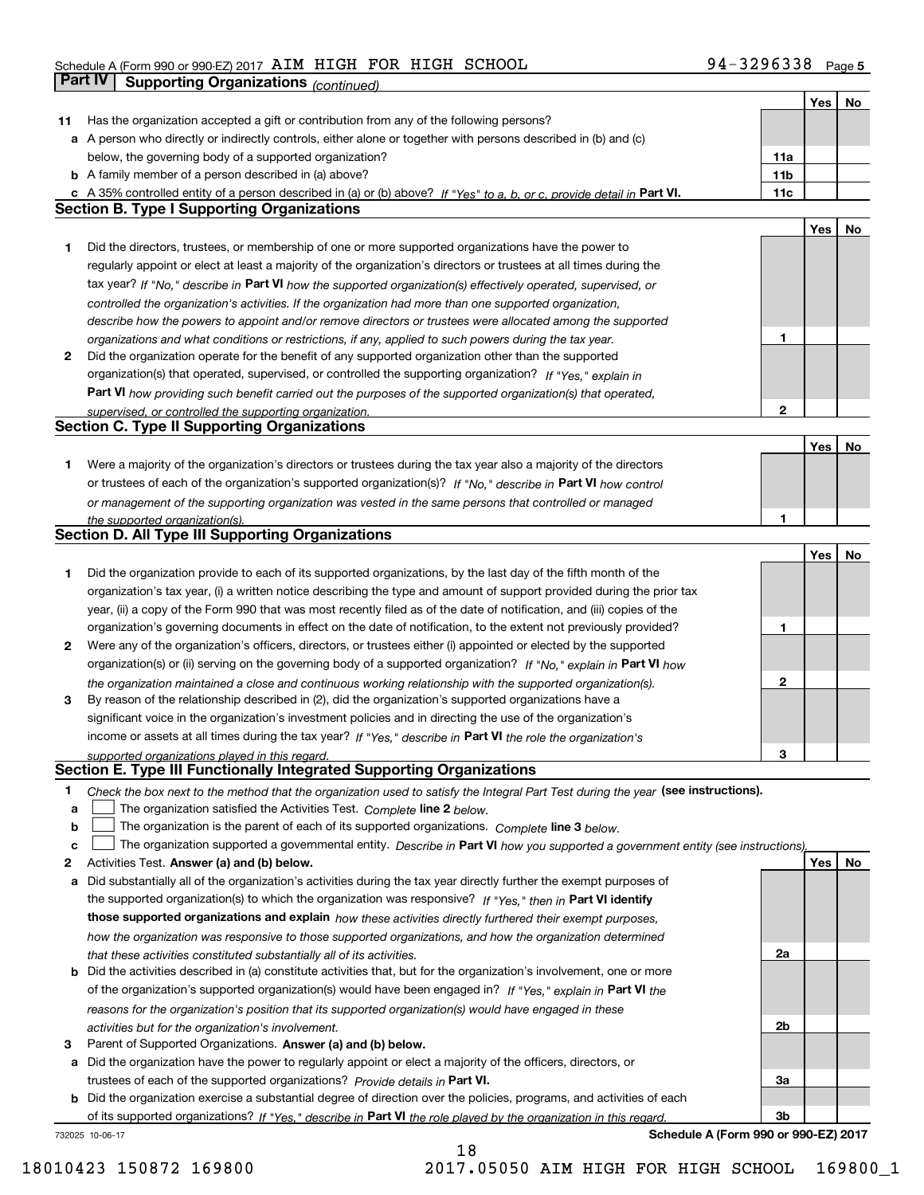Schedule A (Form 990 or 990-EZ) 2017 AIM HIGH FOR HIGH SCHOOL 94-3296338 Page 5

**Part IV | Supporting Organizations** *(continued)*

| | | | Yes | No |
|---|---|---|---|---|
| **11** | Has the organization accepted a gift or contribution from any of the following persons? | | | |
| **a** | A person who directly or indirectly controls, either alone or together with persons described in (b) and (c) below, the governing body of a supported organization? | 11a | | |
| **b** | A family member of a person described in (a) above? | 11b | | |
| **c** | A 35% controlled entity of a person described in (a) or (b) above? *If "Yes" to a, b, or c, provide detail in* **Part VI.** | 11c | | |

## Section B. Type I Supporting Organizations

| | | | Yes | No |
|---|---|---|---|---|
| **1** | Did the directors, trustees, or membership of one or more supported organizations have the power to regularly appoint or elect at least a majority of the organization's directors or trustees at all times during the tax year? *If "No," describe in* **Part VI** *how the supported organization(s) effectively operated, supervised, or controlled the organization's activities. If the organization had more than one supported organization, describe how the powers to appoint and/or remove directors or trustees were allocated among the supported organizations and what conditions or restrictions, if any, applied to such powers during the tax year.* | 1 | | |
| **2** | Did the organization operate for the benefit of any supported organization other than the supported organization(s) that operated, supervised, or controlled the supporting organization? *If "Yes," explain in* **Part VI** *how providing such benefit carried out the purposes of the supported organization(s) that operated, supervised, or controlled the supporting organization.* | 2 | | |

## Section C. Type II Supporting Organizations

| | | | Yes | No |
|---|---|---|---|---|
| **1** | Were a majority of the organization's directors or trustees during the tax year also a majority of the directors or trustees of each of the organization's supported organization(s)? *If "No," describe in* **Part VI** *how control or management of the supporting organization was vested in the same persons that controlled or managed the supported organization(s).* | 1 | | |

## Section D. All Type III Supporting Organizations

| | | | Yes | No |
|---|---|---|---|---|
| **1** | Did the organization provide to each of its supported organizations, by the last day of the fifth month of the organization's tax year, (i) a written notice describing the type and amount of support provided during the prior tax year, (ii) a copy of the Form 990 that was most recently filed as of the date of notification, and (iii) copies of the organization's governing documents in effect on the date of notification, to the extent not previously provided? | 1 | | |
| **2** | Were any of the organization's officers, directors, or trustees either (i) appointed or elected by the supported organization(s) or (ii) serving on the governing body of a supported organization? *If "No," explain in* **Part VI** *how the organization maintained a close and continuous working relationship with the supported organization(s).* | 2 | | |
| **3** | By reason of the relationship described in (2), did the organization's supported organizations have a significant voice in the organization's investment policies and in directing the use of the organization's income or assets at all times during the tax year? *If "Yes," describe in* **Part VI** *the role the organization's supported organizations played in this regard.* | 3 | | |

## Section E. Type III Functionally Integrated Supporting Organizations

**1** *Check the box next to the method that the organization used to satisfy the Integral Part Test during the year* **(see instructions).**

**a** ☐ The organization satisfied the Activities Test. *Complete* **line 2** *below.*

**b** ☐ The organization is the parent of each of its supported organizations. *Complete* **line 3** *below.*

**c** ☐ The organization supported a governmental entity. *Describe in* **Part VI** *how you supported a government entity (see instructions).*

| | | | Yes | No |
|---|---|---|---|---|
| **2** | Activities Test. **Answer (a) and (b) below.** | | | |
| **a** | Did substantially all of the organization's activities during the tax year directly further the exempt purposes of the supported organization(s) to which the organization was responsive? *If "Yes," then in* **Part VI identify those supported organizations and explain** *how these activities directly furthered their exempt purposes, how the organization was responsive to those supported organizations, and how the organization determined that these activities constituted substantially all of its activities.* | 2a | | |
| **b** | Did the activities described in (a) constitute activities that, but for the organization's involvement, one or more of the organization's supported organization(s) would have been engaged in? *If "Yes," explain in* **Part VI** *the reasons for the organization's position that its supported organization(s) would have engaged in these activities but for the organization's involvement.* | 2b | | |
| **3** | Parent of Supported Organizations. **Answer (a) and (b) below.** | | | |
| **a** | Did the organization have the power to regularly appoint or elect a majority of the officers, directors, or trustees of each of the supported organizations? *Provide details in* **Part VI.** | 3a | | |
| **b** | Did the organization exercise a substantial degree of direction over the policies, programs, and activities of each of its supported organizations? *If "Yes," describe in* **Part VI** *the role played by the organization in this regard.* | 3b | | |

732025 10-06-17 **Schedule A (Form 990 or 990-EZ) 2017**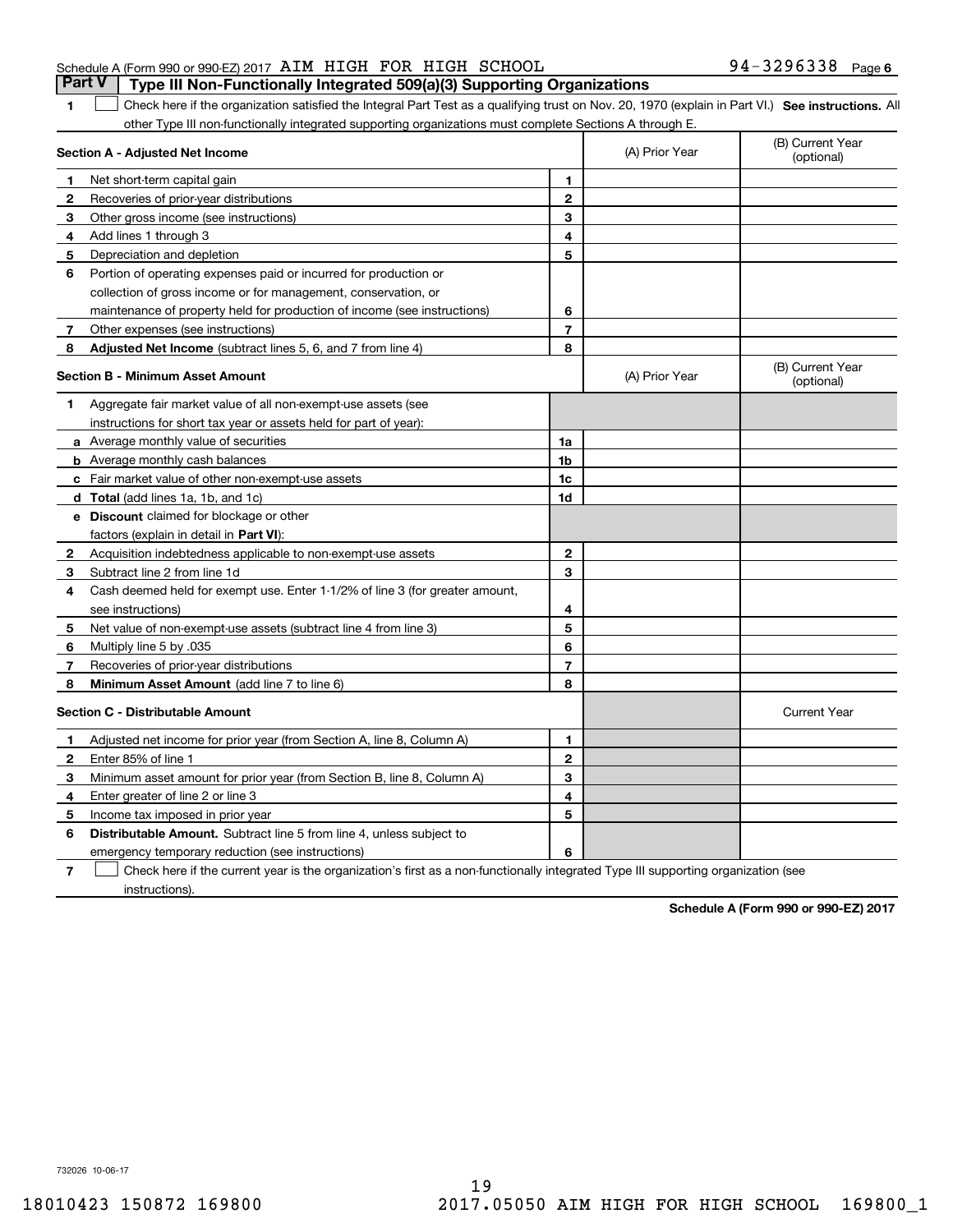Schedule A (Form 990 or 990-EZ) 2017 AIM HIGH FOR HIGH SCHOOL 94-3296338 Page 6

**Part V Type III Non-Functionally Integrated 509(a)(3) Supporting Organizations**

1 ☐ Check here if the organization satisfied the Integral Part Test as a qualifying trust on Nov. 20, 1970 (explain in Part VI.) **See instructions.** All other Type III non-functionally integrated supporting organizations must complete Sections A through E.

| **Section A - Adjusted Net Income** | | | (A) Prior Year | (B) Current Year (optional) |
|---|---|---|---|---|
| 1 | Net short-term capital gain | 1 | | |
| 2 | Recoveries of prior-year distributions | 2 | | |
| 3 | Other gross income (see instructions) | 3 | | |
| 4 | Add lines 1 through 3 | 4 | | |
| 5 | Depreciation and depletion | 5 | | |
| 6 | Portion of operating expenses paid or incurred for production or collection of gross income or for management, conservation, or maintenance of property held for production of income (see instructions) | 6 | | |
| 7 | Other expenses (see instructions) | 7 | | |
| 8 | **Adjusted Net Income** (subtract lines 5, 6, and 7 from line 4) | 8 | | |

| **Section B - Minimum Asset Amount** | | | (A) Prior Year | (B) Current Year (optional) |
|---|---|---|---|---|
| 1 | Aggregate fair market value of all non-exempt-use assets (see instructions for short tax year or assets held for part of year): | | | |
| a | Average monthly value of securities | 1a | | |
| b | Average monthly cash balances | 1b | | |
| c | Fair market value of other non-exempt-use assets | 1c | | |
| d | **Total** (add lines 1a, 1b, and 1c) | 1d | | |
| e | **Discount** claimed for blockage or other factors (explain in detail in **Part VI**): | | | |
| 2 | Acquisition indebtedness applicable to non-exempt-use assets | 2 | | |
| 3 | Subtract line 2 from line 1d | 3 | | |
| 4 | Cash deemed held for exempt use. Enter 1-1/2% of line 3 (for greater amount, see instructions) | 4 | | |
| 5 | Net value of non-exempt-use assets (subtract line 4 from line 3) | 5 | | |
| 6 | Multiply line 5 by .035 | 6 | | |
| 7 | Recoveries of prior-year distributions | 7 | | |
| 8 | **Minimum Asset Amount** (add line 7 to line 6) | 8 | | |

| **Section C - Distributable Amount** | | | | Current Year |
|---|---|---|---|---|
| 1 | Adjusted net income for prior year (from Section A, line 8, Column A) | 1 | | |
| 2 | Enter 85% of line 1 | 2 | | |
| 3 | Minimum asset amount for prior year (from Section B, line 8, Column A) | 3 | | |
| 4 | Enter greater of line 2 or line 3 | 4 | | |
| 5 | Income tax imposed in prior year | 5 | | |
| 6 | **Distributable Amount.** Subtract line 5 from line 4, unless subject to emergency temporary reduction (see instructions) | 6 | | |

7 ☐ Check here if the current year is the organization's first as a non-functionally integrated Type III supporting organization (see instructions).

**Schedule A (Form 990 or 990-EZ) 2017**

732026 10-06-17

18010423 150872 169800 2017.05050 AIM HIGH FOR HIGH SCHOOL 169800_1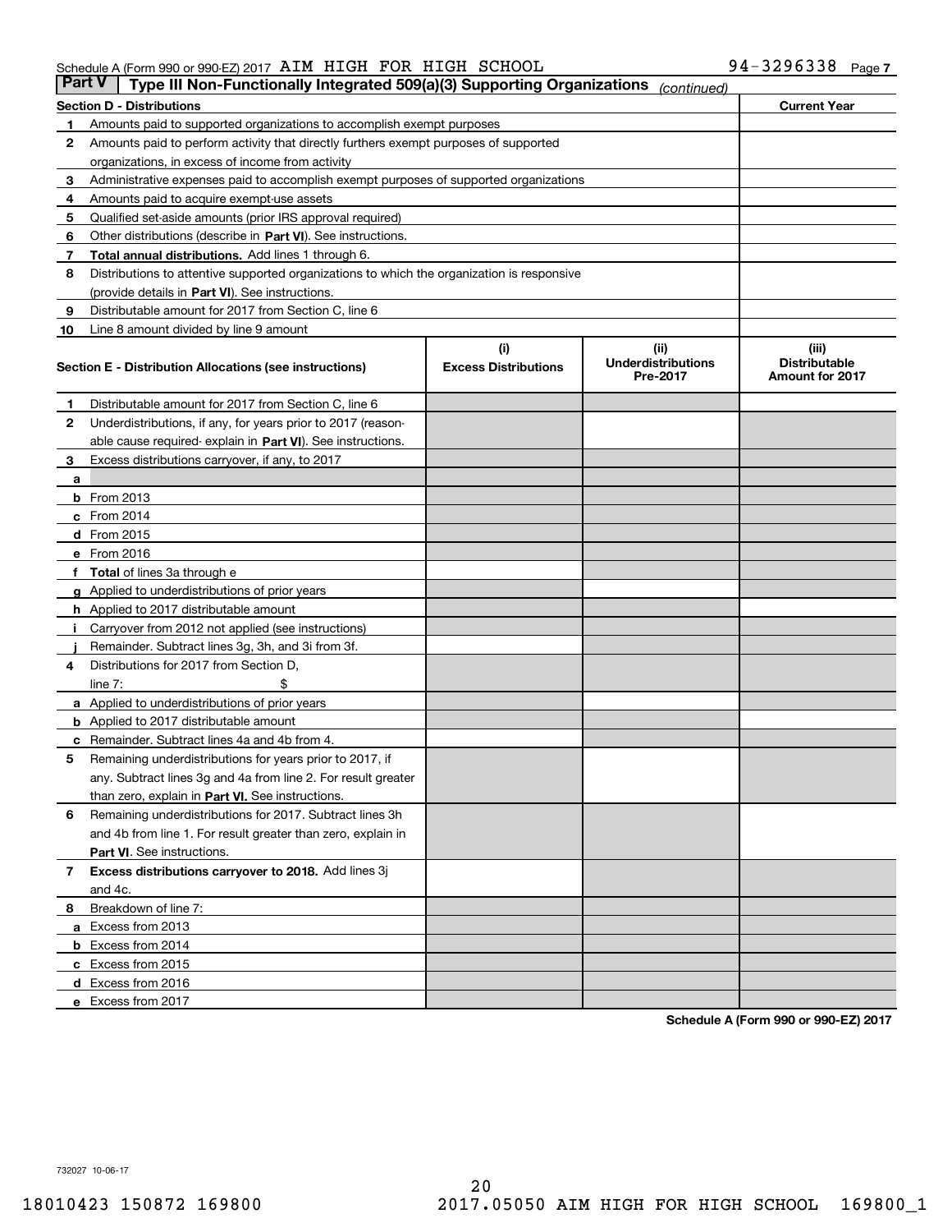Schedule A (Form 990 or 990-EZ) 2017 AIM HIGH FOR HIGH SCHOOL 94-3296338 Page 7

**Part V | Type III Non-Functionally Integrated 509(a)(3) Supporting Organizations** *(continued)*

| Section D - Distributions | | Current Year |
|---|---|---|
| 1 | Amounts paid to supported organizations to accomplish exempt purposes | |
| 2 | Amounts paid to perform activity that directly furthers exempt purposes of supported organizations, in excess of income from activity | |
| 3 | Administrative expenses paid to accomplish exempt purposes of supported organizations | |
| 4 | Amounts paid to acquire exempt-use assets | |
| 5 | Qualified set-aside amounts (prior IRS approval required) | |
| 6 | Other distributions (describe in **Part VI**). See instructions. | |
| 7 | **Total annual distributions.** Add lines 1 through 6. | |
| 8 | Distributions to attentive supported organizations to which the organization is responsive (provide details in **Part VI**). See instructions. | |
| 9 | Distributable amount for 2017 from Section C, line 6 | |
| 10 | Line 8 amount divided by line 9 amount | |

| Section E - Distribution Allocations (see instructions) | | (i) Excess Distributions | (ii) Underdistributions Pre-2017 | (iii) Distributable Amount for 2017 |
|---|---|---|---|---|
| 1 | Distributable amount for 2017 from Section C, line 6 | | | |
| 2 | Underdistributions, if any, for years prior to 2017 (reasonable cause required- explain in **Part VI**). See instructions. | | | |
| 3 | Excess distributions carryover, if any, to 2017 | | | |
| a | | | | |
| b | From 2013 | | | |
| c | From 2014 | | | |
| d | From 2015 | | | |
| e | From 2016 | | | |
| f | **Total** of lines 3a through e | | | |
| g | Applied to underdistributions of prior years | | | |
| h | Applied to 2017 distributable amount | | | |
| i | Carryover from 2012 not applied (see instructions) | | | |
| j | Remainder. Subtract lines 3g, 3h, and 3i from 3f. | | | |
| 4 | Distributions for 2017 from Section D, line 7: $ | | | |
| a | Applied to underdistributions of prior years | | | |
| b | Applied to 2017 distributable amount | | | |
| c | Remainder. Subtract lines 4a and 4b from 4. | | | |
| 5 | Remaining underdistributions for years prior to 2017, if any. Subtract lines 3g and 4a from line 2. For result greater than zero, explain in **Part VI.** See instructions. | | | |
| 6 | Remaining underdistributions for 2017. Subtract lines 3h and 4b from line 1. For result greater than zero, explain in **Part VI**. See instructions. | | | |
| 7 | **Excess distributions carryover to 2018.** Add lines 3j and 4c. | | | |
| 8 | Breakdown of line 7: | | | |
| a | Excess from 2013 | | | |
| b | Excess from 2014 | | | |
| c | Excess from 2015 | | | |
| d | Excess from 2016 | | | |
| e | Excess from 2017 | | | |

**Schedule A (Form 990 or 990-EZ) 2017**

732027 10-06-17

18010423 150872 169800 2017.05050 AIM HIGH FOR HIGH SCHOOL 169800_1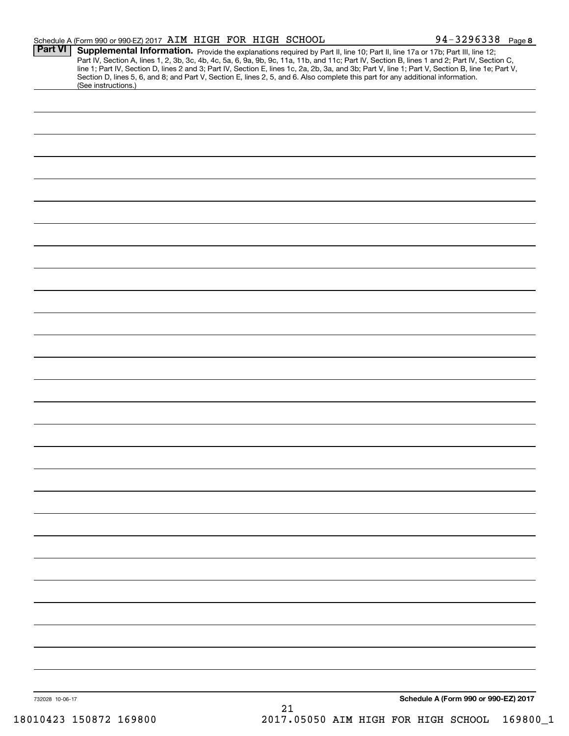Schedule A (Form 990 or 990-EZ) 2017 AIM HIGH FOR HIGH SCHOOL 94-3296338 Page 8

**Part VI** **Supplemental Information.** Provide the explanations required by Part II, line 10; Part II, line 17a or 17b; Part III, line 12; Part IV, Section A, lines 1, 2, 3b, 3c, 4b, 4c, 5a, 6, 9a, 9b, 9c, 11a, 11b, and 11c; Part IV, Section B, lines 1 and 2; Part IV, Section C, line 1; Part IV, Section D, lines 2 and 3; Part IV, Section E, lines 1c, 2a, 2b, 3a, and 3b; Part V, line 1; Part V, Section B, line 1e; Part V, Section D, lines 5, 6, and 8; and Part V, Section E, lines 2, 5, and 6. Also complete this part for any additional information. (See instructions.)

732028 10-06-17

**Schedule A (Form 990 or 990-EZ) 2017**

18010423 150872 169800 2017.05050 AIM HIGH FOR HIGH SCHOOL 169800_1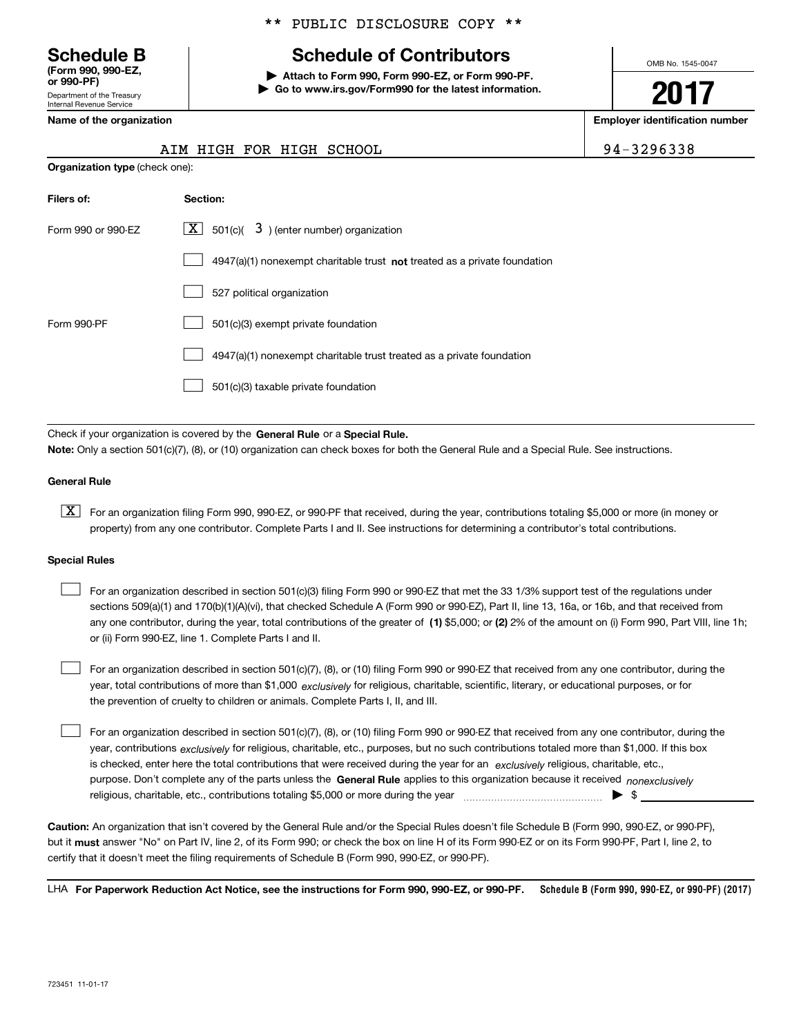** PUBLIC DISCLOSURE COPY **

# Schedule B
**(Form 990, 990-EZ, or 990-PF)**
Department of the Treasury
Internal Revenue Service

## Schedule of Contributors

▶ **Attach to Form 990, Form 990-EZ, or Form 990-PF.**
▶ **Go to www.irs.gov/Form990 for the latest information.**

OMB No. 1545-0047

**2017**

**Name of the organization**: AIM HIGH FOR HIGH SCHOOL

**Employer identification number**: 94-3296338

**Organization type** (check one):

| Filers of: | Section: |
|---|---|
| Form 990 or 990-EZ | [X] 501(c)( 3 ) (enter number) organization |
| | [ ] 4947(a)(1) nonexempt charitable trust **not** treated as a private foundation |
| | [ ] 527 political organization |
| Form 990-PF | [ ] 501(c)(3) exempt private foundation |
| | [ ] 4947(a)(1) nonexempt charitable trust treated as a private foundation |
| | [ ] 501(c)(3) taxable private foundation |

Check if your organization is covered by the **General Rule** or a **Special Rule.**

**Note:** Only a section 501(c)(7), (8), or (10) organization can check boxes for both the General Rule and a Special Rule. See instructions.

**General Rule**

[X] For an organization filing Form 990, 990-EZ, or 990-PF that received, during the year, contributions totaling $5,000 or more (in money or property) from any one contributor. Complete Parts I and II. See instructions for determining a contributor's total contributions.

**Special Rules**

[ ] For an organization described in section 501(c)(3) filing Form 990 or 990-EZ that met the 33 1/3% support test of the regulations under sections 509(a)(1) and 170(b)(1)(A)(vi), that checked Schedule A (Form 990 or 990-EZ), Part II, line 13, 16a, or 16b, and that received from any one contributor, during the year, total contributions of the greater of **(1)** $5,000; or **(2)** 2% of the amount on (i) Form 990, Part VIII, line 1h; or (ii) Form 990-EZ, line 1. Complete Parts I and II.

[ ] For an organization described in section 501(c)(7), (8), or (10) filing Form 990 or 990-EZ that received from any one contributor, during the year, total contributions of more than $1,000 *exclusively* for religious, charitable, scientific, literary, or educational purposes, or for the prevention of cruelty to children or animals. Complete Parts I, II, and III.

[ ] For an organization described in section 501(c)(7), (8), or (10) filing Form 990 or 990-EZ that received from any one contributor, during the year, contributions *exclusively* for religious, charitable, etc., purposes, but no such contributions totaled more than $1,000. If this box is checked, enter here the total contributions that were received during the year for an *exclusively* religious, charitable, etc., purpose. Don't complete any of the parts unless the **General Rule** applies to this organization because it received *nonexclusively* religious, charitable, etc., contributions totaling $5,000 or more during the year ▶ $

**Caution:** An organization that isn't covered by the General Rule and/or the Special Rules doesn't file Schedule B (Form 990, 990-EZ, or 990-PF), but it **must** answer "No" on Part IV, line 2, of its Form 990; or check the box on line H of its Form 990-EZ or on its Form 990-PF, Part I, line 2, to certify that it doesn't meet the filing requirements of Schedule B (Form 990, 990-EZ, or 990-PF).

LHA **For Paperwork Reduction Act Notice, see the instructions for Form 990, 990-EZ, or 990-PF.** **Schedule B (Form 990, 990-EZ, or 990-PF) (2017)**

723451 11-01-17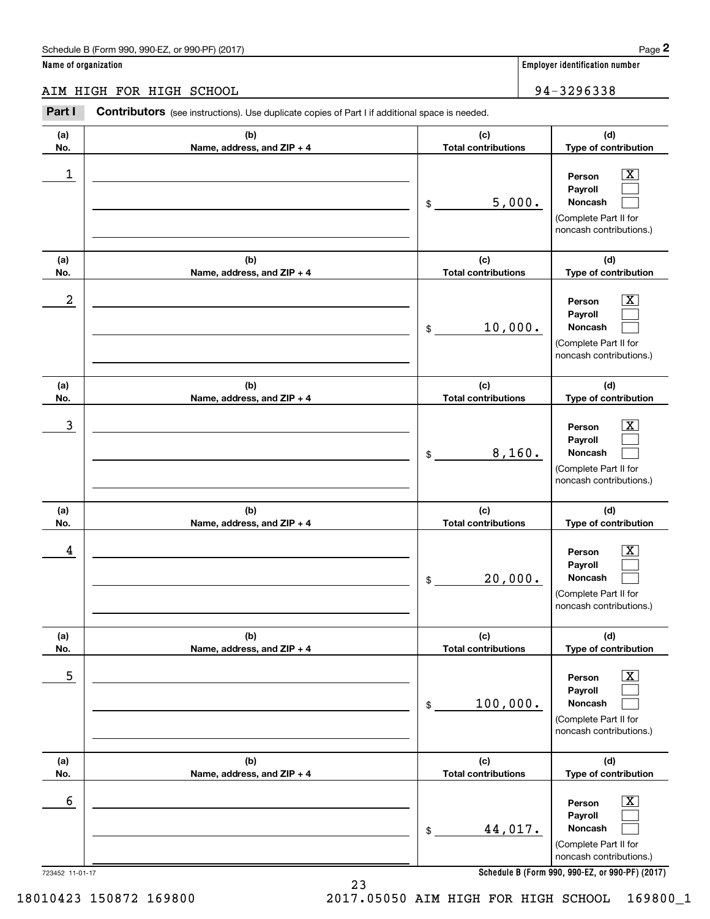Schedule B (Form 990, 990-EZ, or 990-PF) (2017) Page **2**

**Name of organization** AIM HIGH FOR HIGH SCHOOL

**Employer identification number** 94-3296338

**Part I** **Contributors** (see instructions). Use duplicate copies of Part I if additional space is needed.

| (a) No. | (b) Name, address, and ZIP + 4 | (c) Total contributions | (d) Type of contribution |
|---|---|---|---|
| 1 | | $ 5,000. | Person [X] Payroll [ ] Noncash [ ] (Complete Part II for noncash contributions.) |
| 2 | | $ 10,000. | Person [X] Payroll [ ] Noncash [ ] (Complete Part II for noncash contributions.) |
| 3 | | $ 8,160. | Person [X] Payroll [ ] Noncash [ ] (Complete Part II for noncash contributions.) |
| 4 | | $ 20,000. | Person [X] Payroll [ ] Noncash [ ] (Complete Part II for noncash contributions.) |
| 5 | | $ 100,000. | Person [X] Payroll [ ] Noncash [ ] (Complete Part II for noncash contributions.) |
| 6 | | $ 44,017. | Person [X] Payroll [ ] Noncash [ ] (Complete Part II for noncash contributions.) |

723452 11-01-17 **Schedule B (Form 990, 990-EZ, or 990-PF) (2017)**

18010423 150872 169800 2017.05050 AIM HIGH FOR HIGH SCHOOL 169800_1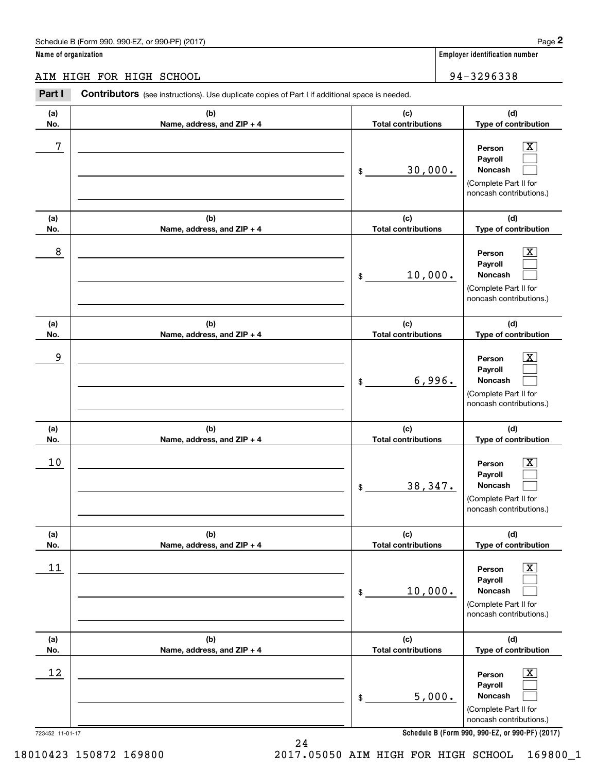Schedule B (Form 990, 990-EZ, or 990-PF) (2017) Page **2**

**Name of organization**

AIM HIGH FOR HIGH SCHOOL

**Employer identification number**

94-3296338

**Part I** **Contributors** (see instructions). Use duplicate copies of Part I if additional space is needed.

| (a) No. | (b) Name, address, and ZIP + 4 | (c) Total contributions | (d) Type of contribution |
|---|---|---|---|
| 7 | | $ 30,000. | Person [X] Payroll [ ] Noncash [ ] (Complete Part II for noncash contributions.) |
| 8 | | $ 10,000. | Person [X] Payroll [ ] Noncash [ ] (Complete Part II for noncash contributions.) |
| 9 | | $ 6,996. | Person [X] Payroll [ ] Noncash [ ] (Complete Part II for noncash contributions.) |
| 10 | | $ 38,347. | Person [X] Payroll [ ] Noncash [ ] (Complete Part II for noncash contributions.) |
| 11 | | $ 10,000. | Person [X] Payroll [ ] Noncash [ ] (Complete Part II for noncash contributions.) |
| 12 | | $ 5,000. | Person [X] Payroll [ ] Noncash [ ] (Complete Part II for noncash contributions.) |

723452 11-01-17

**Schedule B (Form 990, 990-EZ, or 990-PF) (2017)**

18010423 150872 169800 2017.05050 AIM HIGH FOR HIGH SCHOOL 169800_1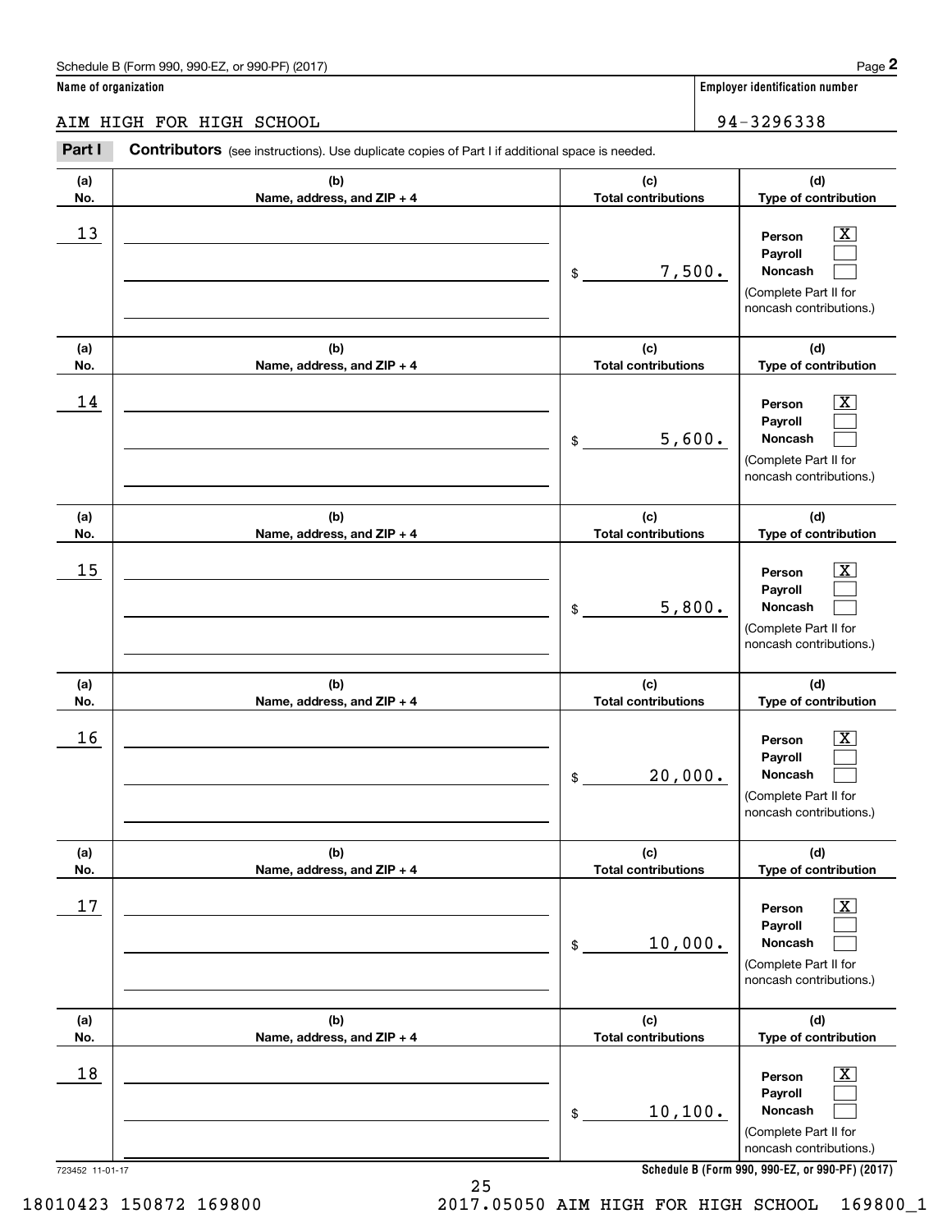Schedule B (Form 990, 990-EZ, or 990-PF) (2017)

**Name of organization**

AIM HIGH FOR HIGH SCHOOL

**Employer identification number**

94-3296338

**Part I** **Contributors** (see instructions). Use duplicate copies of Part I if additional space is needed.

| (a) No. | (b) Name, address, and ZIP + 4 | (c) Total contributions | (d) Type of contribution |
|---|---|---|---|
| 13 | | $ 7,500. | Person [X] Payroll [ ] Noncash [ ] (Complete Part II for noncash contributions.) |
| 14 | | $ 5,600. | Person [X] Payroll [ ] Noncash [ ] (Complete Part II for noncash contributions.) |
| 15 | | $ 5,800. | Person [X] Payroll [ ] Noncash [ ] (Complete Part II for noncash contributions.) |
| 16 | | $ 20,000. | Person [X] Payroll [ ] Noncash [ ] (Complete Part II for noncash contributions.) |
| 17 | | $ 10,000. | Person [X] Payroll [ ] Noncash [ ] (Complete Part II for noncash contributions.) |
| 18 | | $ 10,100. | Person [X] Payroll [ ] Noncash [ ] (Complete Part II for noncash contributions.) |

723452 11-01-17

**Schedule B (Form 990, 990-EZ, or 990-PF) (2017)**

18010423 150872 169800 2017.05050 AIM HIGH FOR HIGH SCHOOL 169800_1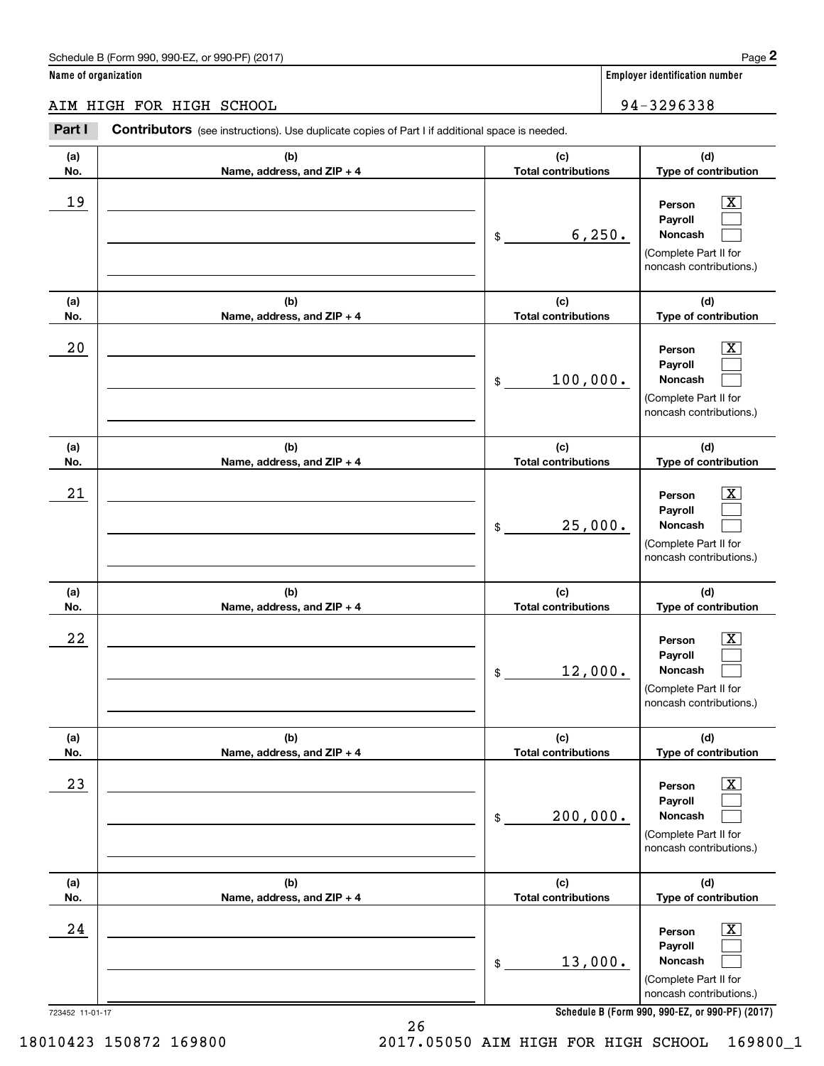Schedule B (Form 990, 990-EZ, or 990-PF) (2017) Page **2**

**Name of organization**

AIM HIGH FOR HIGH SCHOOL

**Employer identification number**

94-3296338

**Part I** **Contributors** (see instructions). Use duplicate copies of Part I if additional space is needed.

| (a) No. | (b) Name, address, and ZIP + 4 | (c) Total contributions | (d) Type of contribution |
|---|---|---|---|
| 19 | | $ 6,250. | Person [X] Payroll [ ] Noncash [ ] (Complete Part II for noncash contributions.) |
| 20 | | $ 100,000. | Person [X] Payroll [ ] Noncash [ ] (Complete Part II for noncash contributions.) |
| 21 | | $ 25,000. | Person [X] Payroll [ ] Noncash [ ] (Complete Part II for noncash contributions.) |
| 22 | | $ 12,000. | Person [X] Payroll [ ] Noncash [ ] (Complete Part II for noncash contributions.) |
| 23 | | $ 200,000. | Person [X] Payroll [ ] Noncash [ ] (Complete Part II for noncash contributions.) |
| 24 | | $ 13,000. | Person [X] Payroll [ ] Noncash [ ] (Complete Part II for noncash contributions.) |

723452 11-01-17 **Schedule B (Form 990, 990-EZ, or 990-PF) (2017)**

18010423 150872 169800 2017.05050 AIM HIGH FOR HIGH SCHOOL 169800_1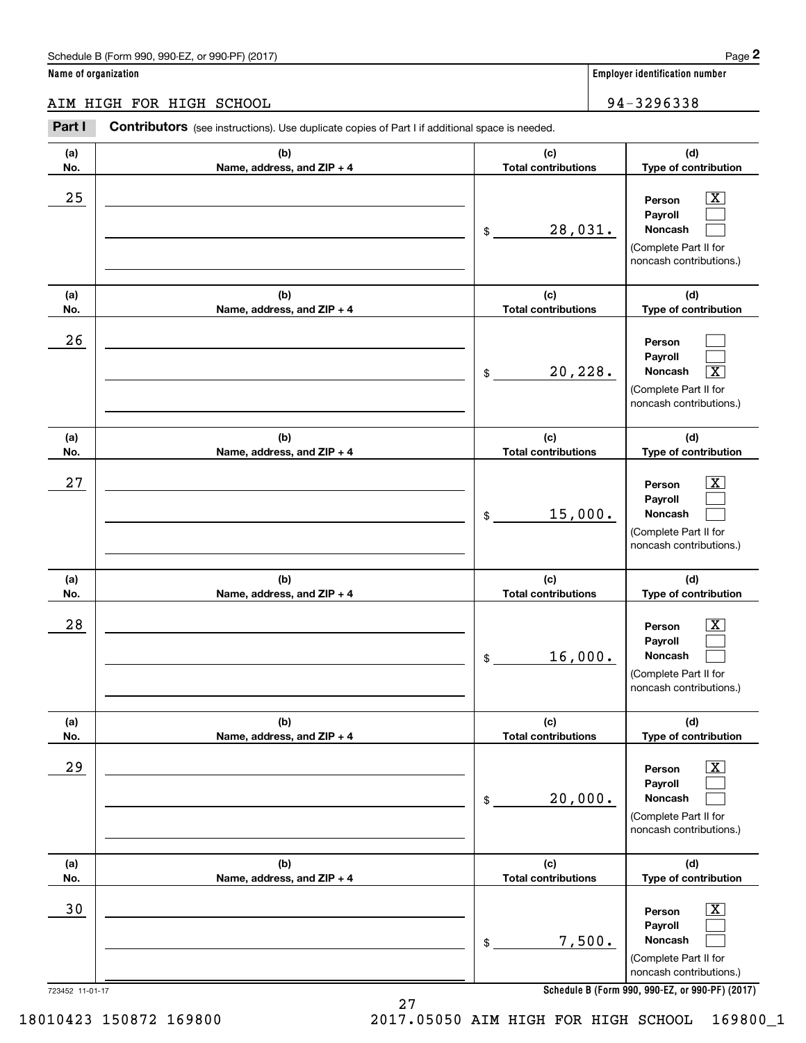Schedule B (Form 990, 990-EZ, or 990-PF) (2017)

**Name of organization**

AIM HIGH FOR HIGH SCHOOL

**Employer identification number**

94-3296338

**Part I** **Contributors** (see instructions). Use duplicate copies of Part I if additional space is needed.

| (a) No. | (b) Name, address, and ZIP + 4 | (c) Total contributions | (d) Type of contribution |
|---|---|---|---|
| 25 | | $ 28,031. | Person [X] Payroll [ ] Noncash [ ] (Complete Part II for noncash contributions.) |
| 26 | | $ 20,228. | Person [ ] Payroll [ ] Noncash [X] (Complete Part II for noncash contributions.) |
| 27 | | $ 15,000. | Person [X] Payroll [ ] Noncash [ ] (Complete Part II for noncash contributions.) |
| 28 | | $ 16,000. | Person [X] Payroll [ ] Noncash [ ] (Complete Part II for noncash contributions.) |
| 29 | | $ 20,000. | Person [X] Payroll [ ] Noncash [ ] (Complete Part II for noncash contributions.) |
| 30 | | $ 7,500. | Person [X] Payroll [ ] Noncash [ ] (Complete Part II for noncash contributions.) |

723452 11-01-17

**Schedule B (Form 990, 990-EZ, or 990-PF) (2017)**

18010423 150872 169800 2017.05050 AIM HIGH FOR HIGH SCHOOL 169800_1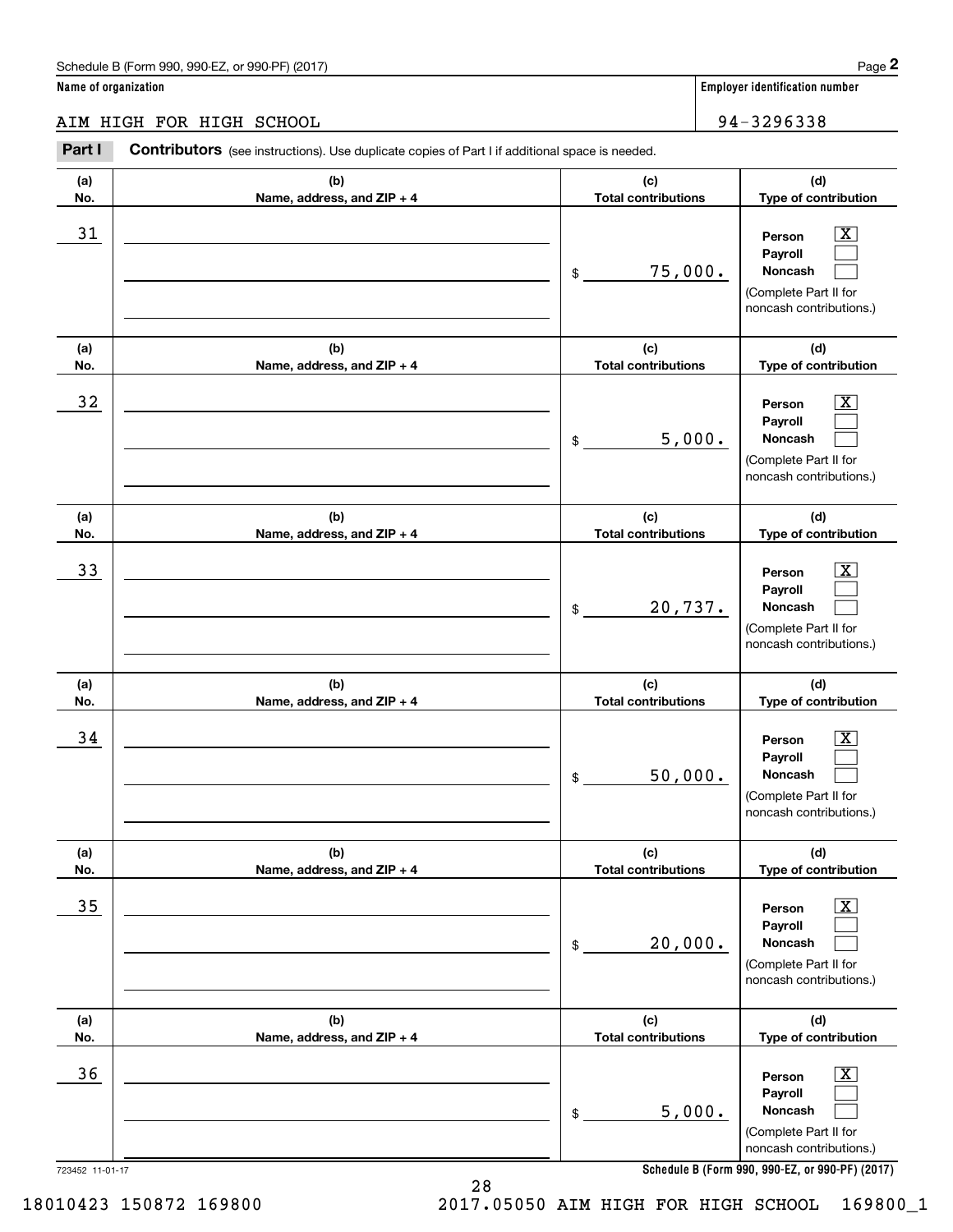Schedule B (Form 990, 990-EZ, or 990-PF) (2017)

**Name of organization**

AIM HIGH FOR HIGH SCHOOL

**Employer identification number**

94-3296338

**Part I** **Contributors** (see instructions). Use duplicate copies of Part I if additional space is needed.

| (a) No. | (b) Name, address, and ZIP + 4 | (c) Total contributions | (d) Type of contribution |
|---|---|---|---|
| 31 | | $ 75,000. | Person [X] Payroll [ ] Noncash [ ] (Complete Part II for noncash contributions.) |
| 32 | | $ 5,000. | Person [X] Payroll [ ] Noncash [ ] (Complete Part II for noncash contributions.) |
| 33 | | $ 20,737. | Person [X] Payroll [ ] Noncash [ ] (Complete Part II for noncash contributions.) |
| 34 | | $ 50,000. | Person [X] Payroll [ ] Noncash [ ] (Complete Part II for noncash contributions.) |
| 35 | | $ 20,000. | Person [X] Payroll [ ] Noncash [ ] (Complete Part II for noncash contributions.) |
| 36 | | $ 5,000. | Person [X] Payroll [ ] Noncash [ ] (Complete Part II for noncash contributions.) |

723452 11-01-17

**Schedule B (Form 990, 990-EZ, or 990-PF) (2017)**

18010423 150872 169800 2017.05050 AIM HIGH FOR HIGH SCHOOL 169800_1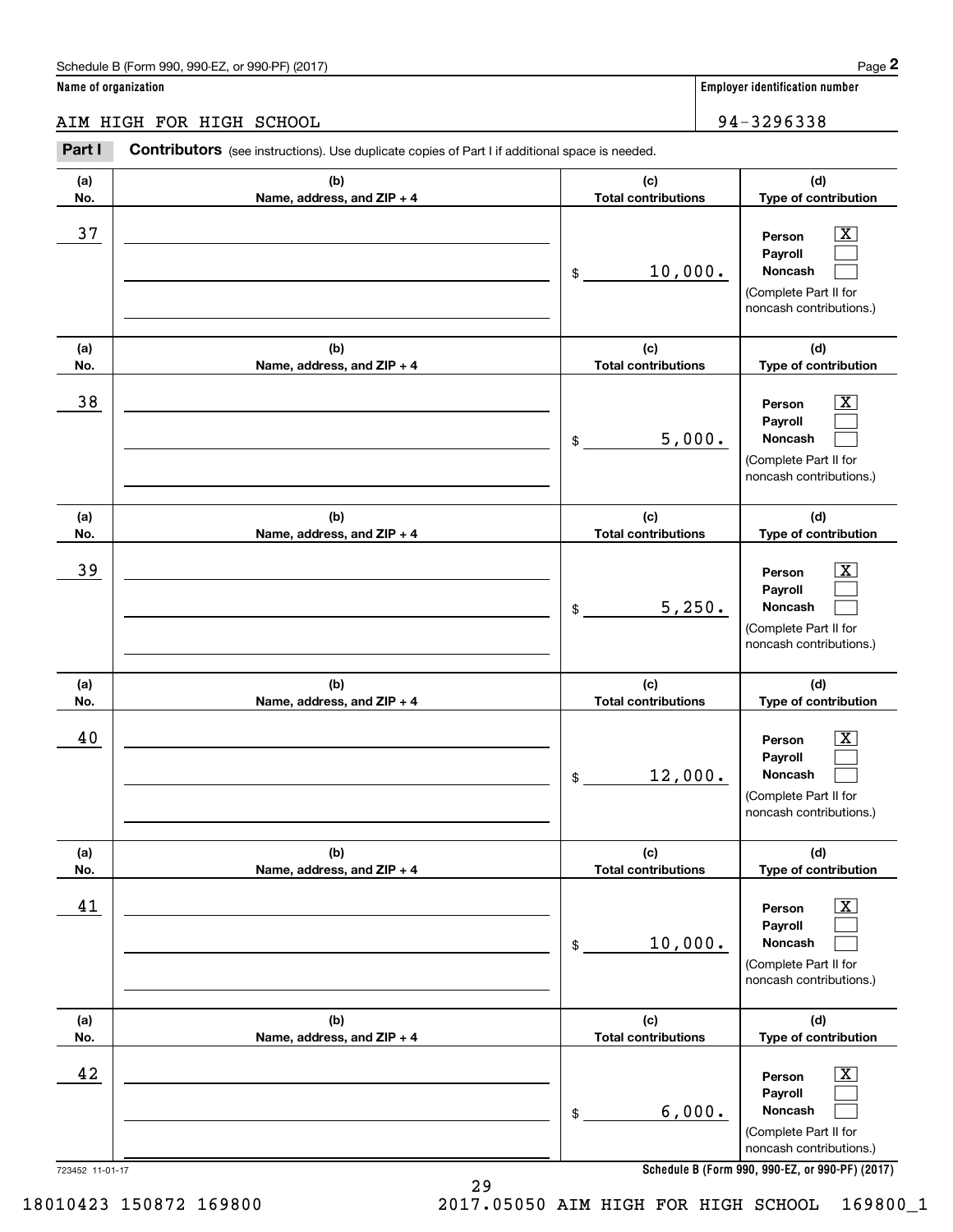Schedule B (Form 990, 990-EZ, or 990-PF) (2017) Page **2**

**Name of organization**

AIM HIGH FOR HIGH SCHOOL

**Employer identification number**

94-3296338

**Part I** **Contributors** (see instructions). Use duplicate copies of Part I if additional space is needed.

| (a) No. | (b) Name, address, and ZIP + 4 | (c) Total contributions | (d) Type of contribution |
|---|---|---|---|
| 37 | | $ 10,000. | Person [X] Payroll [ ] Noncash [ ] (Complete Part II for noncash contributions.) |
| 38 | | $ 5,000. | Person [X] Payroll [ ] Noncash [ ] (Complete Part II for noncash contributions.) |
| 39 | | $ 5,250. | Person [X] Payroll [ ] Noncash [ ] (Complete Part II for noncash contributions.) |
| 40 | | $ 12,000. | Person [X] Payroll [ ] Noncash [ ] (Complete Part II for noncash contributions.) |
| 41 | | $ 10,000. | Person [X] Payroll [ ] Noncash [ ] (Complete Part II for noncash contributions.) |
| 42 | | $ 6,000. | Person [X] Payroll [ ] Noncash [ ] (Complete Part II for noncash contributions.) |

723452 11-01-17 **Schedule B (Form 990, 990-EZ, or 990-PF) (2017)**

18010423 150872 169800 2017.05050 AIM HIGH FOR HIGH SCHOOL 169800_1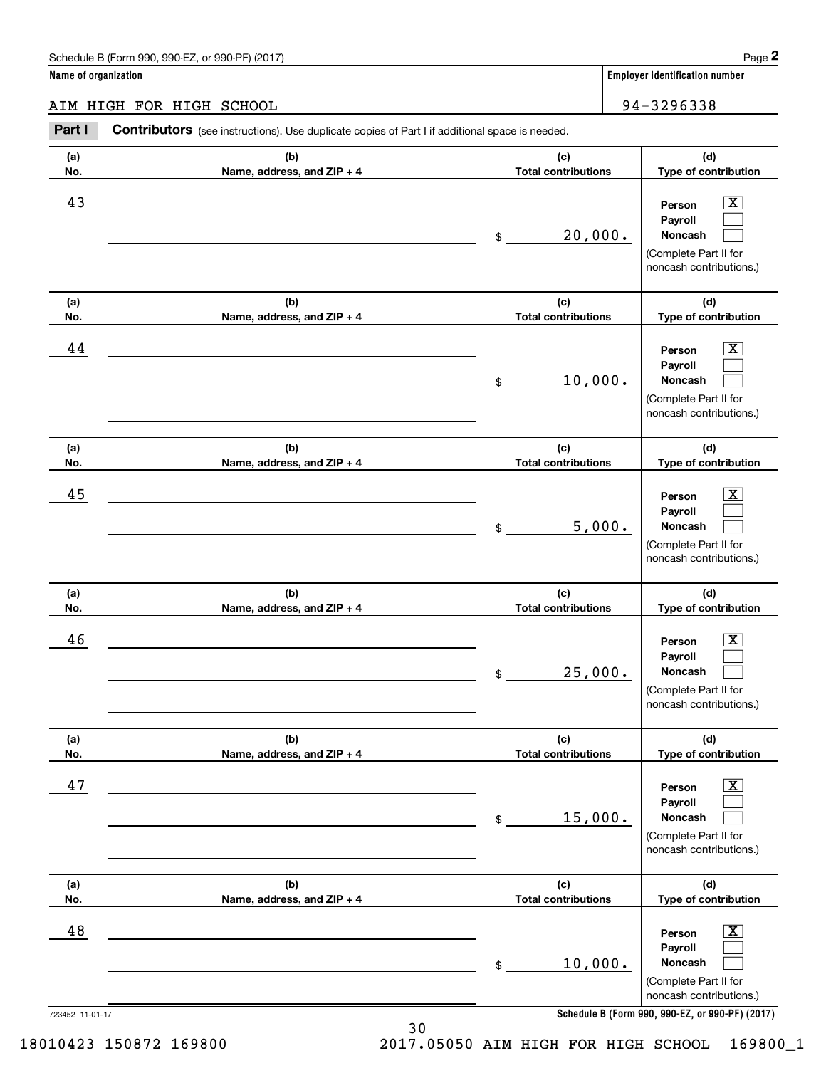Schedule B (Form 990, 990-EZ, or 990-PF) (2017) Page **2**

**Name of organization**

AIM HIGH FOR HIGH SCHOOL

**Employer identification number**

94-3296338

**Part I** **Contributors** (see instructions). Use duplicate copies of Part I if additional space is needed.

| (a) No. | (b) Name, address, and ZIP + 4 | (c) Total contributions | (d) Type of contribution |
|---|---|---|---|
| 43 | | $ 20,000. | Person [X] Payroll [ ] Noncash [ ] (Complete Part II for noncash contributions.) |
| 44 | | $ 10,000. | Person [X] Payroll [ ] Noncash [ ] (Complete Part II for noncash contributions.) |
| 45 | | $ 5,000. | Person [X] Payroll [ ] Noncash [ ] (Complete Part II for noncash contributions.) |
| 46 | | $ 25,000. | Person [X] Payroll [ ] Noncash [ ] (Complete Part II for noncash contributions.) |
| 47 | | $ 15,000. | Person [X] Payroll [ ] Noncash [ ] (Complete Part II for noncash contributions.) |
| 48 | | $ 10,000. | Person [X] Payroll [ ] Noncash [ ] (Complete Part II for noncash contributions.) |

723452 11-01-17 **Schedule B (Form 990, 990-EZ, or 990-PF) (2017)**

18010423 150872 169800 2017.05050 AIM HIGH FOR HIGH SCHOOL 169800_1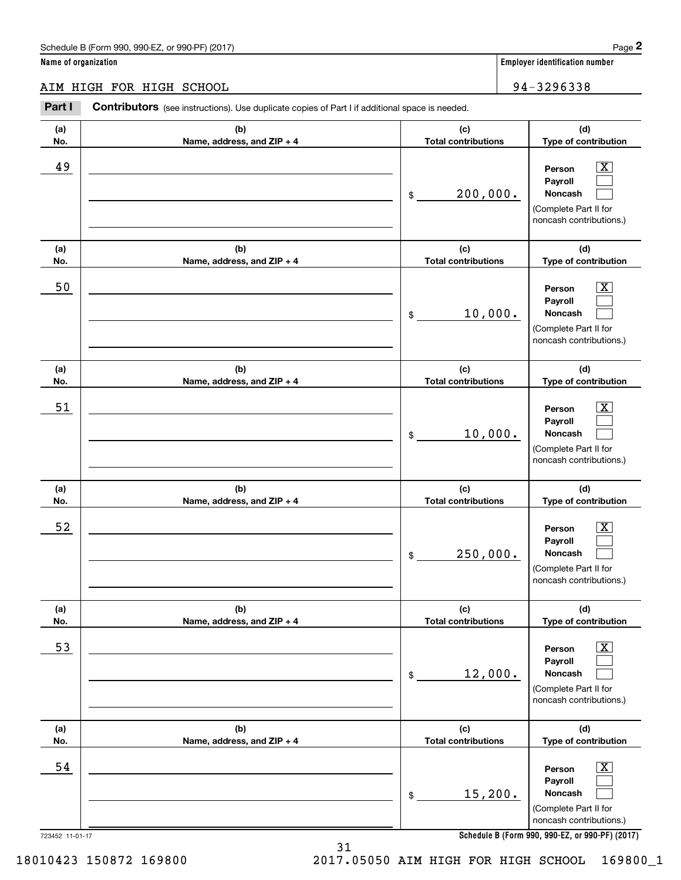Schedule B (Form 990, 990-EZ, or 990-PF) (2017) Page **2**

**Name of organization**

AIM HIGH FOR HIGH SCHOOL

**Employer identification number**

94-3296338

**Part I** **Contributors** (see instructions). Use duplicate copies of Part I if additional space is needed.

| (a) No. | (b) Name, address, and ZIP + 4 | (c) Total contributions | (d) Type of contribution |
|---|---|---|---|
| 49 | | $ 200,000. | Person [X] Payroll [ ] Noncash [ ] (Complete Part II for noncash contributions.) |
| 50 | | $ 10,000. | Person [X] Payroll [ ] Noncash [ ] (Complete Part II for noncash contributions.) |
| 51 | | $ 10,000. | Person [X] Payroll [ ] Noncash [ ] (Complete Part II for noncash contributions.) |
| 52 | | $ 250,000. | Person [X] Payroll [ ] Noncash [ ] (Complete Part II for noncash contributions.) |
| 53 | | $ 12,000. | Person [X] Payroll [ ] Noncash [ ] (Complete Part II for noncash contributions.) |
| 54 | | $ 15,200. | Person [X] Payroll [ ] Noncash [ ] (Complete Part II for noncash contributions.) |

723452 11-01-17 **Schedule B (Form 990, 990-EZ, or 990-PF) (2017)**

18010423 150872 169800 2017.05050 AIM HIGH FOR HIGH SCHOOL 169800_1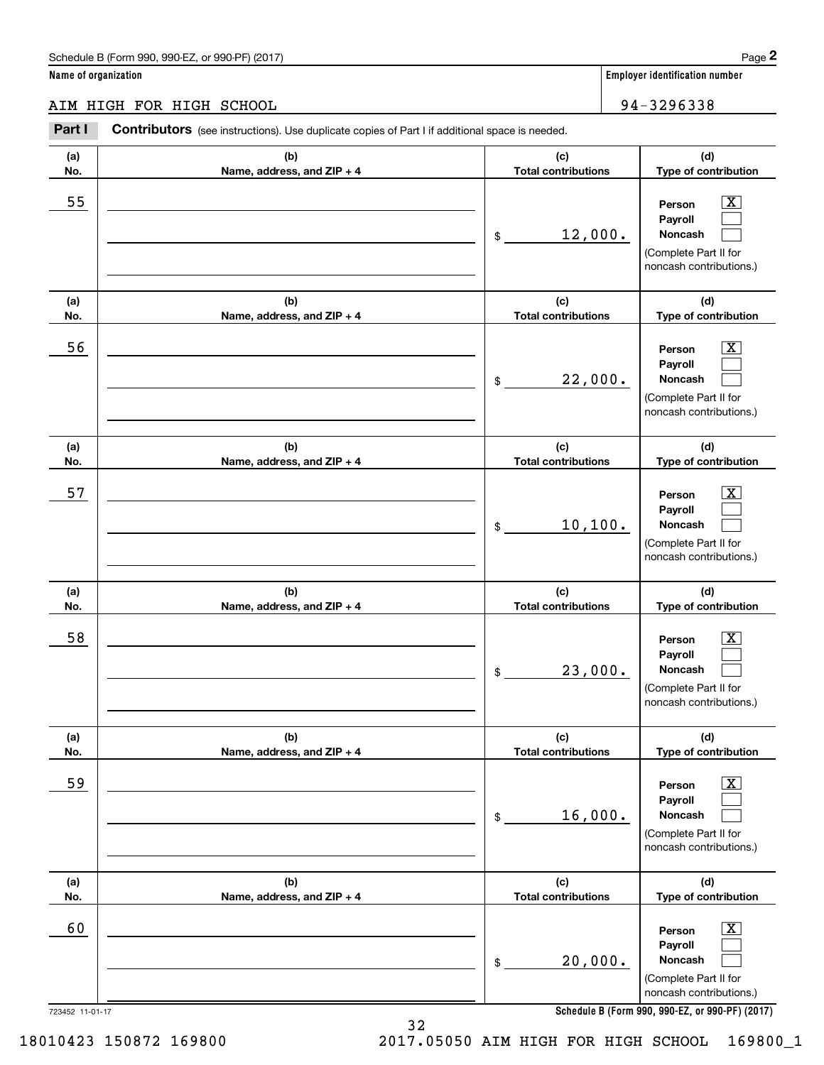Schedule B (Form 990, 990-EZ, or 990-PF) (2017)

**Name of organization**

AIM HIGH FOR HIGH SCHOOL

**Employer identification number**

94-3296338

**Part I** **Contributors** (see instructions). Use duplicate copies of Part I if additional space is needed.

| (a) No. | (b) Name, address, and ZIP + 4 | (c) Total contributions | (d) Type of contribution |
|---|---|---|---|
| 55 | | $ 12,000. | Person [X] Payroll [ ] Noncash [ ] (Complete Part II for noncash contributions.) |
| 56 | | $ 22,000. | Person [X] Payroll [ ] Noncash [ ] (Complete Part II for noncash contributions.) |
| 57 | | $ 10,100. | Person [X] Payroll [ ] Noncash [ ] (Complete Part II for noncash contributions.) |
| 58 | | $ 23,000. | Person [X] Payroll [ ] Noncash [ ] (Complete Part II for noncash contributions.) |
| 59 | | $ 16,000. | Person [X] Payroll [ ] Noncash [ ] (Complete Part II for noncash contributions.) |
| 60 | | $ 20,000. | Person [X] Payroll [ ] Noncash [ ] (Complete Part II for noncash contributions.) |

723452 11-01-17

**Schedule B (Form 990, 990-EZ, or 990-PF) (2017)**

18010423 150872 169800 2017.05050 AIM HIGH FOR HIGH SCHOOL 169800_1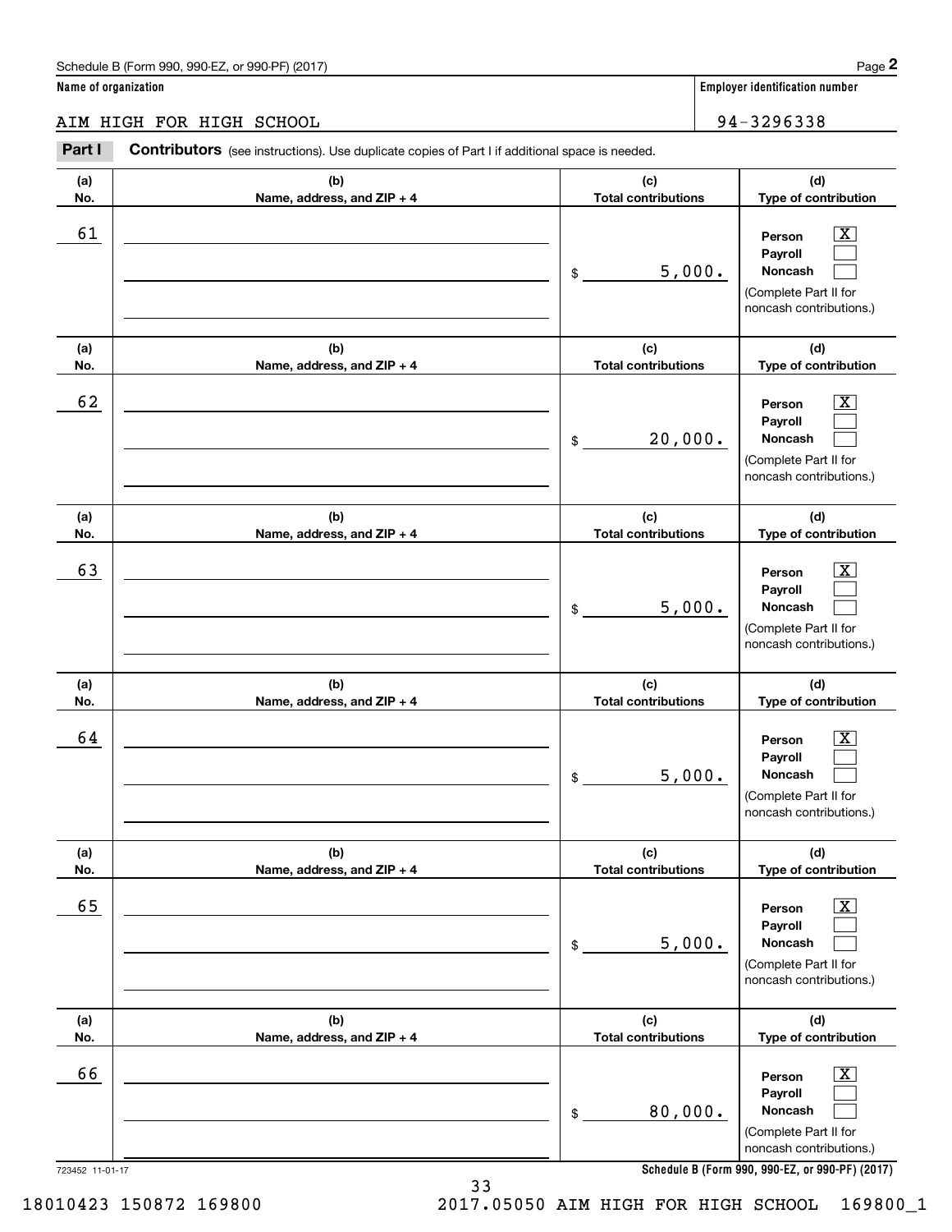Schedule B (Form 990, 990-EZ, or 990-PF) (2017) Page **2**

**Name of organization** AIM HIGH FOR HIGH SCHOOL

**Employer identification number** 94-3296338

**Part I** **Contributors** (see instructions). Use duplicate copies of Part I if additional space is needed.

| (a) No. | (b) Name, address, and ZIP + 4 | (c) Total contributions | (d) Type of contribution |
|---|---|---|---|
| 61 | | $ 5,000. | Person [X] Payroll [ ] Noncash [ ] (Complete Part II for noncash contributions.) |
| 62 | | $ 20,000. | Person [X] Payroll [ ] Noncash [ ] (Complete Part II for noncash contributions.) |
| 63 | | $ 5,000. | Person [X] Payroll [ ] Noncash [ ] (Complete Part II for noncash contributions.) |
| 64 | | $ 5,000. | Person [X] Payroll [ ] Noncash [ ] (Complete Part II for noncash contributions.) |
| 65 | | $ 5,000. | Person [X] Payroll [ ] Noncash [ ] (Complete Part II for noncash contributions.) |
| 66 | | $ 80,000. | Person [X] Payroll [ ] Noncash [ ] (Complete Part II for noncash contributions.) |

723452 11-01-17 **Schedule B (Form 990, 990-EZ, or 990-PF) (2017)**

18010423 150872 169800 2017.05050 AIM HIGH FOR HIGH SCHOOL 169800_1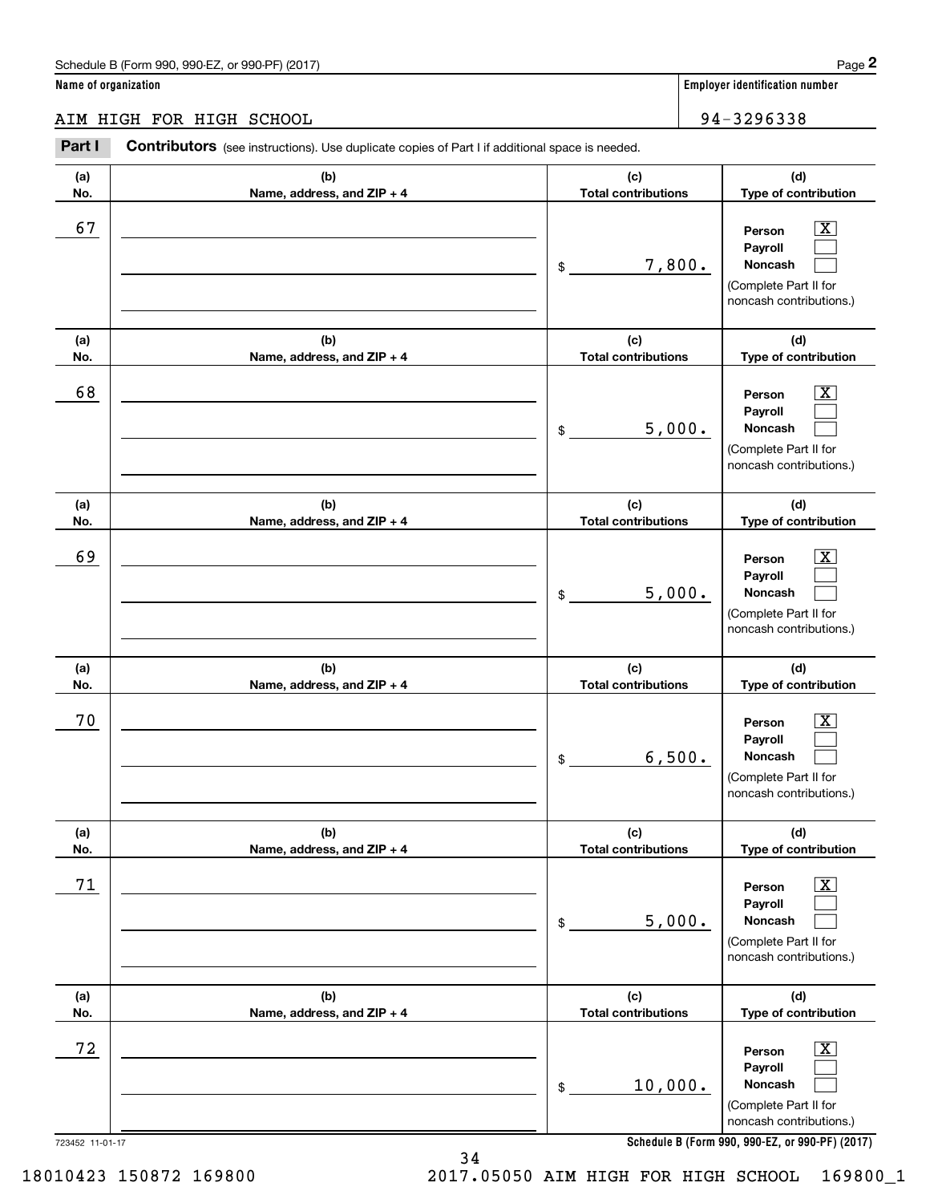Schedule B (Form 990, 990-EZ, or 990-PF) (2017)

**Name of organization**

AIM HIGH FOR HIGH SCHOOL

**Employer identification number**

94-3296338

**Part I Contributors** (see instructions). Use duplicate copies of Part I if additional space is needed.

| (a) No. | (b) Name, address, and ZIP + 4 | (c) Total contributions | (d) Type of contribution |
|---|---|---|---|
| 67 | | $ 7,800. | Person [X] Payroll [ ] Noncash [ ] (Complete Part II for noncash contributions.) |
| 68 | | $ 5,000. | Person [X] Payroll [ ] Noncash [ ] (Complete Part II for noncash contributions.) |
| 69 | | $ 5,000. | Person [X] Payroll [ ] Noncash [ ] (Complete Part II for noncash contributions.) |
| 70 | | $ 6,500. | Person [X] Payroll [ ] Noncash [ ] (Complete Part II for noncash contributions.) |
| 71 | | $ 5,000. | Person [X] Payroll [ ] Noncash [ ] (Complete Part II for noncash contributions.) |
| 72 | | $ 10,000. | Person [X] Payroll [ ] Noncash [ ] (Complete Part II for noncash contributions.) |

723452 11-01-17

**Schedule B (Form 990, 990-EZ, or 990-PF) (2017)**

18010423 150872 169800 2017.05050 AIM HIGH FOR HIGH SCHOOL 169800_1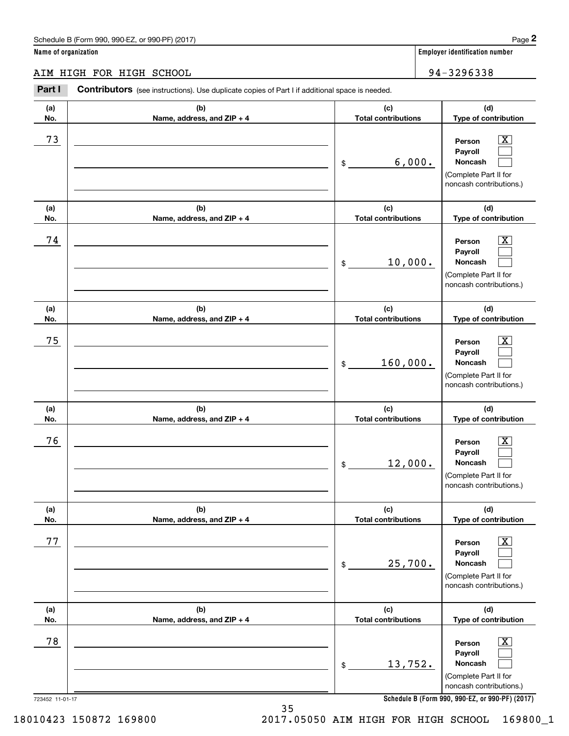Schedule B (Form 990, 990-EZ, or 990-PF) (2017) Page **2**

**Name of organization** | **Employer identification number**

AIM HIGH FOR HIGH SCHOOL | 94-3296338

**Part I** **Contributors** (see instructions). Use duplicate copies of Part I if additional space is needed.

| (a) No. | (b) Name, address, and ZIP + 4 | (c) Total contributions | (d) Type of contribution |
|---|---|---|---|
| 73 | | $ 6,000. | Person [X] Payroll [ ] Noncash [ ] (Complete Part II for noncash contributions.) |
| 74 | | $ 10,000. | Person [X] Payroll [ ] Noncash [ ] (Complete Part II for noncash contributions.) |
| 75 | | $ 160,000. | Person [X] Payroll [ ] Noncash [ ] (Complete Part II for noncash contributions.) |
| 76 | | $ 12,000. | Person [X] Payroll [ ] Noncash [ ] (Complete Part II for noncash contributions.) |
| 77 | | $ 25,700. | Person [X] Payroll [ ] Noncash [ ] (Complete Part II for noncash contributions.) |
| 78 | | $ 13,752. | Person [X] Payroll [ ] Noncash [ ] (Complete Part II for noncash contributions.) |

723452 11-01-17 **Schedule B (Form 990, 990-EZ, or 990-PF) (2017)**

18010423 150872 169800 2017.05050 AIM HIGH FOR HIGH SCHOOL 169800_1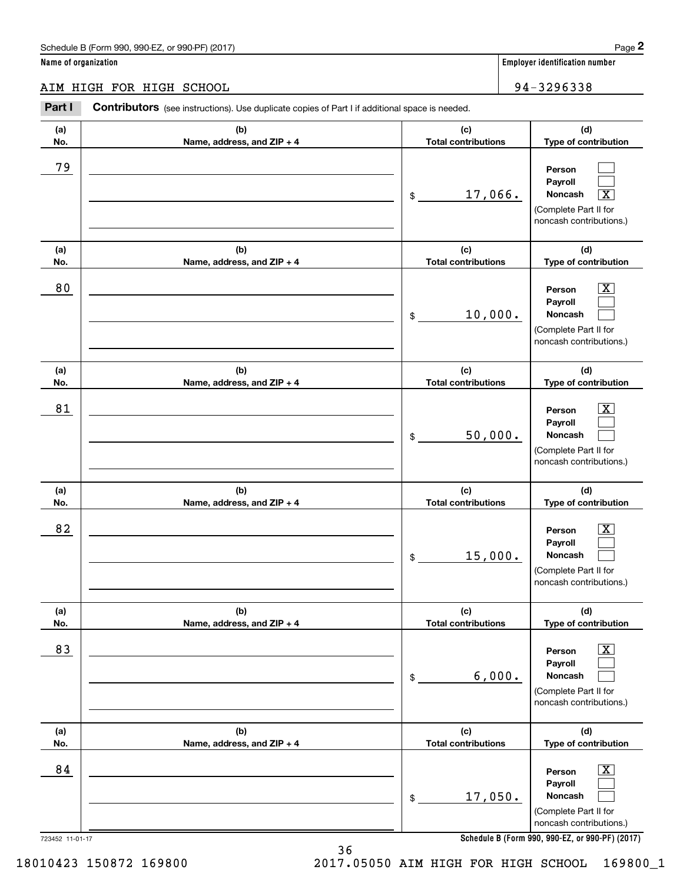Schedule B (Form 990, 990-EZ, or 990-PF) (2017)

**Name of organization**

AIM HIGH FOR HIGH SCHOOL

**Employer identification number**

94-3296338

**Part I** **Contributors** (see instructions). Use duplicate copies of Part I if additional space is needed.

| (a) No. | (b) Name, address, and ZIP + 4 | (c) Total contributions | (d) Type of contribution |
|---|---|---|---|
| 79 | | $ 17,066. | Person [ ] Payroll [ ] Noncash [X] (Complete Part II for noncash contributions.) |
| 80 | | $ 10,000. | Person [X] Payroll [ ] Noncash [ ] (Complete Part II for noncash contributions.) |
| 81 | | $ 50,000. | Person [X] Payroll [ ] Noncash [ ] (Complete Part II for noncash contributions.) |
| 82 | | $ 15,000. | Person [X] Payroll [ ] Noncash [ ] (Complete Part II for noncash contributions.) |
| 83 | | $ 6,000. | Person [X] Payroll [ ] Noncash [ ] (Complete Part II for noncash contributions.) |
| 84 | | $ 17,050. | Person [X] Payroll [ ] Noncash [ ] (Complete Part II for noncash contributions.) |

723452 11-01-17

**Schedule B (Form 990, 990-EZ, or 990-PF) (2017)**

18010423 150872 169800 2017.05050 AIM HIGH FOR HIGH SCHOOL 169800_1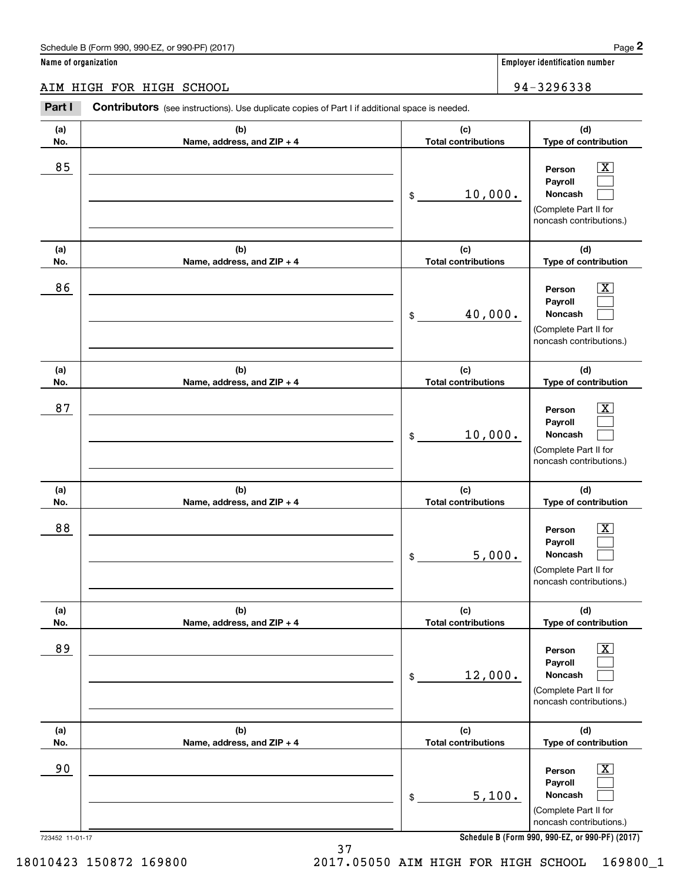Schedule B (Form 990, 990-EZ, or 990-PF) (2017) Page **2**

**Name of organization**

AIM HIGH FOR HIGH SCHOOL

**Employer identification number**

94-3296338

**Part I** **Contributors** (see instructions). Use duplicate copies of Part I if additional space is needed.

| (a) No. | (b) Name, address, and ZIP + 4 | (c) Total contributions | (d) Type of contribution |
|---|---|---|---|
| 85 | | $ 10,000. | Person [X] Payroll [ ] Noncash [ ] (Complete Part II for noncash contributions.) |
| 86 | | $ 40,000. | Person [X] Payroll [ ] Noncash [ ] (Complete Part II for noncash contributions.) |
| 87 | | $ 10,000. | Person [X] Payroll [ ] Noncash [ ] (Complete Part II for noncash contributions.) |
| 88 | | $ 5,000. | Person [X] Payroll [ ] Noncash [ ] (Complete Part II for noncash contributions.) |
| 89 | | $ 12,000. | Person [X] Payroll [ ] Noncash [ ] (Complete Part II for noncash contributions.) |
| 90 | | $ 5,100. | Person [X] Payroll [ ] Noncash [ ] (Complete Part II for noncash contributions.) |

723452 11-01-17

**Schedule B (Form 990, 990-EZ, or 990-PF) (2017)**

18010423 150872 169800 2017.05050 AIM HIGH FOR HIGH SCHOOL 169800_1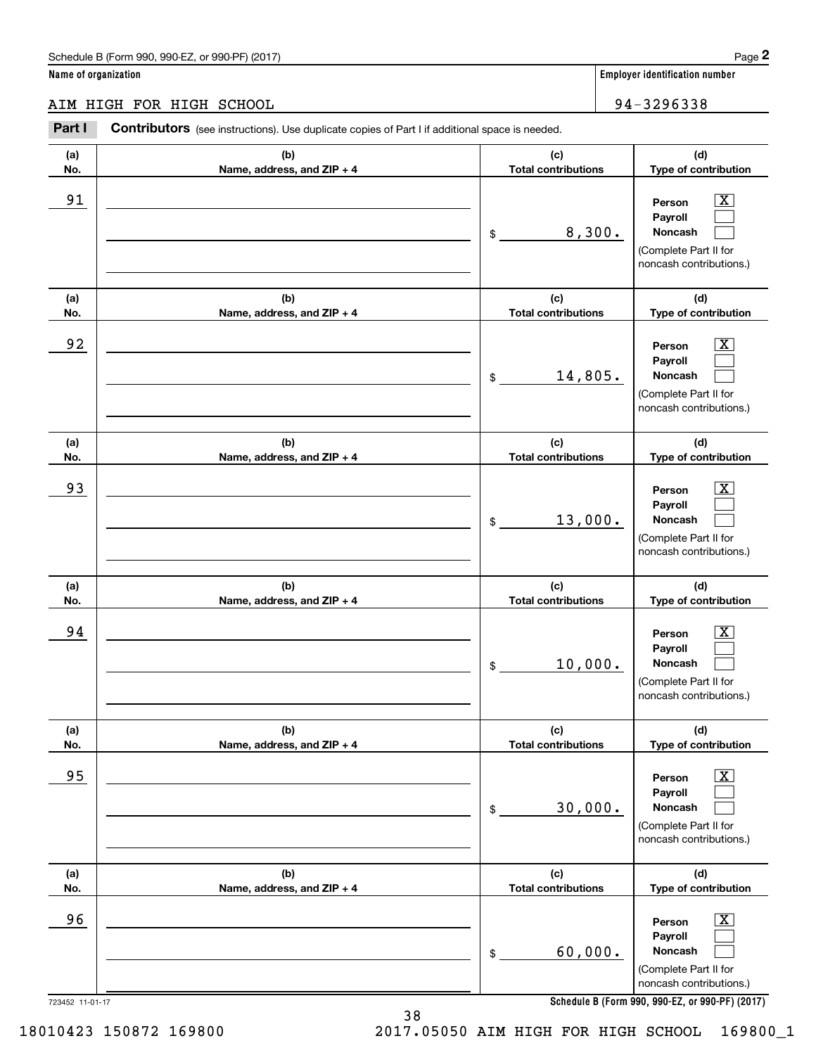Schedule B (Form 990, 990-EZ, or 990-PF) (2017) Page **2**

**Name of organization**

AIM HIGH FOR HIGH SCHOOL

**Employer identification number**

94-3296338

**Part I** **Contributors** (see instructions). Use duplicate copies of Part I if additional space is needed.

| (a) No. | (b) Name, address, and ZIP + 4 | (c) Total contributions | (d) Type of contribution |
|---|---|---|---|
| 91 | | $ 8,300. | Person [X] Payroll [ ] Noncash [ ] (Complete Part II for noncash contributions.) |
| 92 | | $ 14,805. | Person [X] Payroll [ ] Noncash [ ] (Complete Part II for noncash contributions.) |
| 93 | | $ 13,000. | Person [X] Payroll [ ] Noncash [ ] (Complete Part II for noncash contributions.) |
| 94 | | $ 10,000. | Person [X] Payroll [ ] Noncash [ ] (Complete Part II for noncash contributions.) |
| 95 | | $ 30,000. | Person [X] Payroll [ ] Noncash [ ] (Complete Part II for noncash contributions.) |
| 96 | | $ 60,000. | Person [X] Payroll [ ] Noncash [ ] (Complete Part II for noncash contributions.) |

723452 11-01-17 **Schedule B (Form 990, 990-EZ, or 990-PF) (2017)**

18010423 150872 169800 2017.05050 AIM HIGH FOR HIGH SCHOOL 169800_1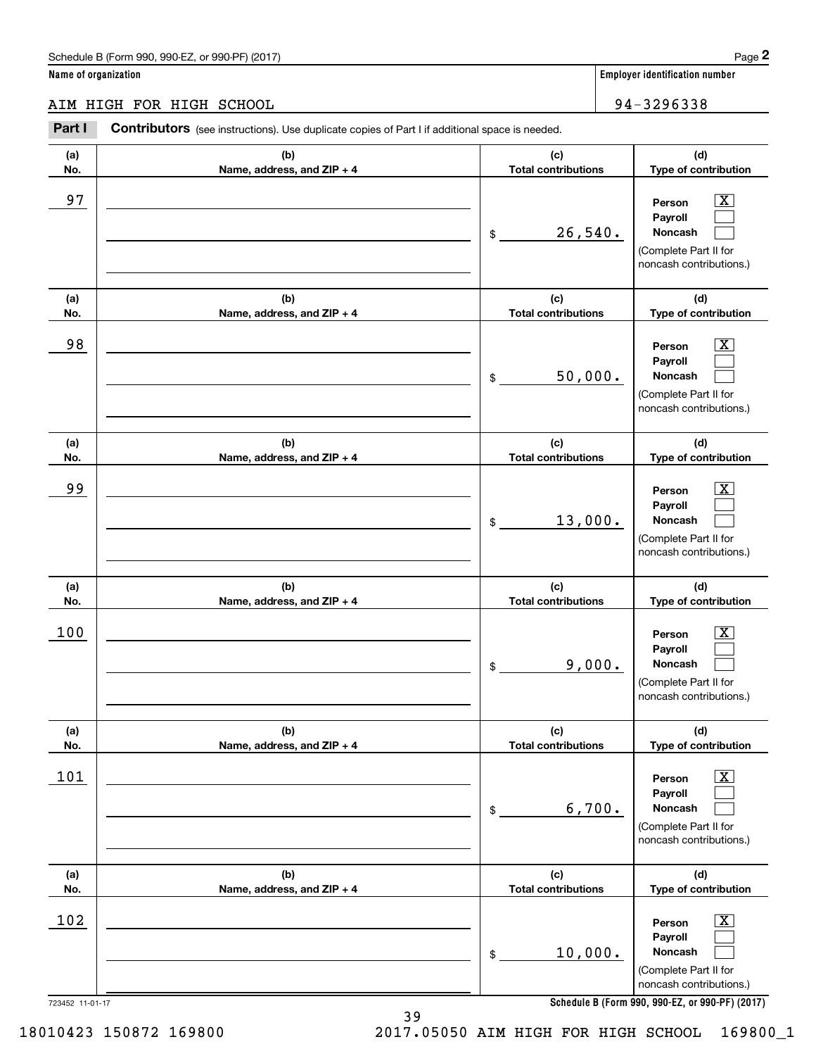Schedule B (Form 990, 990-EZ, or 990-PF) (2017)

**Name of organization**

AIM HIGH FOR HIGH SCHOOL

**Employer identification number**

94-3296338

**Part I** **Contributors** (see instructions). Use duplicate copies of Part I if additional space is needed.

| (a) No. | (b) Name, address, and ZIP + 4 | (c) Total contributions | (d) Type of contribution |
|---|---|---|---|
| 97 | | $ 26,540. | Person [X] Payroll [ ] Noncash [ ] (Complete Part II for noncash contributions.) |
| 98 | | $ 50,000. | Person [X] Payroll [ ] Noncash [ ] (Complete Part II for noncash contributions.) |
| 99 | | $ 13,000. | Person [X] Payroll [ ] Noncash [ ] (Complete Part II for noncash contributions.) |
| 100 | | $ 9,000. | Person [X] Payroll [ ] Noncash [ ] (Complete Part II for noncash contributions.) |
| 101 | | $ 6,700. | Person [X] Payroll [ ] Noncash [ ] (Complete Part II for noncash contributions.) |
| 102 | | $ 10,000. | Person [X] Payroll [ ] Noncash [ ] (Complete Part II for noncash contributions.) |

723452 11-01-17

**Schedule B (Form 990, 990-EZ, or 990-PF) (2017)**

18010423 150872 169800 2017.05050 AIM HIGH FOR HIGH SCHOOL 169800_1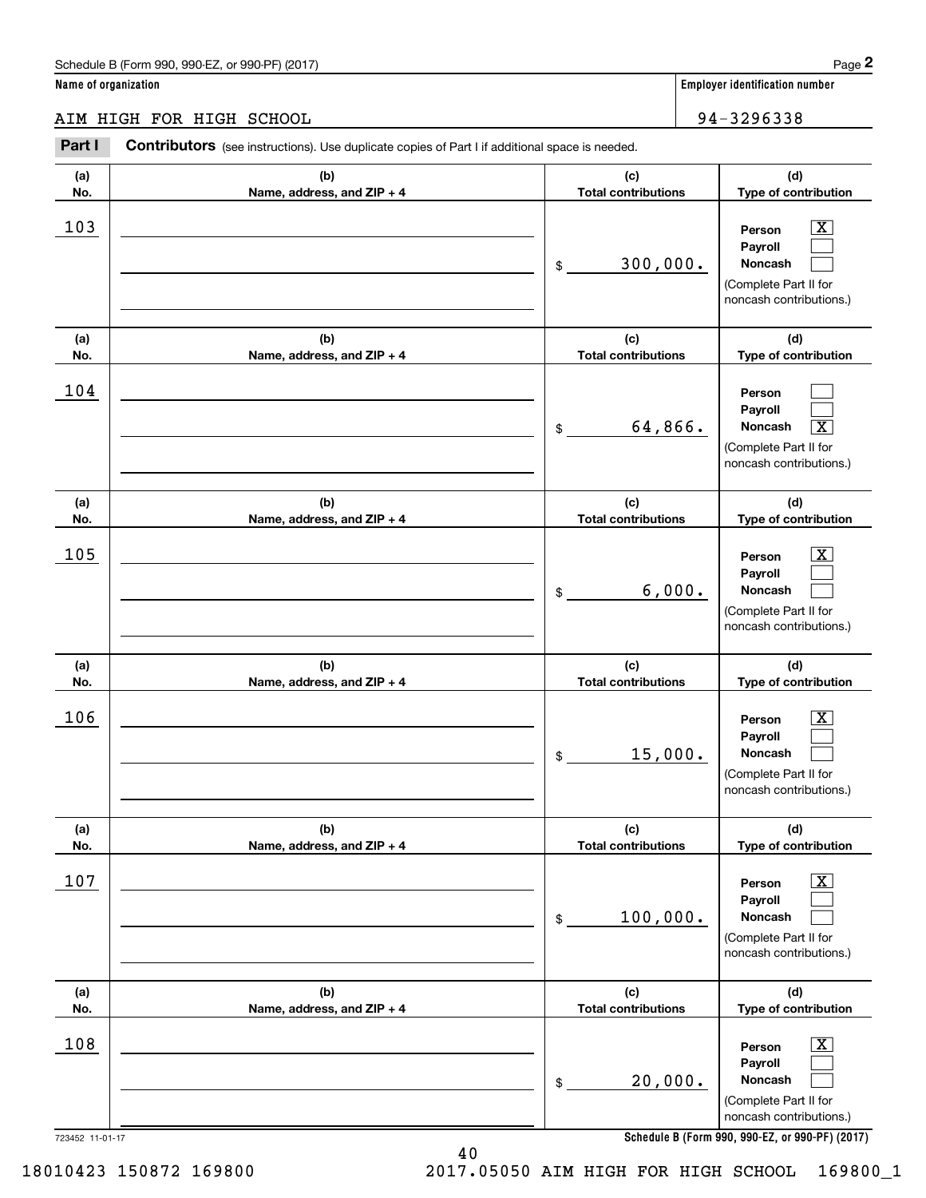Schedule B (Form 990, 990-EZ, or 990-PF) (2017)

**Name of organization**

AIM HIGH FOR HIGH SCHOOL

**Employer identification number**

94-3296338

**Part I** **Contributors** (see instructions). Use duplicate copies of Part I if additional space is needed.

| (a) No. | (b) Name, address, and ZIP + 4 | (c) Total contributions | (d) Type of contribution |
|---|---|---|---|
| 103 | | $ 300,000. | Person [X] Payroll [ ] Noncash [ ] (Complete Part II for noncash contributions.) |
| 104 | | $ 64,866. | Person [ ] Payroll [ ] Noncash [X] (Complete Part II for noncash contributions.) |
| 105 | | $ 6,000. | Person [X] Payroll [ ] Noncash [ ] (Complete Part II for noncash contributions.) |
| 106 | | $ 15,000. | Person [X] Payroll [ ] Noncash [ ] (Complete Part II for noncash contributions.) |
| 107 | | $ 100,000. | Person [X] Payroll [ ] Noncash [ ] (Complete Part II for noncash contributions.) |
| 108 | | $ 20,000. | Person [X] Payroll [ ] Noncash [ ] (Complete Part II for noncash contributions.) |

723452 11-01-17

**Schedule B (Form 990, 990-EZ, or 990-PF) (2017)**

18010423 150872 169800 2017.05050 AIM HIGH FOR HIGH SCHOOL 169800_1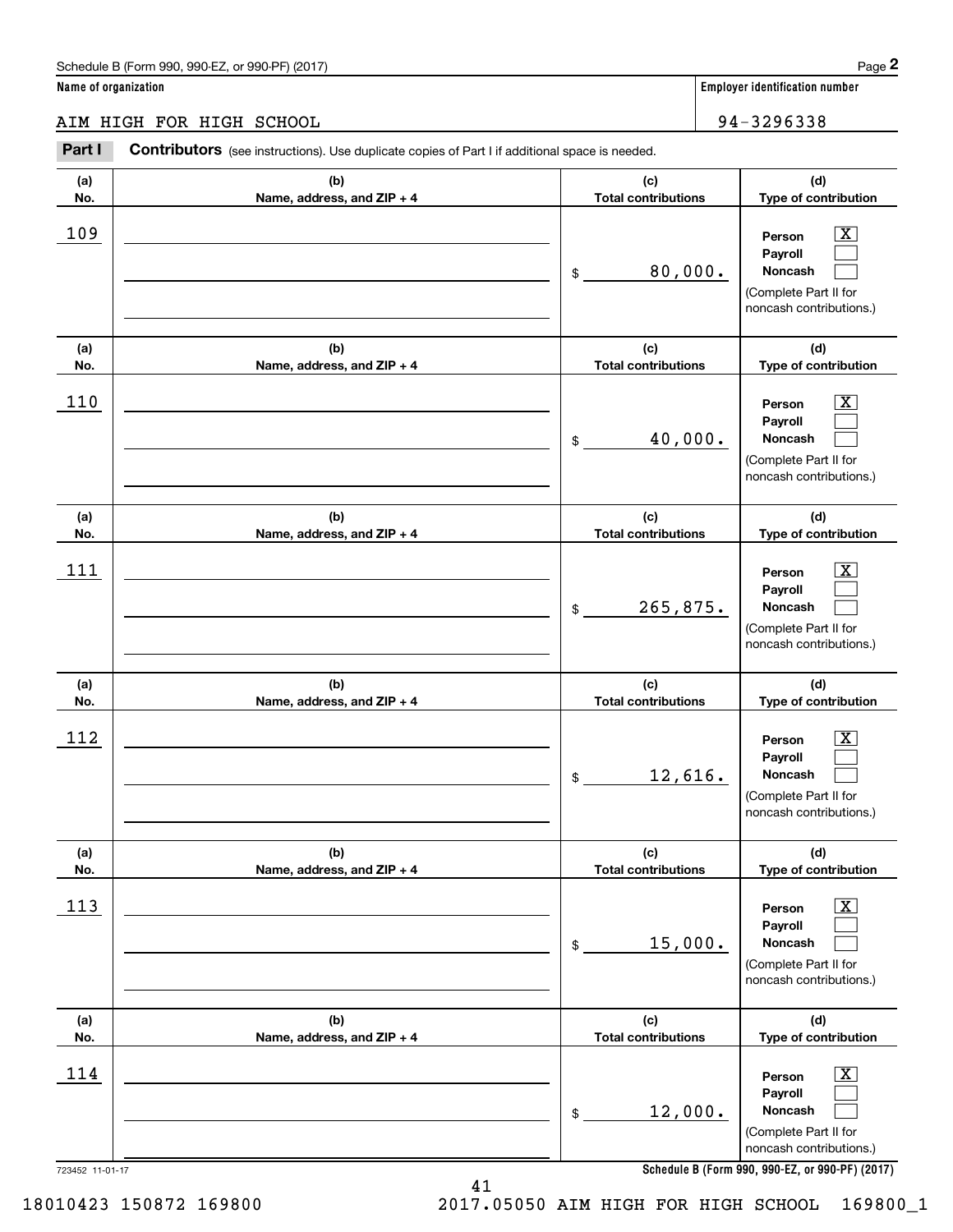Schedule B (Form 990, 990-EZ, or 990-PF) (2017)

**Name of organization**

AIM HIGH FOR HIGH SCHOOL

**Employer identification number**

94-3296338

**Part I** **Contributors** (see instructions). Use duplicate copies of Part I if additional space is needed.

| (a) No. | (b) Name, address, and ZIP + 4 | (c) Total contributions | (d) Type of contribution |
|---|---|---|---|
| 109 | | $ 80,000. | Person [X] Payroll [ ] Noncash [ ] (Complete Part II for noncash contributions.) |
| 110 | | $ 40,000. | Person [X] Payroll [ ] Noncash [ ] (Complete Part II for noncash contributions.) |
| 111 | | $ 265,875. | Person [X] Payroll [ ] Noncash [ ] (Complete Part II for noncash contributions.) |
| 112 | | $ 12,616. | Person [X] Payroll [ ] Noncash [ ] (Complete Part II for noncash contributions.) |
| 113 | | $ 15,000. | Person [X] Payroll [ ] Noncash [ ] (Complete Part II for noncash contributions.) |
| 114 | | $ 12,000. | Person [X] Payroll [ ] Noncash [ ] (Complete Part II for noncash contributions.) |

723452 11-01-17

**Schedule B (Form 990, 990-EZ, or 990-PF) (2017)**

18010423 150872 169800 2017.05050 AIM HIGH FOR HIGH SCHOOL 169800_1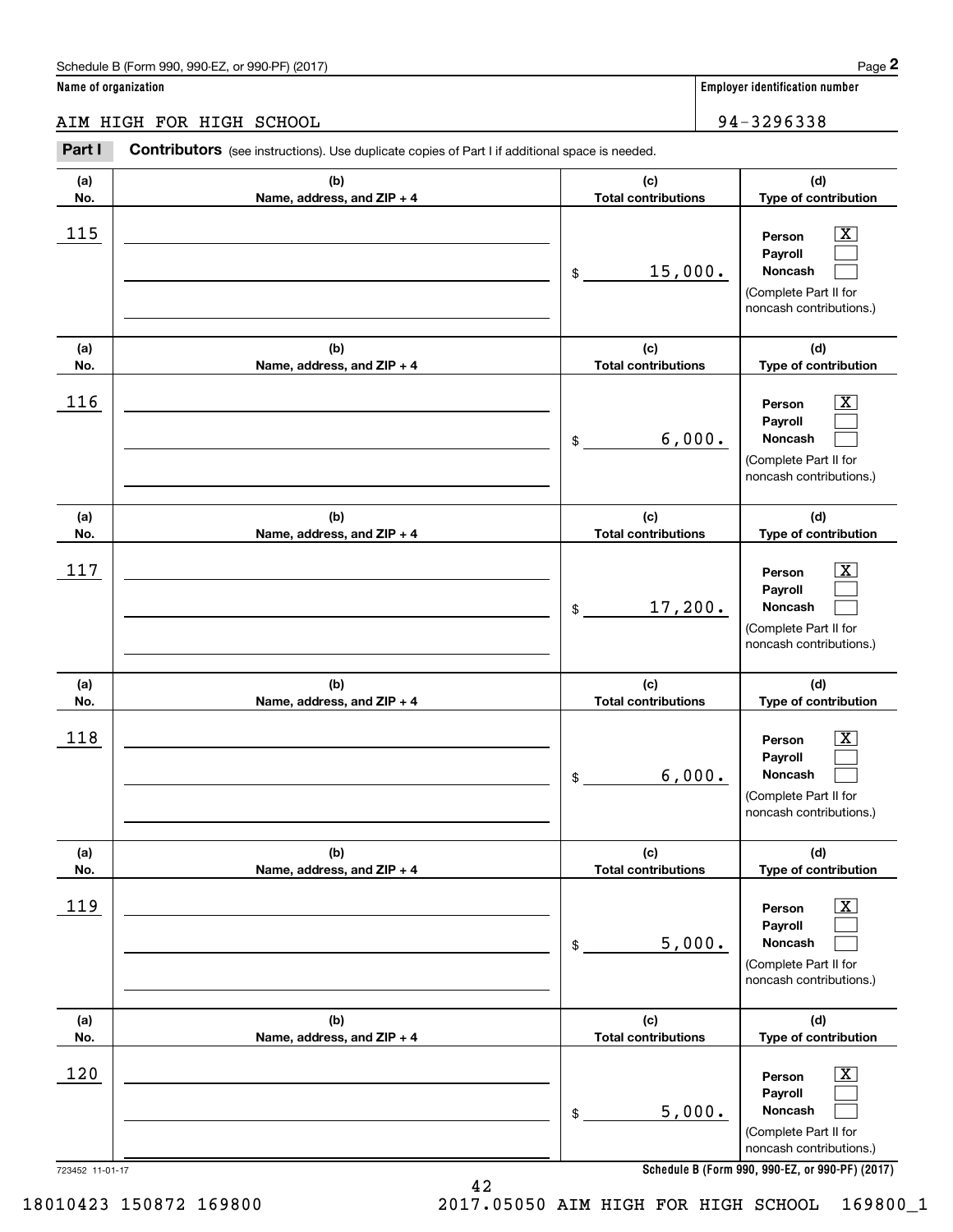Schedule B (Form 990, 990-EZ, or 990-PF) (2017) Page **2**

**Name of organization**

AIM HIGH FOR HIGH SCHOOL

**Employer identification number**

94-3296338

**Part I** **Contributors** (see instructions). Use duplicate copies of Part I if additional space is needed.

| (a) No. | (b) Name, address, and ZIP + 4 | (c) Total contributions | (d) Type of contribution |
|---|---|---|---|
| 115 | | $ 15,000. | Person [X] Payroll [ ] Noncash [ ] (Complete Part II for noncash contributions.) |
| 116 | | $ 6,000. | Person [X] Payroll [ ] Noncash [ ] (Complete Part II for noncash contributions.) |
| 117 | | $ 17,200. | Person [X] Payroll [ ] Noncash [ ] (Complete Part II for noncash contributions.) |
| 118 | | $ 6,000. | Person [X] Payroll [ ] Noncash [ ] (Complete Part II for noncash contributions.) |
| 119 | | $ 5,000. | Person [X] Payroll [ ] Noncash [ ] (Complete Part II for noncash contributions.) |
| 120 | | $ 5,000. | Person [X] Payroll [ ] Noncash [ ] (Complete Part II for noncash contributions.) |

723452 11-01-17 **Schedule B (Form 990, 990-EZ, or 990-PF) (2017)**

18010423 150872 169800 2017.05050 AIM HIGH FOR HIGH SCHOOL 169800_1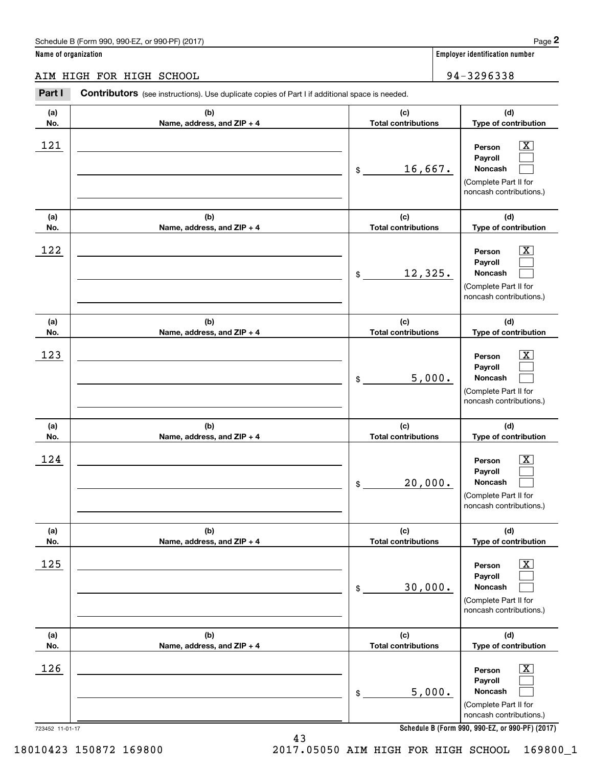Schedule B (Form 990, 990-EZ, or 990-PF) (2017)

**Name of organization**

AIM HIGH FOR HIGH SCHOOL

**Employer identification number**

94-3296338

**Part I** **Contributors** (see instructions). Use duplicate copies of Part I if additional space is needed.

| (a) No. | (b) Name, address, and ZIP + 4 | (c) Total contributions | (d) Type of contribution |
|---|---|---|---|
| 121 | | $ 16,667. | Person [X] Payroll [ ] Noncash [ ] (Complete Part II for noncash contributions.) |
| 122 | | $ 12,325. | Person [X] Payroll [ ] Noncash [ ] (Complete Part II for noncash contributions.) |
| 123 | | $ 5,000. | Person [X] Payroll [ ] Noncash [ ] (Complete Part II for noncash contributions.) |
| 124 | | $ 20,000. | Person [X] Payroll [ ] Noncash [ ] (Complete Part II for noncash contributions.) |
| 125 | | $ 30,000. | Person [X] Payroll [ ] Noncash [ ] (Complete Part II for noncash contributions.) |
| 126 | | $ 5,000. | Person [X] Payroll [ ] Noncash [ ] (Complete Part II for noncash contributions.) |

723452 11-01-17

**Schedule B (Form 990, 990-EZ, or 990-PF) (2017)**

18010423 150872 169800 2017.05050 AIM HIGH FOR HIGH SCHOOL 169800_1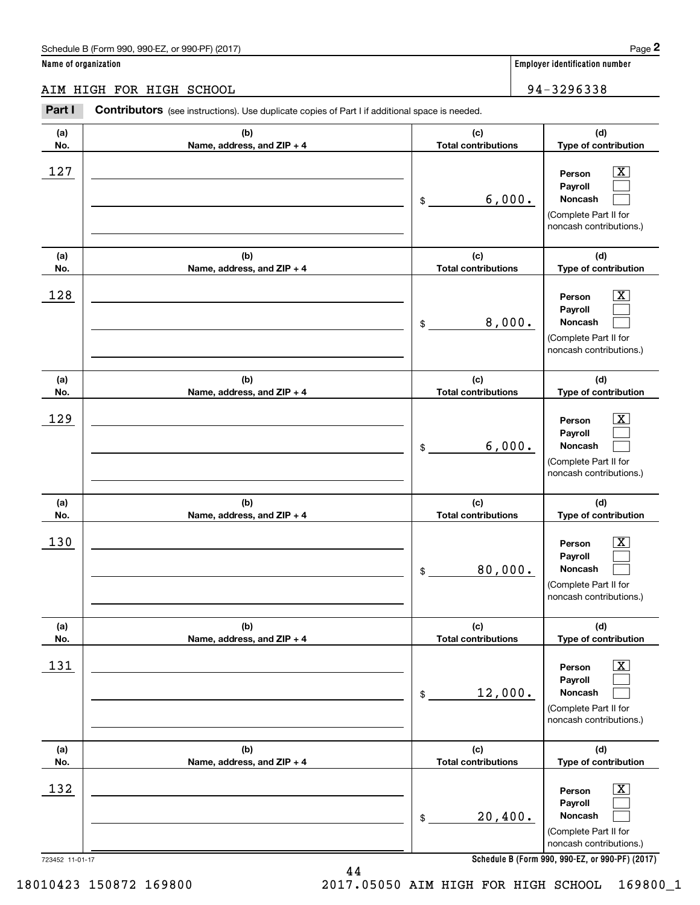Schedule B (Form 990, 990-EZ, or 990-PF) (2017) Page **2**

**Name of organization** | **Employer identification number**

AIM HIGH FOR HIGH SCHOOL | 94-3296338

**Part I** **Contributors** (see instructions). Use duplicate copies of Part I if additional space is needed.

| (a) No. | (b) Name, address, and ZIP + 4 | (c) Total contributions | (d) Type of contribution |
|---|---|---|---|
| 127 | | $ 6,000. | Person [X] Payroll [ ] Noncash [ ] (Complete Part II for noncash contributions.) |
| 128 | | $ 8,000. | Person [X] Payroll [ ] Noncash [ ] (Complete Part II for noncash contributions.) |
| 129 | | $ 6,000. | Person [X] Payroll [ ] Noncash [ ] (Complete Part II for noncash contributions.) |
| 130 | | $ 80,000. | Person [X] Payroll [ ] Noncash [ ] (Complete Part II for noncash contributions.) |
| 131 | | $ 12,000. | Person [X] Payroll [ ] Noncash [ ] (Complete Part II for noncash contributions.) |
| 132 | | $ 20,400. | Person [X] Payroll [ ] Noncash [ ] (Complete Part II for noncash contributions.) |

723452 11-01-17 **Schedule B (Form 990, 990-EZ, or 990-PF) (2017)**

18010423 150872 169800 2017.05050 AIM HIGH FOR HIGH SCHOOL 169800_1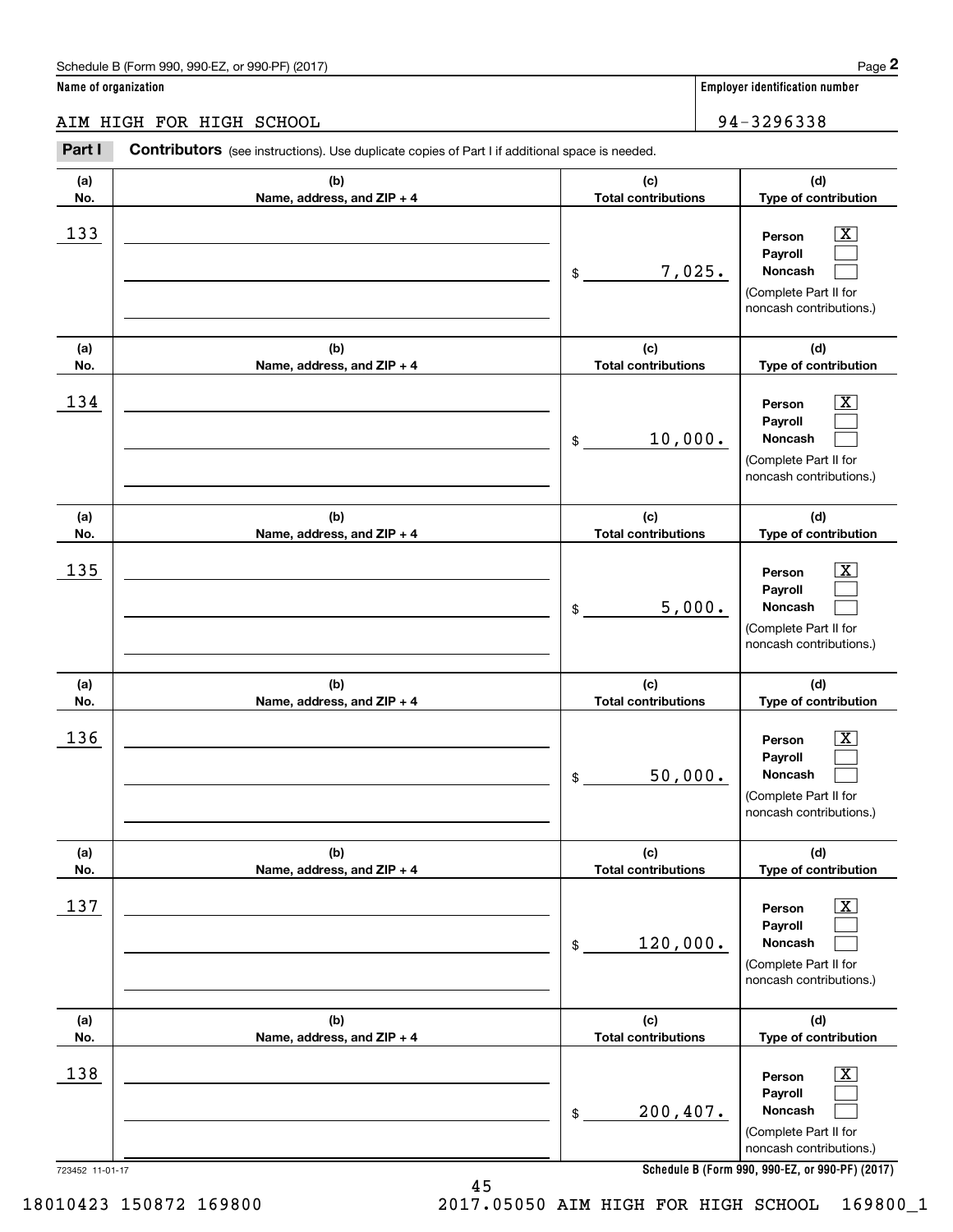Schedule B (Form 990, 990-EZ, or 990-PF) (2017)

**Name of organization**

AIM HIGH FOR HIGH SCHOOL

**Employer identification number**

94-3296338

**Part I** **Contributors** (see instructions). Use duplicate copies of Part I if additional space is needed.

| (a) No. | (b) Name, address, and ZIP + 4 | (c) Total contributions | (d) Type of contribution |
|---|---|---|---|
| 133 | | $ 7,025. | Person [X] Payroll [ ] Noncash [ ] (Complete Part II for noncash contributions.) |
| 134 | | $ 10,000. | Person [X] Payroll [ ] Noncash [ ] (Complete Part II for noncash contributions.) |
| 135 | | $ 5,000. | Person [X] Payroll [ ] Noncash [ ] (Complete Part II for noncash contributions.) |
| 136 | | $ 50,000. | Person [X] Payroll [ ] Noncash [ ] (Complete Part II for noncash contributions.) |
| 137 | | $ 120,000. | Person [X] Payroll [ ] Noncash [ ] (Complete Part II for noncash contributions.) |
| 138 | | $ 200,407. | Person [X] Payroll [ ] Noncash [ ] (Complete Part II for noncash contributions.) |

723452 11-01-17

**Schedule B (Form 990, 990-EZ, or 990-PF) (2017)**

18010423 150872 169800 2017.05050 AIM HIGH FOR HIGH SCHOOL 169800_1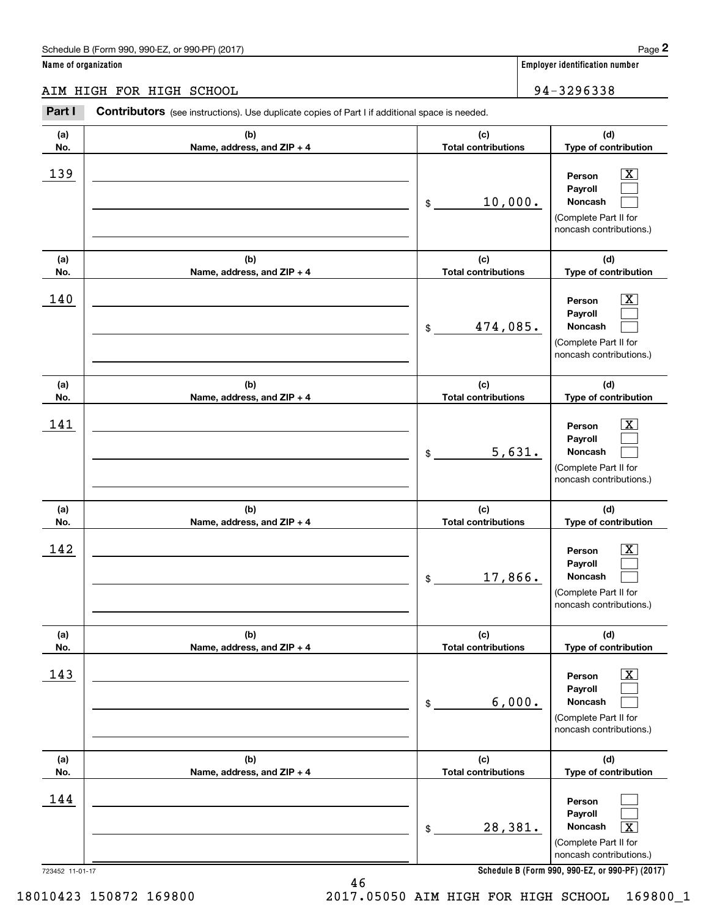Schedule B (Form 990, 990-EZ, or 990-PF) (2017)

**Name of organization**

AIM HIGH FOR HIGH SCHOOL

**Employer identification number**

94-3296338

**Part I** **Contributors** (see instructions). Use duplicate copies of Part I if additional space is needed.

| (a) No. | (b) Name, address, and ZIP + 4 | (c) Total contributions | (d) Type of contribution |
|---|---|---|---|
| 139 | | $ 10,000. | Person [X] Payroll [ ] Noncash [ ] (Complete Part II for noncash contributions.) |
| 140 | | $ 474,085. | Person [X] Payroll [ ] Noncash [ ] (Complete Part II for noncash contributions.) |
| 141 | | $ 5,631. | Person [X] Payroll [ ] Noncash [ ] (Complete Part II for noncash contributions.) |
| 142 | | $ 17,866. | Person [X] Payroll [ ] Noncash [ ] (Complete Part II for noncash contributions.) |
| 143 | | $ 6,000. | Person [X] Payroll [ ] Noncash [ ] (Complete Part II for noncash contributions.) |
| 144 | | $ 28,381. | Person [ ] Payroll [ ] Noncash [X] (Complete Part II for noncash contributions.) |

723452 11-01-17

**Schedule B (Form 990, 990-EZ, or 990-PF) (2017)**

18010423 150872 169800 2017.05050 AIM HIGH FOR HIGH SCHOOL 169800_1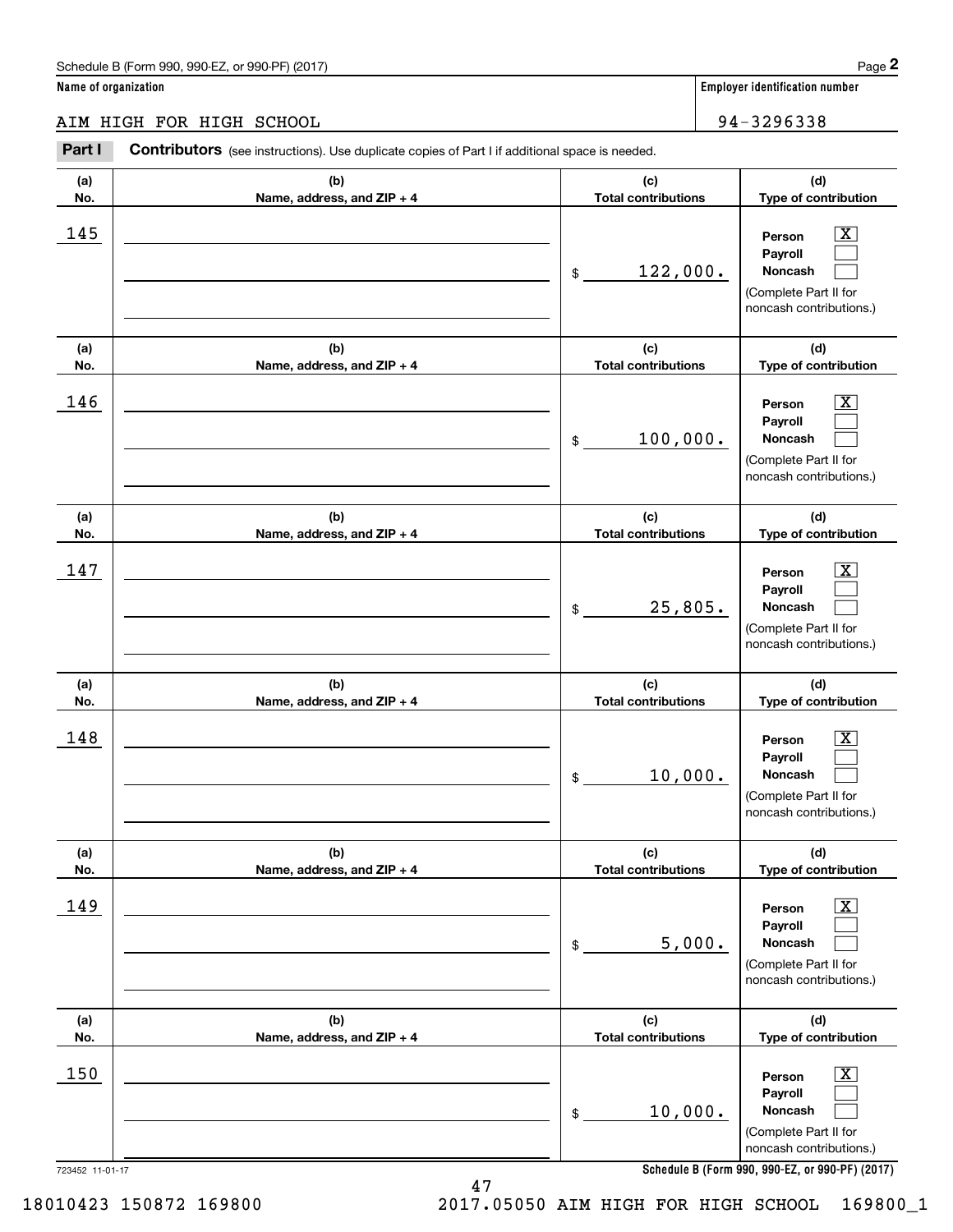Schedule B (Form 990, 990-EZ, or 990-PF) (2017) Page **2**

**Name of organization** | **Employer identification number**

AIM HIGH FOR HIGH SCHOOL | 94-3296338

**Part I** **Contributors** (see instructions). Use duplicate copies of Part I if additional space is needed.

| (a) No. | (b) Name, address, and ZIP + 4 | (c) Total contributions | (d) Type of contribution |
|---|---|---|---|
| 145 | | $ 122,000. | Person [X] Payroll [ ] Noncash [ ] (Complete Part II for noncash contributions.) |
| 146 | | $ 100,000. | Person [X] Payroll [ ] Noncash [ ] (Complete Part II for noncash contributions.) |
| 147 | | $ 25,805. | Person [X] Payroll [ ] Noncash [ ] (Complete Part II for noncash contributions.) |
| 148 | | $ 10,000. | Person [X] Payroll [ ] Noncash [ ] (Complete Part II for noncash contributions.) |
| 149 | | $ 5,000. | Person [X] Payroll [ ] Noncash [ ] (Complete Part II for noncash contributions.) |
| 150 | | $ 10,000. | Person [X] Payroll [ ] Noncash [ ] (Complete Part II for noncash contributions.) |

723452 11-01-17 **Schedule B (Form 990, 990-EZ, or 990-PF) (2017)**

18010423 150872 169800 2017.05050 AIM HIGH FOR HIGH SCHOOL 169800_1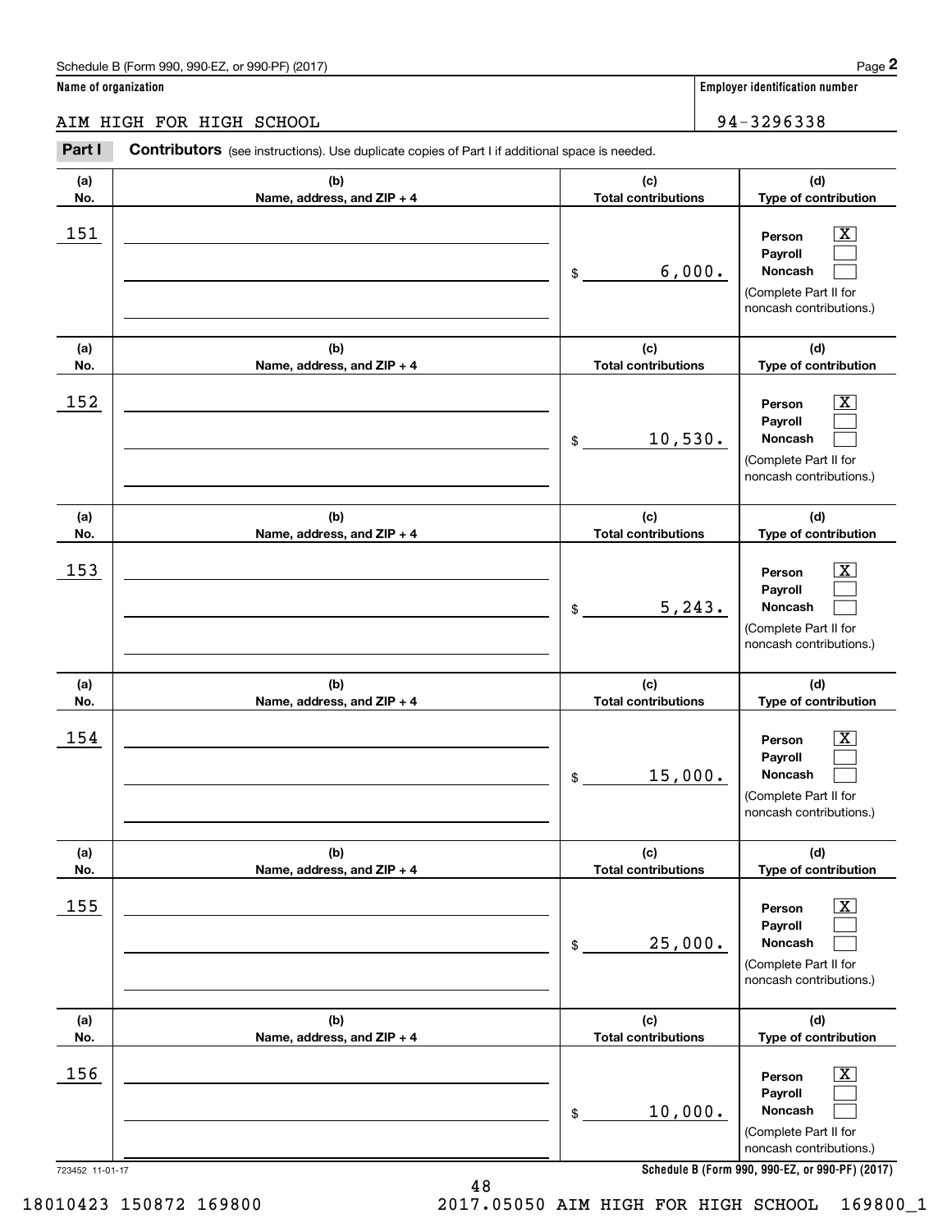Schedule B (Form 990, 990-EZ, or 990-PF) (2017)

**Name of organization**

AIM HIGH FOR HIGH SCHOOL

**Employer identification number**

94-3296338

**Part I** **Contributors** (see instructions). Use duplicate copies of Part I if additional space is needed.

| (a) No. | (b) Name, address, and ZIP + 4 | (c) Total contributions | (d) Type of contribution |
|---|---|---|---|
| 151 | | $ 6,000. | Person [X] Payroll [ ] Noncash [ ] (Complete Part II for noncash contributions.) |
| 152 | | $ 10,530. | Person [X] Payroll [ ] Noncash [ ] (Complete Part II for noncash contributions.) |
| 153 | | $ 5,243. | Person [X] Payroll [ ] Noncash [ ] (Complete Part II for noncash contributions.) |
| 154 | | $ 15,000. | Person [X] Payroll [ ] Noncash [ ] (Complete Part II for noncash contributions.) |
| 155 | | $ 25,000. | Person [X] Payroll [ ] Noncash [ ] (Complete Part II for noncash contributions.) |
| 156 | | $ 10,000. | Person [X] Payroll [ ] Noncash [ ] (Complete Part II for noncash contributions.) |

723452 11-01-17

Schedule B (Form 990, 990-EZ, or 990-PF) (2017)

18010423 150872 169800 2017.05050 AIM HIGH FOR HIGH SCHOOL 169800_1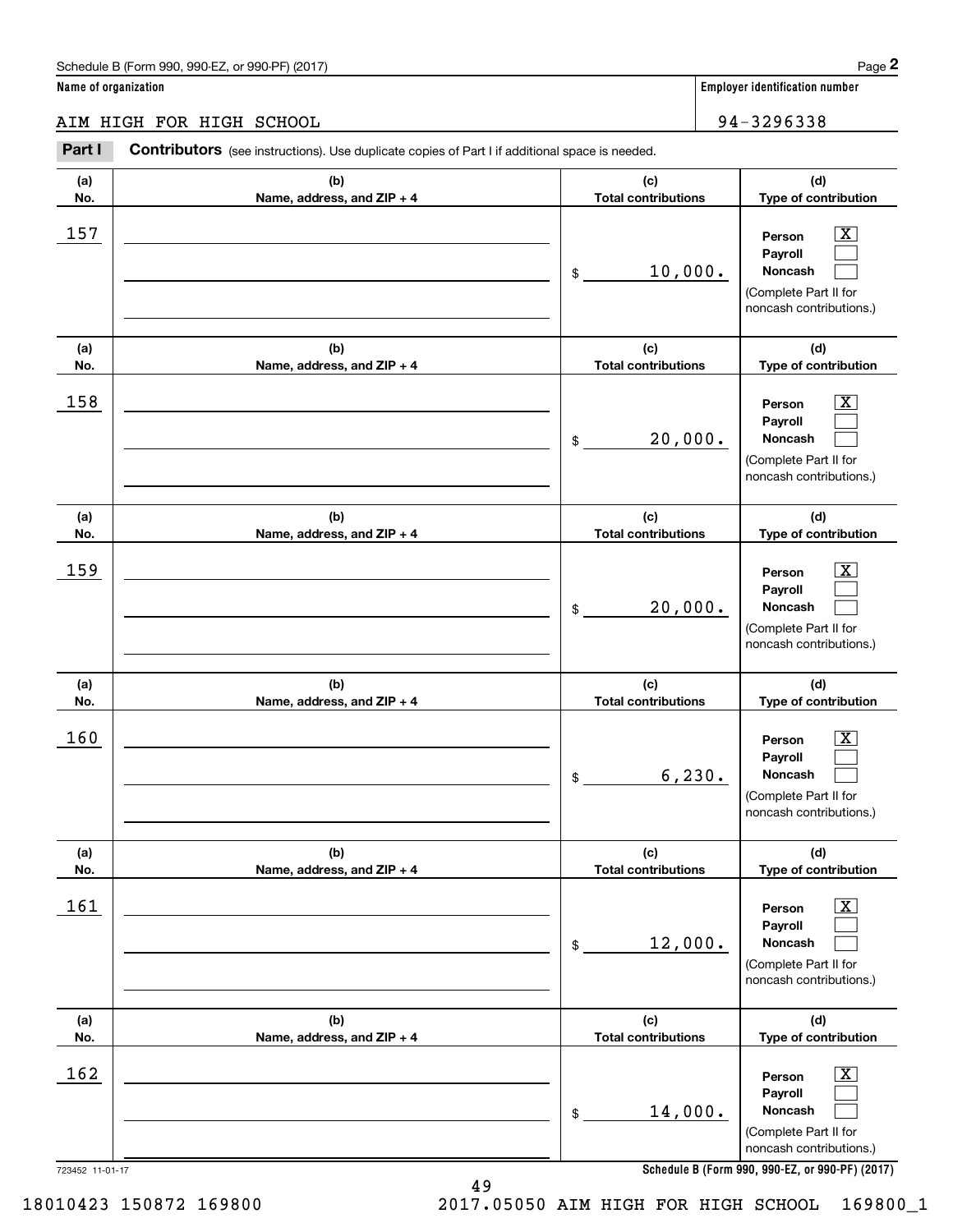Schedule B (Form 990, 990-EZ, or 990-PF) (2017) Page **2**

**Name of organization** | **Employer identification number**

AIM HIGH FOR HIGH SCHOOL | 94-3296338

**Part I** **Contributors** (see instructions). Use duplicate copies of Part I if additional space is needed.

| (a) No. | (b) Name, address, and ZIP + 4 | (c) Total contributions | (d) Type of contribution |
|---|---|---|---|
| 157 | | $ 10,000. | Person [X] Payroll [ ] Noncash [ ] (Complete Part II for noncash contributions.) |
| 158 | | $ 20,000. | Person [X] Payroll [ ] Noncash [ ] (Complete Part II for noncash contributions.) |
| 159 | | $ 20,000. | Person [X] Payroll [ ] Noncash [ ] (Complete Part II for noncash contributions.) |
| 160 | | $ 6,230. | Person [X] Payroll [ ] Noncash [ ] (Complete Part II for noncash contributions.) |
| 161 | | $ 12,000. | Person [X] Payroll [ ] Noncash [ ] (Complete Part II for noncash contributions.) |
| 162 | | $ 14,000. | Person [X] Payroll [ ] Noncash [ ] (Complete Part II for noncash contributions.) |

723452 11-01-17 **Schedule B (Form 990, 990-EZ, or 990-PF) (2017)**

18010423 150872 169800 2017.05050 AIM HIGH FOR HIGH SCHOOL 169800_1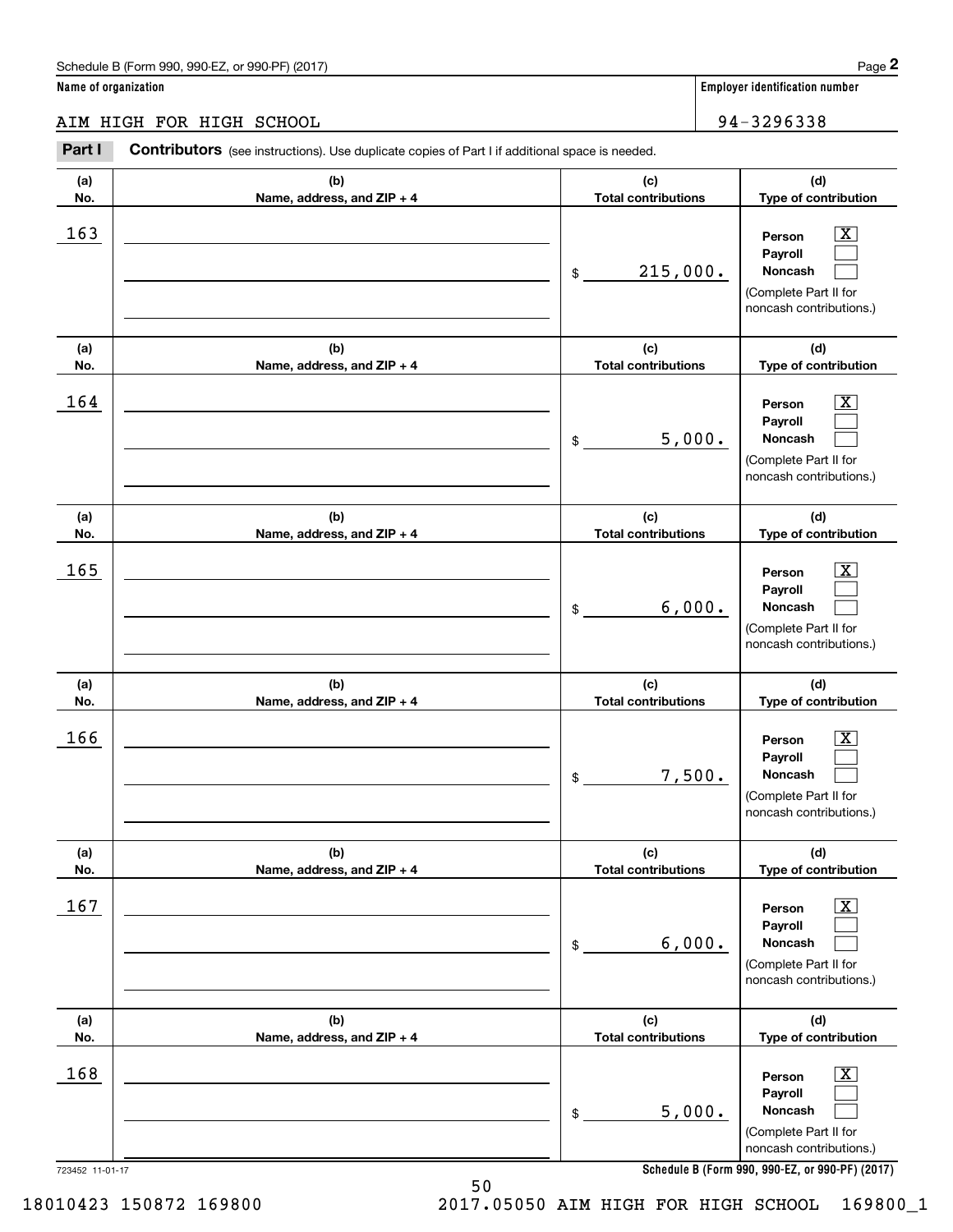Schedule B (Form 990, 990-EZ, or 990-PF) (2017)

**Name of organization**

AIM HIGH FOR HIGH SCHOOL

**Employer identification number**

94-3296338

**Part I** **Contributors** (see instructions). Use duplicate copies of Part I if additional space is needed.

| (a) No. | (b) Name, address, and ZIP + 4 | (c) Total contributions | (d) Type of contribution |
|---|---|---|---|
| 163 | | $ 215,000. | Person [X] Payroll [ ] Noncash [ ] (Complete Part II for noncash contributions.) |
| 164 | | $ 5,000. | Person [X] Payroll [ ] Noncash [ ] (Complete Part II for noncash contributions.) |
| 165 | | $ 6,000. | Person [X] Payroll [ ] Noncash [ ] (Complete Part II for noncash contributions.) |
| 166 | | $ 7,500. | Person [X] Payroll [ ] Noncash [ ] (Complete Part II for noncash contributions.) |
| 167 | | $ 6,000. | Person [X] Payroll [ ] Noncash [ ] (Complete Part II for noncash contributions.) |
| 168 | | $ 5,000. | Person [X] Payroll [ ] Noncash [ ] (Complete Part II for noncash contributions.) |

723452 11-01-17

**Schedule B (Form 990, 990-EZ, or 990-PF) (2017)**

18010423 150872 169800 2017.05050 AIM HIGH FOR HIGH SCHOOL 169800_1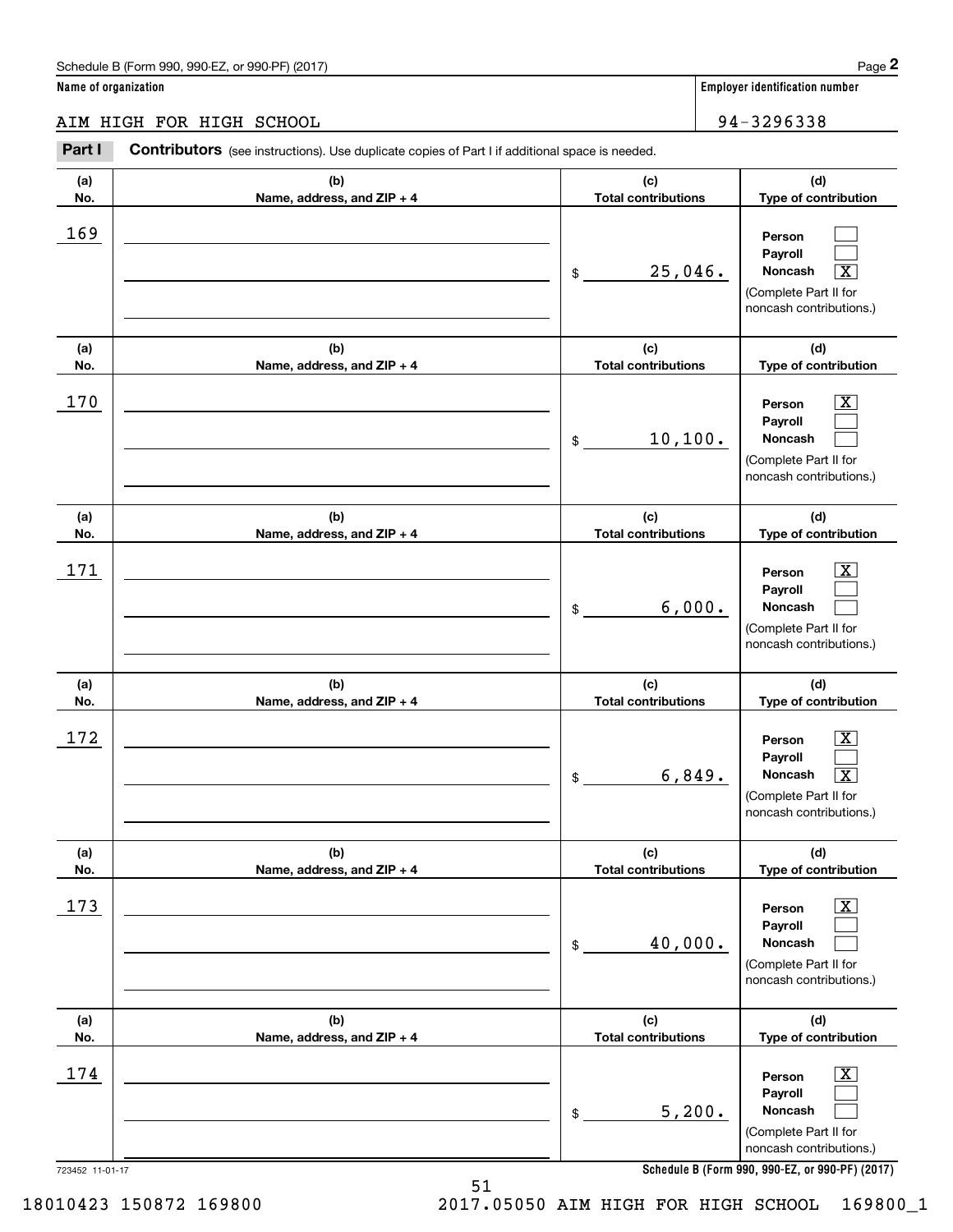Schedule B (Form 990, 990-EZ, or 990-PF) (2017)

**Name of organization**

AIM HIGH FOR HIGH SCHOOL

**Employer identification number**

94-3296338

**Part I** **Contributors** (see instructions). Use duplicate copies of Part I if additional space is needed.

| (a) No. | (b) Name, address, and ZIP + 4 | (c) Total contributions | (d) Type of contribution |
|---|---|---|---|
| 169 | | $ 25,046. | Person [ ] Payroll [ ] Noncash [X] (Complete Part II for noncash contributions.) |
| 170 | | $ 10,100. | Person [X] Payroll [ ] Noncash [ ] (Complete Part II for noncash contributions.) |
| 171 | | $ 6,000. | Person [X] Payroll [ ] Noncash [ ] (Complete Part II for noncash contributions.) |
| 172 | | $ 6,849. | Person [X] Payroll [ ] Noncash [X] (Complete Part II for noncash contributions.) |
| 173 | | $ 40,000. | Person [X] Payroll [ ] Noncash [ ] (Complete Part II for noncash contributions.) |
| 174 | | $ 5,200. | Person [X] Payroll [ ] Noncash [ ] (Complete Part II for noncash contributions.) |

723452 11-01-17

**Schedule B (Form 990, 990-EZ, or 990-PF) (2017)**

18010423 150872 169800 2017.05050 AIM HIGH FOR HIGH SCHOOL 169800_1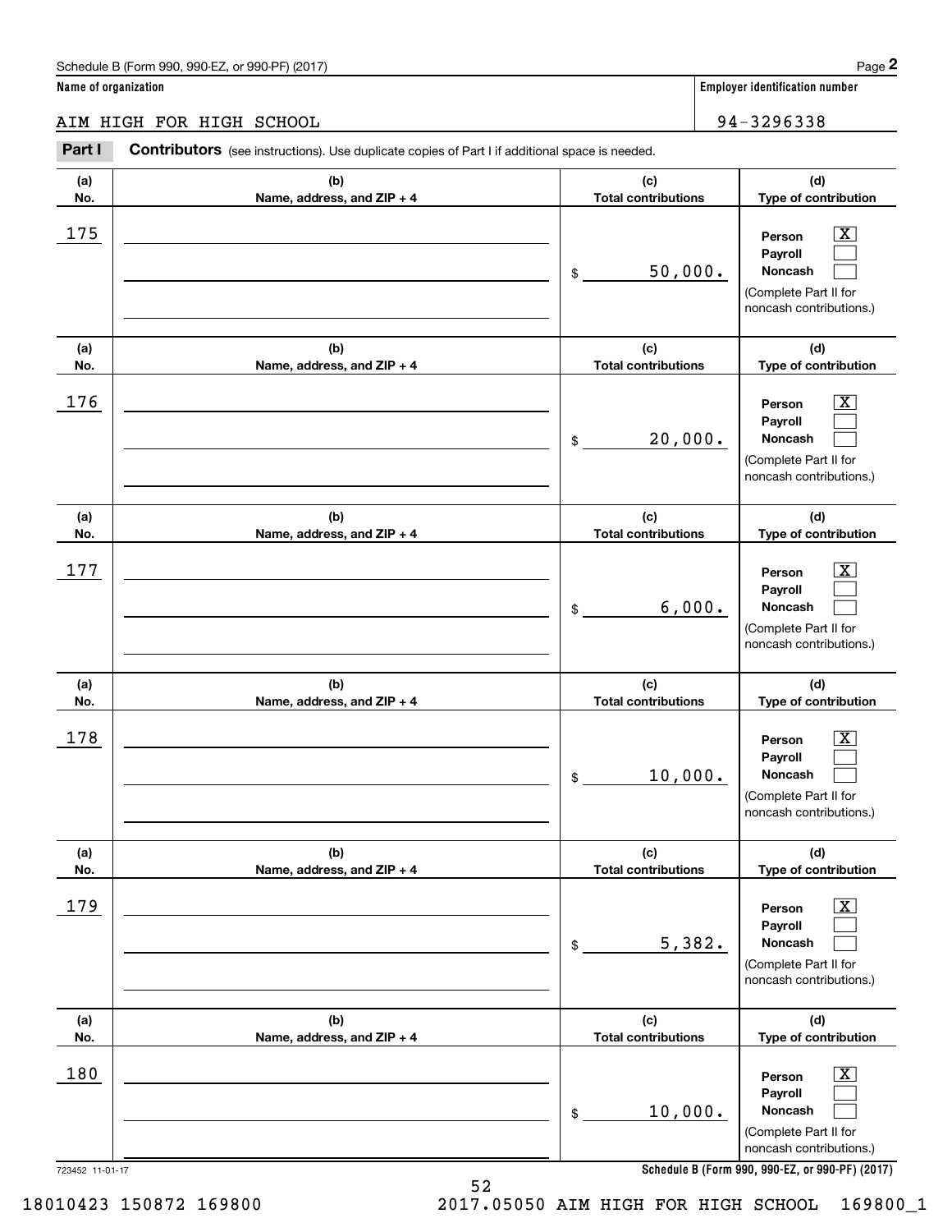Schedule B (Form 990, 990-EZ, or 990-PF) (2017) Page **2**

**Name of organization** | **Employer identification number**

AIM HIGH FOR HIGH SCHOOL | 94-3296338

**Part I** **Contributors** (see instructions). Use duplicate copies of Part I if additional space is needed.

| (a) No. | (b) Name, address, and ZIP + 4 | (c) Total contributions | (d) Type of contribution |
|---|---|---|---|
| 175 | | $ 50,000. | Person [X] Payroll [ ] Noncash [ ] (Complete Part II for noncash contributions.) |
| 176 | | $ 20,000. | Person [X] Payroll [ ] Noncash [ ] (Complete Part II for noncash contributions.) |
| 177 | | $ 6,000. | Person [X] Payroll [ ] Noncash [ ] (Complete Part II for noncash contributions.) |
| 178 | | $ 10,000. | Person [X] Payroll [ ] Noncash [ ] (Complete Part II for noncash contributions.) |
| 179 | | $ 5,382. | Person [X] Payroll [ ] Noncash [ ] (Complete Part II for noncash contributions.) |
| 180 | | $ 10,000. | Person [X] Payroll [ ] Noncash [ ] (Complete Part II for noncash contributions.) |

723452 11-01-17 **Schedule B (Form 990, 990-EZ, or 990-PF) (2017)**

18010423 150872 169800 2017.05050 AIM HIGH FOR HIGH SCHOOL 169800_1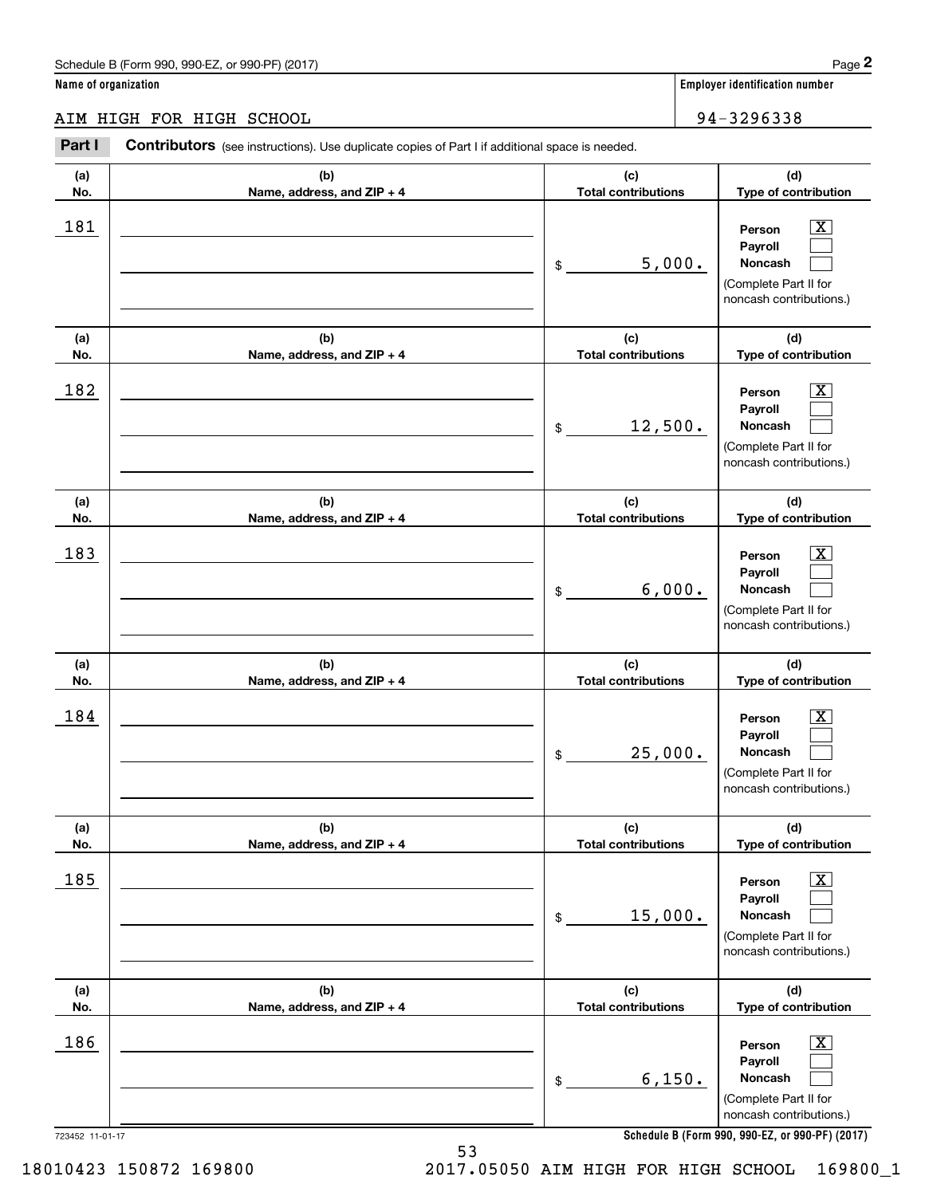Schedule B (Form 990, 990-EZ, or 990-PF) (2017) Page **2**

**Name of organization**

AIM HIGH FOR HIGH SCHOOL

**Employer identification number**

94-3296338

**Part I** **Contributors** (see instructions). Use duplicate copies of Part I if additional space is needed.

| (a) No. | (b) Name, address, and ZIP + 4 | (c) Total contributions | (d) Type of contribution |
|---|---|---|---|
| 181 | | $ 5,000. | Person [X] Payroll [ ] Noncash [ ] (Complete Part II for noncash contributions.) |
| 182 | | $ 12,500. | Person [X] Payroll [ ] Noncash [ ] (Complete Part II for noncash contributions.) |
| 183 | | $ 6,000. | Person [X] Payroll [ ] Noncash [ ] (Complete Part II for noncash contributions.) |
| 184 | | $ 25,000. | Person [X] Payroll [ ] Noncash [ ] (Complete Part II for noncash contributions.) |
| 185 | | $ 15,000. | Person [X] Payroll [ ] Noncash [ ] (Complete Part II for noncash contributions.) |
| 186 | | $ 6,150. | Person [X] Payroll [ ] Noncash [ ] (Complete Part II for noncash contributions.) |

723452 11-01-17

**Schedule B (Form 990, 990-EZ, or 990-PF) (2017)**

18010423 150872 169800 2017.05050 AIM HIGH FOR HIGH SCHOOL 169800_1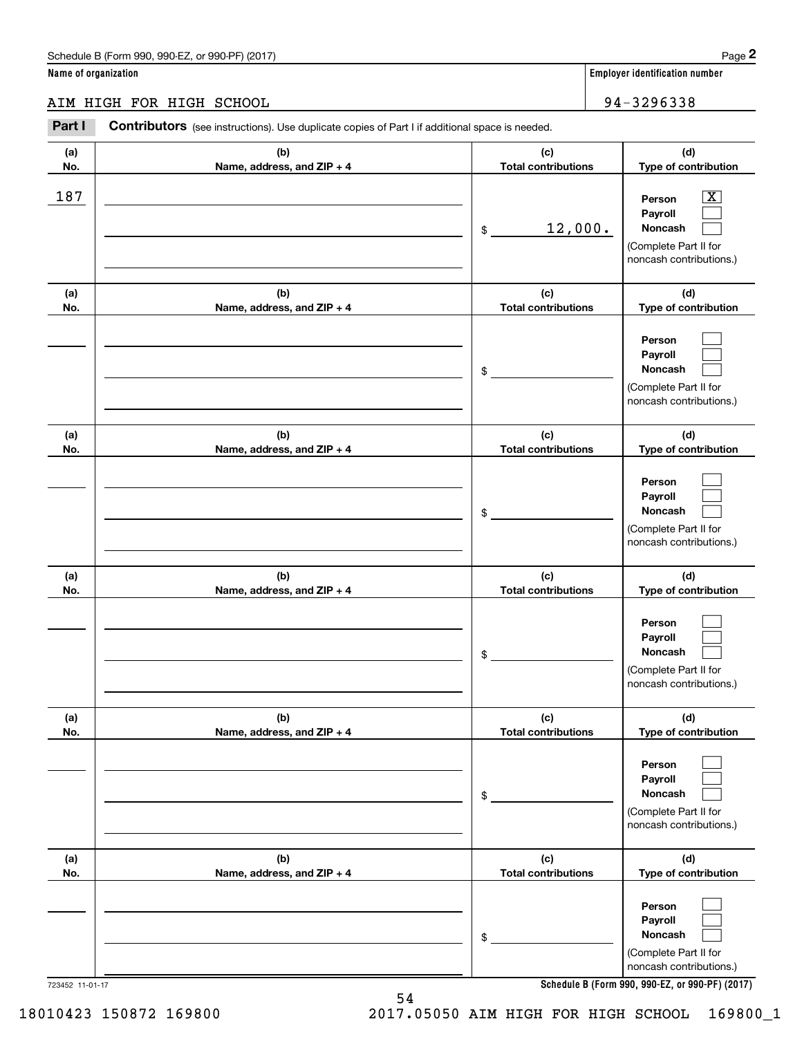Schedule B (Form 990, 990-EZ, or 990-PF) (2017)

**Name of organization**

AIM HIGH FOR HIGH SCHOOL

**Employer identification number**

94-3296338

**Part I** **Contributors** (see instructions). Use duplicate copies of Part I if additional space is needed.

| (a) No. | (b) Name, address, and ZIP + 4 | (c) Total contributions | (d) Type of contribution |
|---|---|---|---|
| 187 | | $ 12,000. | Person [X] Payroll [ ] Noncash [ ] (Complete Part II for noncash contributions.) |
| | | $ | Person [ ] Payroll [ ] Noncash [ ] (Complete Part II for noncash contributions.) |
| | | $ | Person [ ] Payroll [ ] Noncash [ ] (Complete Part II for noncash contributions.) |
| | | $ | Person [ ] Payroll [ ] Noncash [ ] (Complete Part II for noncash contributions.) |
| | | $ | Person [ ] Payroll [ ] Noncash [ ] (Complete Part II for noncash contributions.) |
| | | $ | Person [ ] Payroll [ ] Noncash [ ] (Complete Part II for noncash contributions.) |

723452 11-01-17

**Schedule B (Form 990, 990-EZ, or 990-PF) (2017)**

18010423 150872 169800 2017.05050 AIM HIGH FOR HIGH SCHOOL 169800_1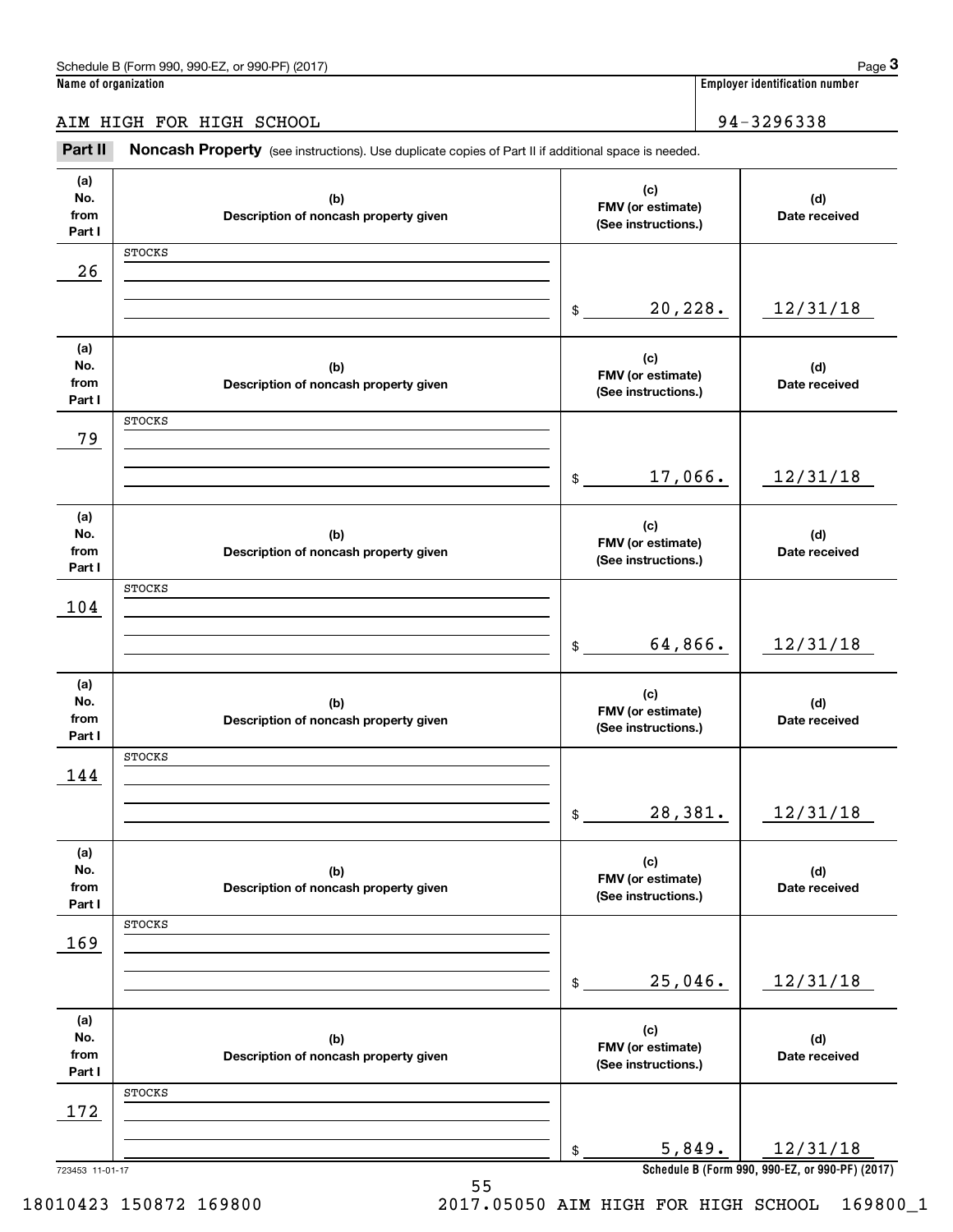Schedule B (Form 990, 990-EZ, or 990-PF) (2017) Page **3**

**Name of organization** | **Employer identification number**

AIM HIGH FOR HIGH SCHOOL | 94-3296338

**Part II** **Noncash Property** (see instructions). Use duplicate copies of Part II if additional space is needed.

| (a) No. from Part I | (b) Description of noncash property given | (c) FMV (or estimate) (See instructions.) | (d) Date received |
|---|---|---|---|
| 26 | STOCKS | $ 20,228. | 12/31/18 |
| 79 | STOCKS | $ 17,066. | 12/31/18 |
| 104 | STOCKS | $ 64,866. | 12/31/18 |
| 144 | STOCKS | $ 28,381. | 12/31/18 |
| 169 | STOCKS | $ 25,046. | 12/31/18 |
| 172 | STOCKS | $ 5,849. | 12/31/18 |

723453 11-01-17 **Schedule B (Form 990, 990-EZ, or 990-PF) (2017)**

18010423 150872 169800 2017.05050 AIM HIGH FOR HIGH SCHOOL 169800_1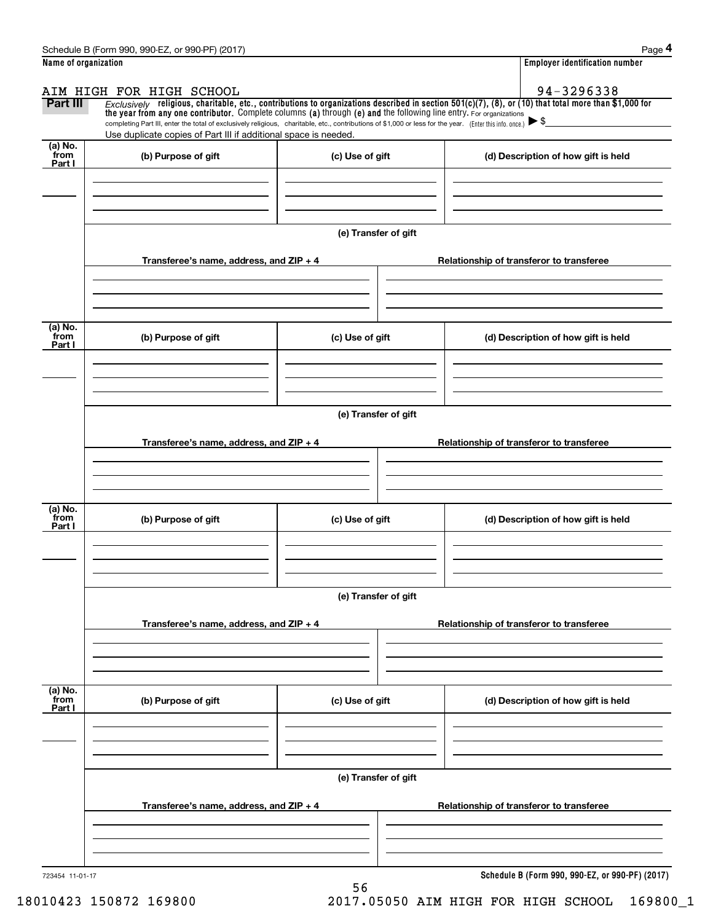Schedule B (Form 990, 990-EZ, or 990-PF) (2017)

**Name of organization**

AIM HIGH FOR HIGH SCHOOL

**Employer identification number**

94-3296338

**Part III** *Exclusively* **religious, charitable, etc., contributions to organizations described in section 501(c)(7), (8), or (10) that total more than $1,000 for the year from any one contributor.** Complete columns **(a)** through **(e) and** the following line entry. For organizations completing Part III, enter the total of exclusively religious, charitable, etc., contributions of $1,000 or less for the year. (Enter this info. once.) ▶ $

Use duplicate copies of Part III if additional space is needed.

| (a) No. from Part I | (b) Purpose of gift | (c) Use of gift | (d) Description of how gift is held |
| --- | --- | --- | --- |
| | | | |

**(e) Transfer of gift**

| Transferee's name, address, and ZIP + 4 | Relationship of transferor to transferee |
| --- | --- |
| | |

| (a) No. from Part I | (b) Purpose of gift | (c) Use of gift | (d) Description of how gift is held |
| --- | --- | --- | --- |
| | | | |

**(e) Transfer of gift**

| Transferee's name, address, and ZIP + 4 | Relationship of transferor to transferee |
| --- | --- |
| | |

| (a) No. from Part I | (b) Purpose of gift | (c) Use of gift | (d) Description of how gift is held |
| --- | --- | --- | --- |
| | | | |

**(e) Transfer of gift**

| Transferee's name, address, and ZIP + 4 | Relationship of transferor to transferee |
| --- | --- |
| | |

| (a) No. from Part I | (b) Purpose of gift | (c) Use of gift | (d) Description of how gift is held |
| --- | --- | --- | --- |
| | | | |

**(e) Transfer of gift**

| Transferee's name, address, and ZIP + 4 | Relationship of transferor to transferee |
| --- | --- |
| | |

723454 11-01-17

**Schedule B (Form 990, 990-EZ, or 990-PF) (2017)**

18010423 150872 169800 2017.05050 AIM HIGH FOR HIGH SCHOOL 169800_1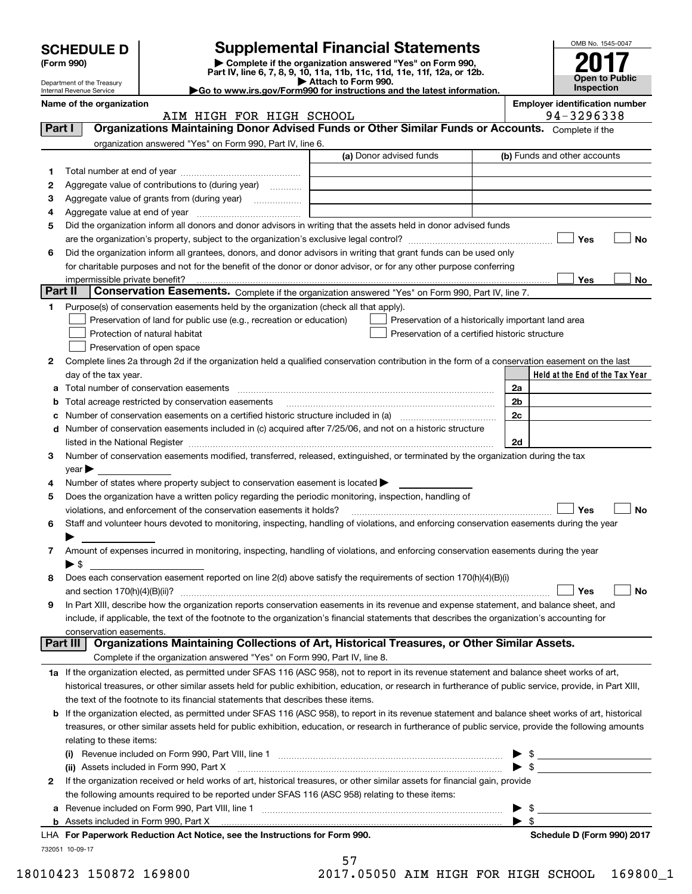# SCHEDULE D (Form 990)

Department of the Treasury
Internal Revenue Service

## Supplemental Financial Statements

▶ Complete if the organization answered "Yes" on Form 990, Part IV, line 6, 7, 8, 9, 10, 11a, 11b, 11c, 11d, 11e, 11f, 12a, or 12b.
▶ Attach to Form 990.
▶Go to www.irs.gov/Form990 for instructions and the latest information.

OMB No. 1545-0047

**2017**

**Open to Public Inspection**

**Name of the organization**
AIM HIGH FOR HIGH SCHOOL

**Employer identification number**
94-3296338

**Part I — Organizations Maintaining Donor Advised Funds or Other Similar Funds or Accounts.** Complete if the organization answered "Yes" on Form 990, Part IV, line 6.

| | | (a) Donor advised funds | (b) Funds and other accounts |
|---|---|---|---|
| 1 | Total number at end of year | | |
| 2 | Aggregate value of contributions to (during year) | | |
| 3 | Aggregate value of grants from (during year) | | |
| 4 | Aggregate value at end of year | | |

5 Did the organization inform all donors and donor advisors in writing that the assets held in donor advised funds are the organization's property, subject to the organization's exclusive legal control? ☐ Yes ☐ No

6 Did the organization inform all grantees, donors, and donor advisors in writing that grant funds can be used only for charitable purposes and not for the benefit of the donor or donor advisor, or for any other purpose conferring impermissible private benefit? ☐ Yes ☐ No

**Part II — Conservation Easements.** Complete if the organization answered "Yes" on Form 990, Part IV, line 7.

1 Purpose(s) of conservation easements held by the organization (check all that apply).
- ☐ Preservation of land for public use (e.g., recreation or education)
- ☐ Preservation of a historically important land area
- ☐ Protection of natural habitat
- ☐ Preservation of a certified historic structure
- ☐ Preservation of open space

2 Complete lines 2a through 2d if the organization held a qualified conservation contribution in the form of a conservation easement on the last day of the tax year.

| | | | Held at the End of the Tax Year |
|---|---|---|---|
| a | Total number of conservation easements | 2a | |
| b | Total acreage restricted by conservation easements | 2b | |
| c | Number of conservation easements on a certified historic structure included in (a) | 2c | |
| d | Number of conservation easements included in (c) acquired after 7/25/06, and not on a historic structure listed in the National Register | 2d | |

3 Number of conservation easements modified, transferred, released, extinguished, or terminated by the organization during the tax year ▶

4 Number of states where property subject to conservation easement is located ▶

5 Does the organization have a written policy regarding the periodic monitoring, inspection, handling of violations, and enforcement of the conservation easements it holds? ☐ Yes ☐ No

6 Staff and volunteer hours devoted to monitoring, inspecting, handling of violations, and enforcing conservation easements during the year ▶

7 Amount of expenses incurred in monitoring, inspecting, handling of violations, and enforcing conservation easements during the year ▶ $

8 Does each conservation easement reported on line 2(d) above satisfy the requirements of section 170(h)(4)(B)(i) and section 170(h)(4)(B)(ii)? ☐ Yes ☐ No

9 In Part XIII, describe how the organization reports conservation easements in its revenue and expense statement, and balance sheet, and include, if applicable, the text of the footnote to the organization's financial statements that describes the organization's accounting for conservation easements.

**Part III — Organizations Maintaining Collections of Art, Historical Treasures, or Other Similar Assets.** Complete if the organization answered "Yes" on Form 990, Part IV, line 8.

1a If the organization elected, as permitted under SFAS 116 (ASC 958), not to report in its revenue statement and balance sheet works of art, historical treasures, or other similar assets held for public exhibition, education, or research in furtherance of public service, provide, in Part XIII, the text of the footnote to its financial statements that describes these items.

b If the organization elected, as permitted under SFAS 116 (ASC 958), to report in its revenue statement and balance sheet works of art, historical treasures, or other similar assets held for public exhibition, education, or research in furtherance of public service, provide the following amounts relating to these items:

(i) Revenue included on Form 990, Part VIII, line 1 ▶ $

(ii) Assets included in Form 990, Part X ▶ $

2 If the organization received or held works of art, historical treasures, or other similar assets for financial gain, provide the following amounts required to be reported under SFAS 116 (ASC 958) relating to these items:

a Revenue included on Form 990, Part VIII, line 1 ▶ $

b Assets included in Form 990, Part X ▶ $

LHA **For Paperwork Reduction Act Notice, see the Instructions for Form 990.** **Schedule D (Form 990) 2017**

732051 10-09-17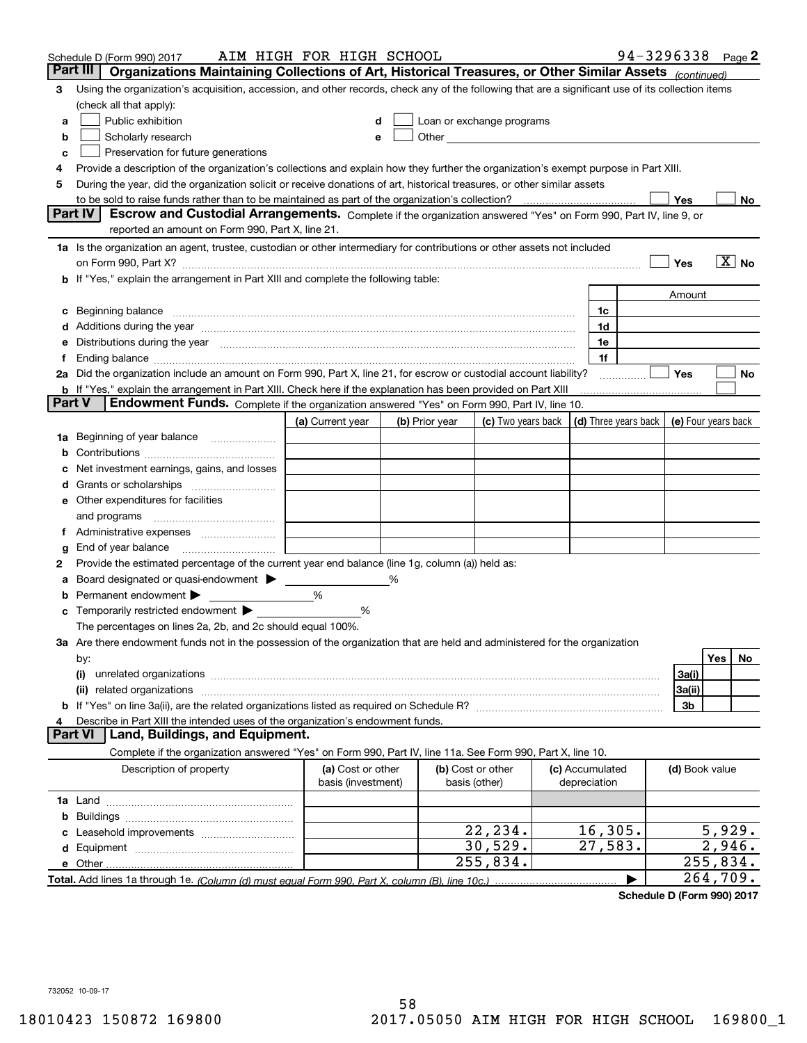Schedule D (Form 990) 2017 AIM HIGH FOR HIGH SCHOOL 94-3296338 Page 2

**Part III** **Organizations Maintaining Collections of Art, Historical Treasures, or Other Similar Assets** *(continued)*

3 Using the organization's acquisition, accession, and other records, check any of the following that are a significant use of its collection items (check all that apply):

a ☐ Public exhibition
b ☐ Scholarly research
c ☐ Preservation for future generations
d ☐ Loan or exchange programs
e ☐ Other

4 Provide a description of the organization's collections and explain how they further the organization's exempt purpose in Part XIII.

5 During the year, did the organization solicit or receive donations of art, historical treasures, or other similar assets to be sold to raise funds rather than to be maintained as part of the organization's collection? ☐ Yes ☐ No

**Part IV** **Escrow and Custodial Arrangements.** Complete if the organization answered "Yes" on Form 990, Part IV, line 9, or reported an amount on Form 990, Part X, line 21.

1a Is the organization an agent, trustee, custodian or other intermediary for contributions or other assets not included on Form 990, Part X? ☐ Yes ☒ No

b If "Yes," explain the arrangement in Part XIII and complete the following table:

| | | Amount |
|---|---|---|
| c Beginning balance | 1c | |
| d Additions during the year | 1d | |
| e Distributions during the year | 1e | |
| f Ending balance | 1f | |

2a Did the organization include an amount on Form 990, Part X, line 21, for escrow or custodial account liability? ☐ Yes ☐ No

b If "Yes," explain the arrangement in Part XIII. Check here if the explanation has been provided on Part XIII ☐

**Part V** **Endowment Funds.** Complete if the organization answered "Yes" on Form 990, Part IV, line 10.

| | (a) Current year | (b) Prior year | (c) Two years back | (d) Three years back | (e) Four years back |
|---|---|---|---|---|---|
| 1a Beginning of year balance | | | | | |
| b Contributions | | | | | |
| c Net investment earnings, gains, and losses | | | | | |
| d Grants or scholarships | | | | | |
| e Other expenditures for facilities and programs | | | | | |
| f Administrative expenses | | | | | |
| g End of year balance | | | | | |

2 Provide the estimated percentage of the current year end balance (line 1g, column (a)) held as:

a Board designated or quasi-endowment ▶ %
b Permanent endowment ▶ %
c Temporarily restricted endowment ▶ %

The percentages on lines 2a, 2b, and 2c should equal 100%.

3a Are there endowment funds not in the possession of the organization that are held and administered for the organization by:

| | | Yes | No |
|---|---|---|---|
| (i) unrelated organizations | 3a(i) | | |
| (ii) related organizations | 3a(ii) | | |
| b If "Yes" on line 3a(ii), are the related organizations listed as required on Schedule R? | 3b | | |

4 Describe in Part XIII the intended uses of the organization's endowment funds.

**Part VI** **Land, Buildings, and Equipment.**

Complete if the organization answered "Yes" on Form 990, Part IV, line 11a. See Form 990, Part X, line 10.

| Description of property | (a) Cost or other basis (investment) | (b) Cost or other basis (other) | (c) Accumulated depreciation | (d) Book value |
|---|---|---|---|---|
| 1a Land | | | | |
| b Buildings | | | | |
| c Leasehold improvements | | 22,234. | 16,305. | 5,929. |
| d Equipment | | 30,529. | 27,583. | 2,946. |
| e Other | | 255,834. | | 255,834. |
| **Total.** Add lines 1a through 1e. *(Column (d) must equal Form 990, Part X, column (B), line 10c.)* | | | ▶ | 264,709. |

**Schedule D (Form 990) 2017**

732052 10-09-17

18010423 150872 169800 2017.05050 AIM HIGH FOR HIGH SCHOOL 169800_1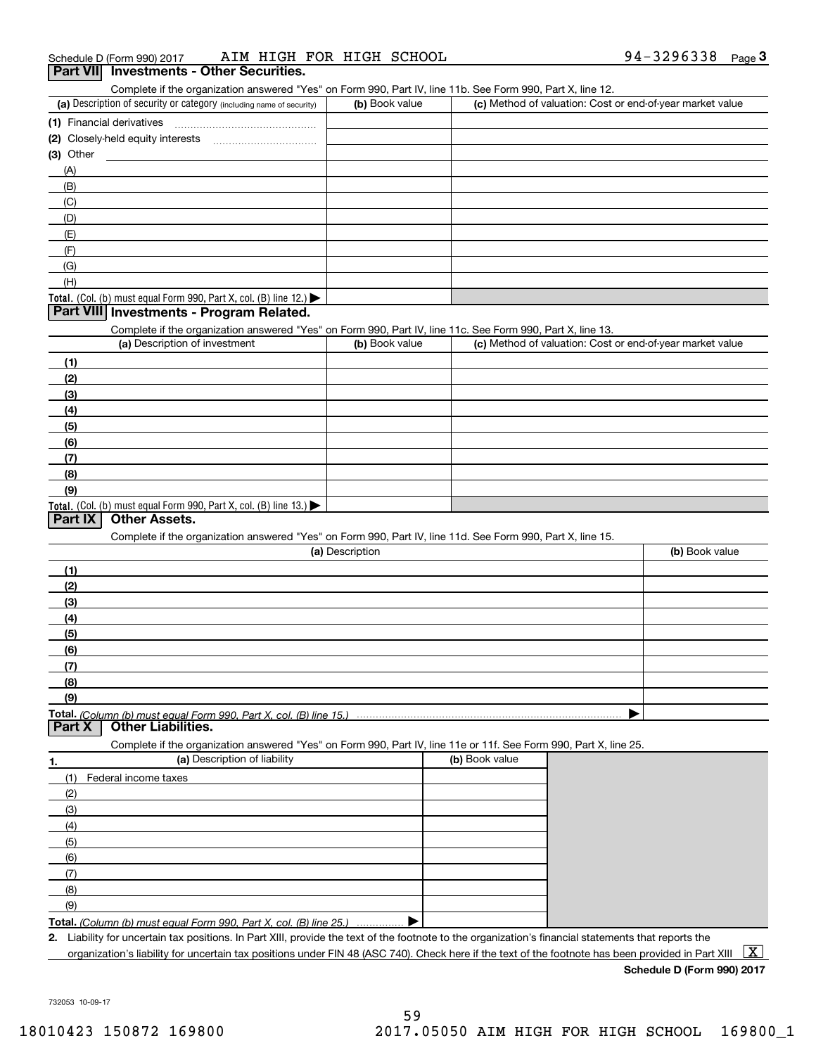Schedule D (Form 990) 2017 AIM HIGH FOR HIGH SCHOOL 94-3296338 Page 3

## Part VII Investments - Other Securities.

Complete if the organization answered "Yes" on Form 990, Part IV, line 11b. See Form 990, Part X, line 12.

| (a) Description of security or category (including name of security) | (b) Book value | (c) Method of valuation: Cost or end-of-year market value |
|---|---|---|
| (1) Financial derivatives | | |
| (2) Closely-held equity interests | | |
| (3) Other | | |
| (A) | | |
| (B) | | |
| (C) | | |
| (D) | | |
| (E) | | |
| (F) | | |
| (G) | | |
| (H) | | |
| **Total.** (Col. (b) must equal Form 990, Part X, col. (B) line 12.) ▶ | | |

## Part VIII Investments - Program Related.

Complete if the organization answered "Yes" on Form 990, Part IV, line 11c. See Form 990, Part X, line 13.

| (a) Description of investment | (b) Book value | (c) Method of valuation: Cost or end-of-year market value |
|---|---|---|
| (1) | | |
| (2) | | |
| (3) | | |
| (4) | | |
| (5) | | |
| (6) | | |
| (7) | | |
| (8) | | |
| (9) | | |
| **Total.** (Col. (b) must equal Form 990, Part X, col. (B) line 13.) ▶ | | |

## Part IX Other Assets.

Complete if the organization answered "Yes" on Form 990, Part IV, line 11d. See Form 990, Part X, line 15.

| (a) Description | (b) Book value |
|---|---|
| (1) | |
| (2) | |
| (3) | |
| (4) | |
| (5) | |
| (6) | |
| (7) | |
| (8) | |
| (9) | |
| **Total.** *(Column (b) must equal Form 990, Part X, col. (B) line 15.)* ▶ | |

## Part X Other Liabilities.

Complete if the organization answered "Yes" on Form 990, Part IV, line 11e or 11f. See Form 990, Part X, line 25.

| 1. (a) Description of liability | (b) Book value |
|---|---|
| (1) Federal income taxes | |
| (2) | |
| (3) | |
| (4) | |
| (5) | |
| (6) | |
| (7) | |
| (8) | |
| (9) | |
| **Total.** *(Column (b) must equal Form 990, Part X, col. (B) line 25.)* ▶ | |

2. Liability for uncertain tax positions. In Part XIII, provide the text of the footnote to the organization's financial statements that reports the organization's liability for uncertain tax positions under FIN 48 (ASC 740). Check here if the text of the footnote has been provided in Part XIII [X]

**Schedule D (Form 990) 2017**

732053 10-09-17

18010423 150872 169800 2017.05050 AIM HIGH FOR HIGH SCHOOL 169800_1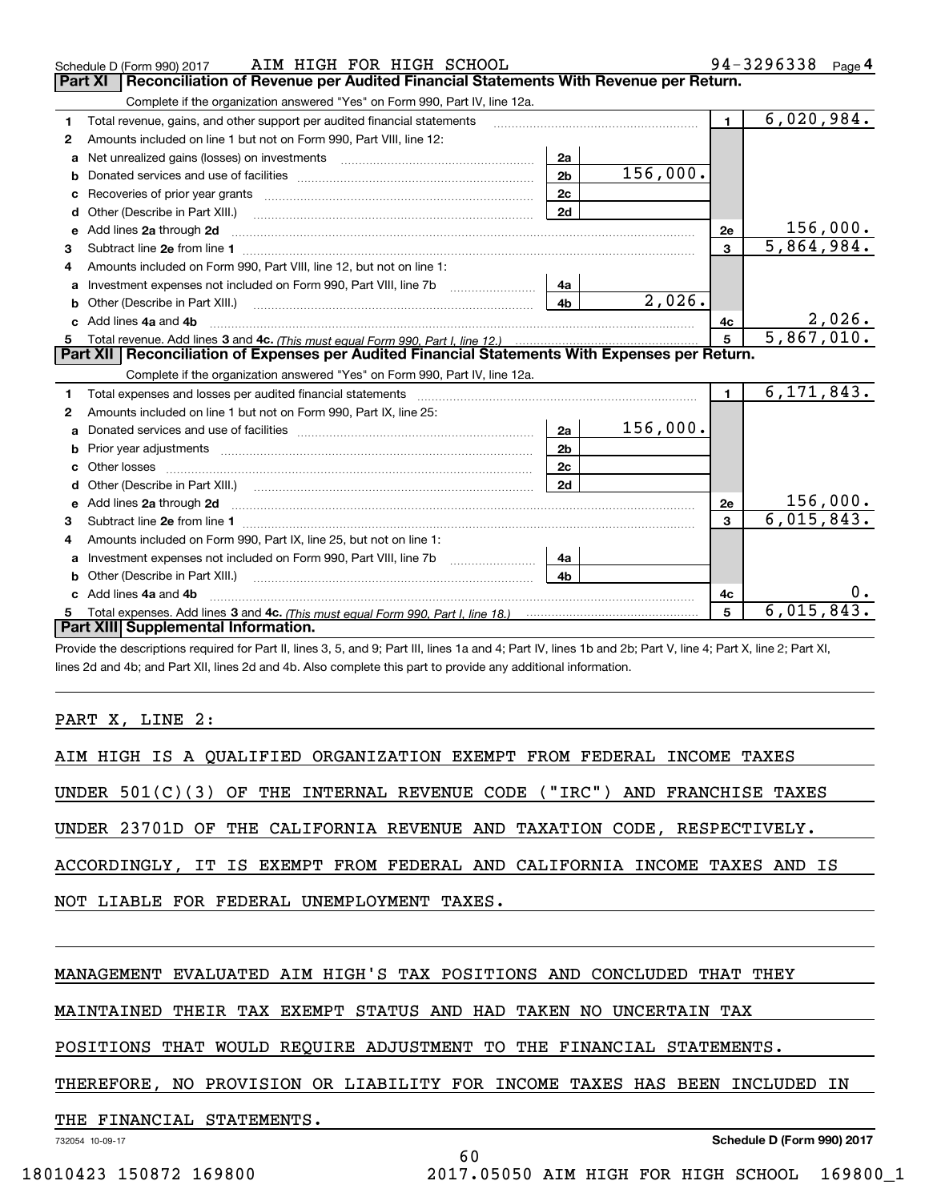Schedule D (Form 990) 2017 AIM HIGH FOR HIGH SCHOOL 94-3296338 Page 4

## Part XI Reconciliation of Revenue per Audited Financial Statements With Revenue per Return.

Complete if the organization answered "Yes" on Form 990, Part IV, line 12a.

| | | | | | |
|---|---|---|---|---|---|
| 1 | Total revenue, gains, and other support per audited financial statements | | | 1 | 6,020,984. |
| 2 | Amounts included on line 1 but not on Form 990, Part VIII, line 12: | | | | |
| a | Net unrealized gains (losses) on investments | 2a | | | |
| b | Donated services and use of facilities | 2b | 156,000. | | |
| c | Recoveries of prior year grants | 2c | | | |
| d | Other (Describe in Part XIII.) | 2d | | | |
| e | Add lines 2a through 2d | | | 2e | 156,000. |
| 3 | Subtract line 2e from line 1 | | | 3 | 5,864,984. |
| 4 | Amounts included on Form 990, Part VIII, line 12, but not on line 1: | | | | |
| a | Investment expenses not included on Form 990, Part VIII, line 7b | 4a | | | |
| b | Other (Describe in Part XIII.) | 4b | 2,026. | | |
| c | Add lines 4a and 4b | | | 4c | 2,026. |
| 5 | Total revenue. Add lines 3 and 4c. *(This must equal Form 990, Part I, line 12.)* | | | 5 | 5,867,010. |

## Part XII Reconciliation of Expenses per Audited Financial Statements With Expenses per Return.

Complete if the organization answered "Yes" on Form 990, Part IV, line 12a.

| | | | | | |
|---|---|---|---|---|---|
| 1 | Total expenses and losses per audited financial statements | | | 1 | 6,171,843. |
| 2 | Amounts included on line 1 but not on Form 990, Part IX, line 25: | | | | |
| a | Donated services and use of facilities | 2a | 156,000. | | |
| b | Prior year adjustments | 2b | | | |
| c | Other losses | 2c | | | |
| d | Other (Describe in Part XIII.) | 2d | | | |
| e | Add lines 2a through 2d | | | 2e | 156,000. |
| 3 | Subtract line 2e from line 1 | | | 3 | 6,015,843. |
| 4 | Amounts included on Form 990, Part IX, line 25, but not on line 1: | | | | |
| a | Investment expenses not included on Form 990, Part VIII, line 7b | 4a | | | |
| b | Other (Describe in Part XIII.) | 4b | | | |
| c | Add lines 4a and 4b | | | 4c | 0. |
| 5 | Total expenses. Add lines 3 and 4c. *(This must equal Form 990, Part I, line 18.)* | | | 5 | 6,015,843. |

## Part XIII Supplemental Information.

Provide the descriptions required for Part II, lines 3, 5, and 9; Part III, lines 1a and 4; Part IV, lines 1b and 2b; Part V, line 4; Part X, line 2; Part XI, lines 2d and 4b; and Part XII, lines 2d and 4b. Also complete this part to provide any additional information.

PART X, LINE 2:

AIM HIGH IS A QUALIFIED ORGANIZATION EXEMPT FROM FEDERAL INCOME TAXES UNDER 501(C)(3) OF THE INTERNAL REVENUE CODE ("IRC") AND FRANCHISE TAXES UNDER 23701D OF THE CALIFORNIA REVENUE AND TAXATION CODE, RESPECTIVELY. ACCORDINGLY, IT IS EXEMPT FROM FEDERAL AND CALIFORNIA INCOME TAXES AND IS NOT LIABLE FOR FEDERAL UNEMPLOYMENT TAXES.

MANAGEMENT EVALUATED AIM HIGH'S TAX POSITIONS AND CONCLUDED THAT THEY MAINTAINED THEIR TAX EXEMPT STATUS AND HAD TAKEN NO UNCERTAIN TAX POSITIONS THAT WOULD REQUIRE ADJUSTMENT TO THE FINANCIAL STATEMENTS. THEREFORE, NO PROVISION OR LIABILITY FOR INCOME TAXES HAS BEEN INCLUDED IN THE FINANCIAL STATEMENTS.

732054 10-09-17 Schedule D (Form 990) 2017

18010423 150872 169800 2017.05050 AIM HIGH FOR HIGH SCHOOL 169800_1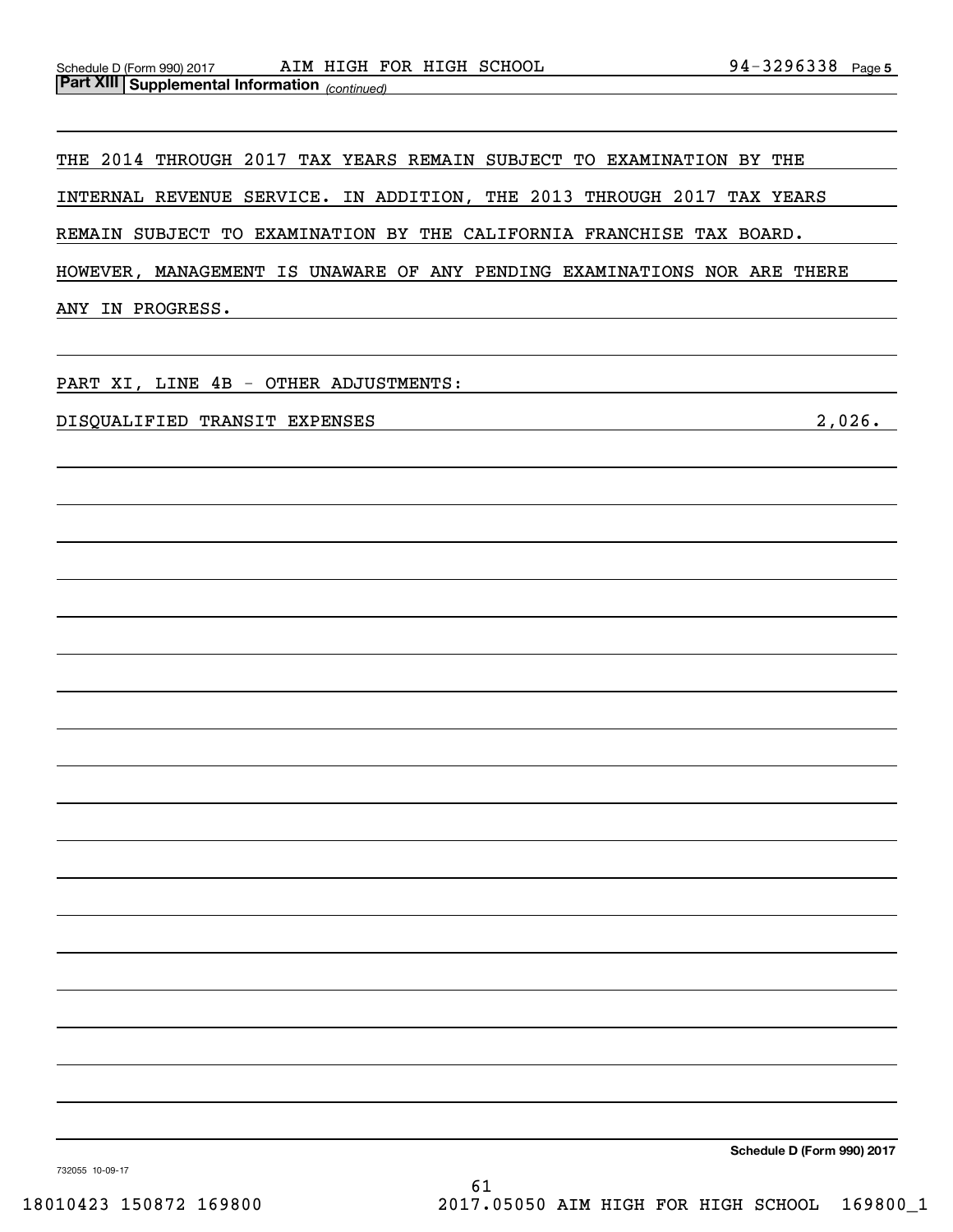Schedule D (Form 990) 2017 AIM HIGH FOR HIGH SCHOOL 94-3296338 Page 5

**Part XIII | Supplemental Information** *(continued)*

THE 2014 THROUGH 2017 TAX YEARS REMAIN SUBJECT TO EXAMINATION BY THE INTERNAL REVENUE SERVICE. IN ADDITION, THE 2013 THROUGH 2017 TAX YEARS REMAIN SUBJECT TO EXAMINATION BY THE CALIFORNIA FRANCHISE TAX BOARD. HOWEVER, MANAGEMENT IS UNAWARE OF ANY PENDING EXAMINATIONS NOR ARE THERE ANY IN PROGRESS.

PART XI, LINE 4B - OTHER ADJUSTMENTS:

| | |
|---|---|
| DISQUALIFIED TRANSIT EXPENSES | 2,026. |

**Schedule D (Form 990) 2017**

732055 10-09-17

18010423 150872 169800 2017.05050 AIM HIGH FOR HIGH SCHOOL 169800_1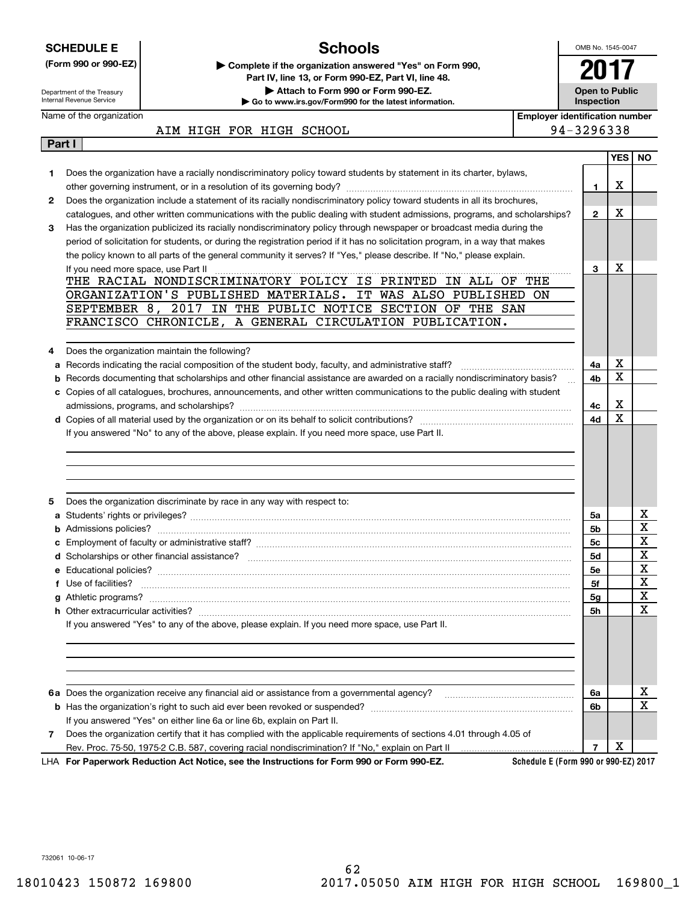**SCHEDULE E**
**(Form 990 or 990-EZ)**

Department of the Treasury
Internal Revenue Service

# Schools

▶ **Complete if the organization answered "Yes" on Form 990, Part IV, line 13, or Form 990-EZ, Part VI, line 48.**
▶ **Attach to Form 990 or Form 990-EZ.**
▶ **Go to www.irs.gov/Form990 for the latest information.**

OMB No. 1545-0047

**2017**

**Open to Public Inspection**

| Name of the organization | Employer identification number |
|---|---|
| AIM HIGH FOR HIGH SCHOOL | 94-3296338 |

**Part I**

| | | | YES | NO |
|---|---|---|---|---|
| **1** | Does the organization have a racially nondiscriminatory policy toward students by statement in its charter, bylaws, other governing instrument, or in a resolution of its governing body? | **1** | X | |
| **2** | Does the organization include a statement of its racially nondiscriminatory policy toward students in all its brochures, catalogues, and other written communications with the public dealing with student admissions, programs, and scholarships? | **2** | X | |
| **3** | Has the organization publicized its racially nondiscriminatory policy through newspaper or broadcast media during the period of solicitation for students, or during the registration period if it has no solicitation program, in a way that makes the policy known to all parts of the general community it serves? If "Yes," please describe. If "No," please explain. If you need more space, use Part II | **3** | X | |

THE RACIAL NONDISCRIMINATORY POLICY IS PRINTED IN ALL OF THE ORGANIZATION'S PUBLISHED MATERIALS. IT WAS ALSO PUBLISHED ON SEPTEMBER 8, 2017 IN THE PUBLIC NOTICE SECTION OF THE SAN FRANCISCO CHRONICLE, A GENERAL CIRCULATION PUBLICATION.

| | | | YES | NO |
|---|---|---|---|---|
| **4** | Does the organization maintain the following? | | | |
| **a** | Records indicating the racial composition of the student body, faculty, and administrative staff? | **4a** | X | |
| **b** | Records documenting that scholarships and other financial assistance are awarded on a racially nondiscriminatory basis? | **4b** | X | |
| **c** | Copies of all catalogues, brochures, announcements, and other written communications to the public dealing with student admissions, programs, and scholarships? | **4c** | X | |
| **d** | Copies of all material used by the organization or on its behalf to solicit contributions? | **4d** | X | |

If you answered "No" to any of the above, please explain. If you need more space, use Part II.

| | | | YES | NO |
|---|---|---|---|---|
| **5** | Does the organization discriminate by race in any way with respect to: | | | |
| **a** | Students' rights or privileges? | **5a** | | X |
| **b** | Admissions policies? | **5b** | | X |
| **c** | Employment of faculty or administrative staff? | **5c** | | X |
| **d** | Scholarships or other financial assistance? | **5d** | | X |
| **e** | Educational policies? | **5e** | | X |
| **f** | Use of facilities? | **5f** | | X |
| **g** | Athletic programs? | **5g** | | X |
| **h** | Other extracurricular activities? | **5h** | | X |

If you answered "Yes" to any of the above, please explain. If you need more space, use Part II.

| | | | YES | NO |
|---|---|---|---|---|
| **6a** | Does the organization receive any financial aid or assistance from a governmental agency? | **6a** | | X |
| **b** | Has the organization's right to such aid ever been revoked or suspended? | **6b** | | X |
| | If you answered "Yes" on either line 6a or line 6b, explain on Part II. | | | |
| **7** | Does the organization certify that it has complied with the applicable requirements of sections 4.01 through 4.05 of Rev. Proc. 75-50, 1975-2 C.B. 587, covering racial nondiscrimination? If "No," explain on Part II | **7** | X | |

LHA **For Paperwork Reduction Act Notice, see the Instructions for Form 990 or Form 990-EZ.** **Schedule E (Form 990 or 990-EZ) 2017**

732061 10-06-17

18010423 150872 169800 2017.05050 AIM HIGH FOR HIGH SCHOOL 169800_1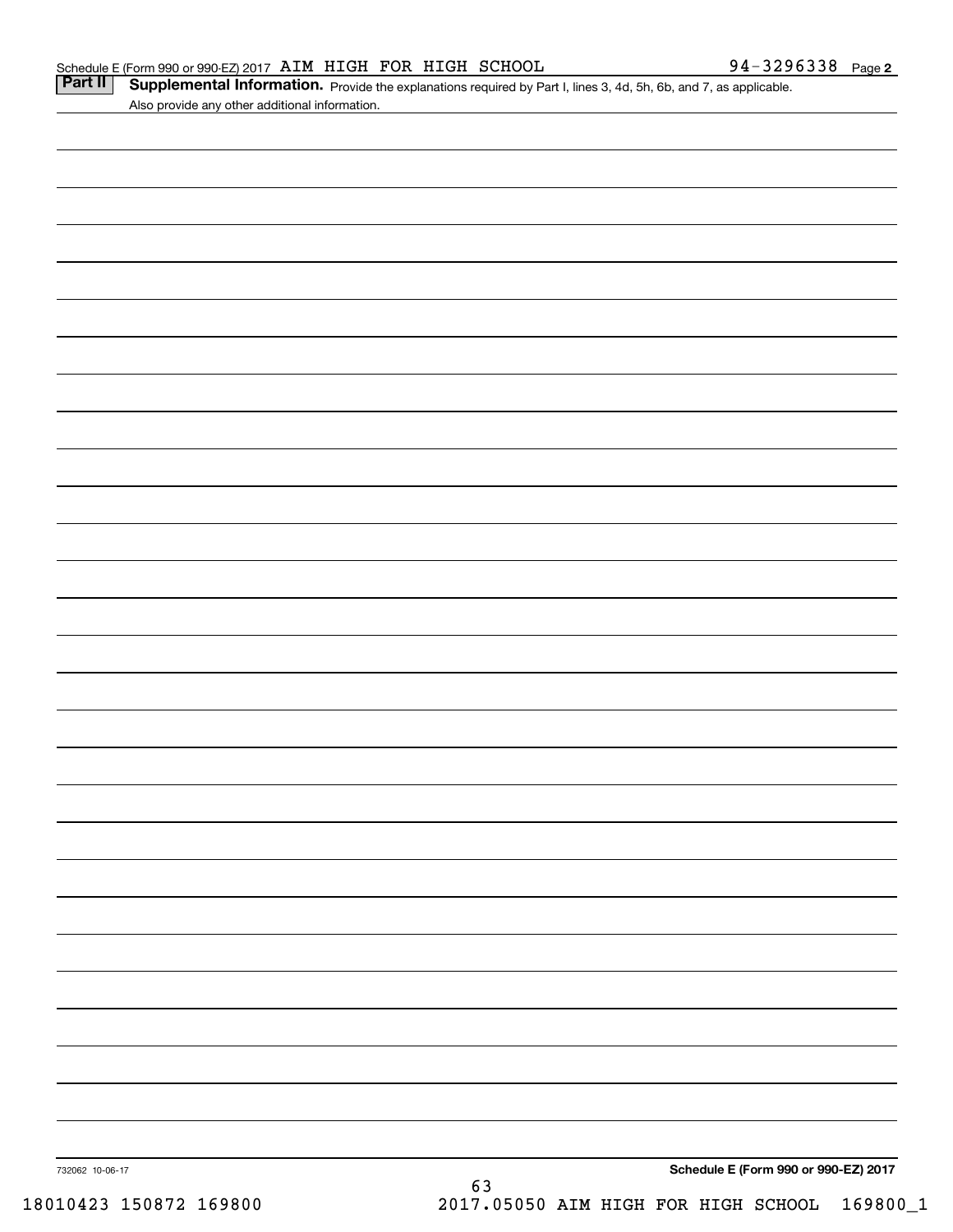Schedule E (Form 990 or 990-EZ) 2017 AIM HIGH FOR HIGH SCHOOL 94-3296338 Page **2**

**Part II** **Supplemental Information.** Provide the explanations required by Part I, lines 3, 4d, 5h, 6b, and 7, as applicable. Also provide any other additional information.

732062 10-06-17

**Schedule E (Form 990 or 990-EZ) 2017**

18010423 150872 169800 2017.05050 AIM HIGH FOR HIGH SCHOOL 169800_1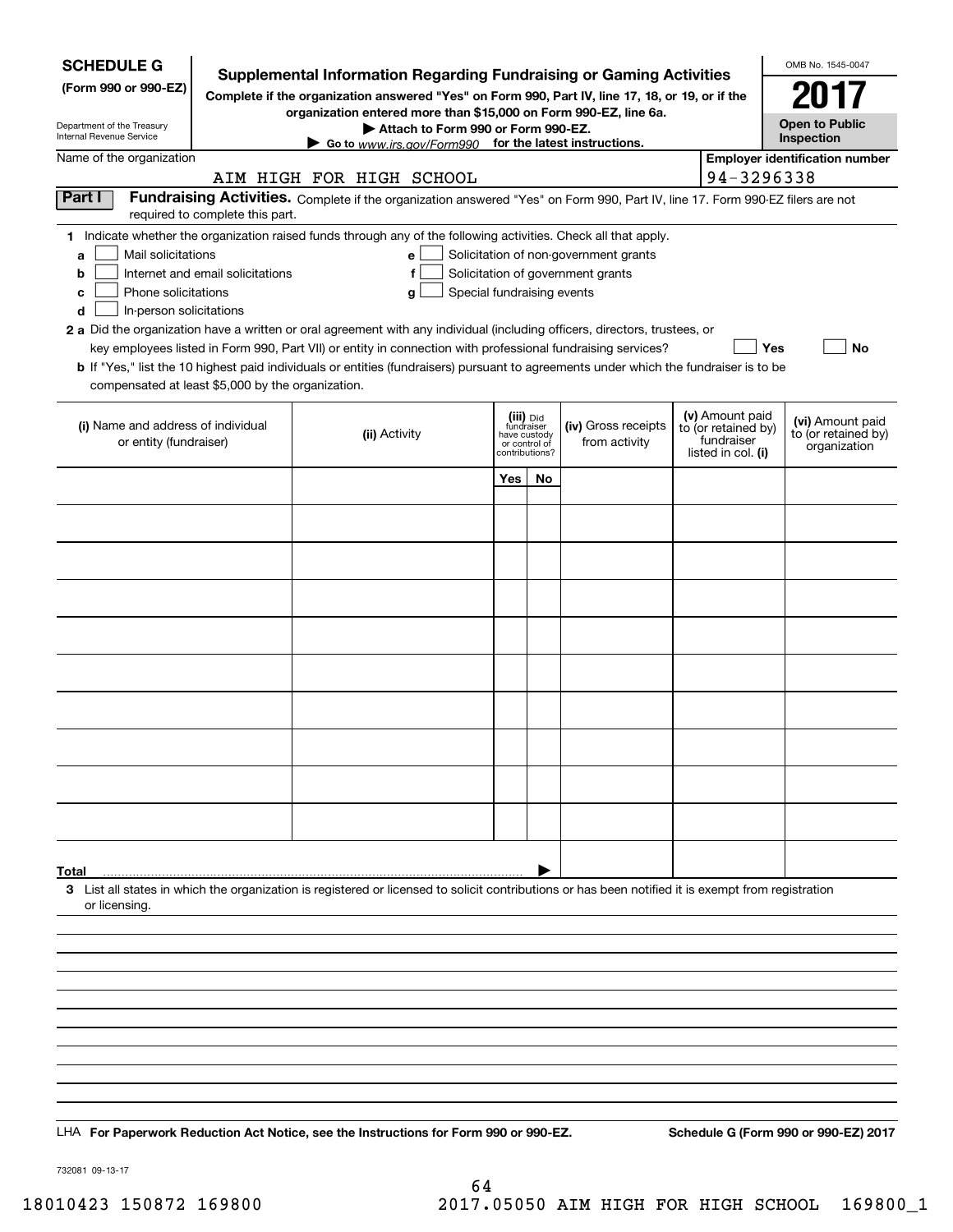**SCHEDULE G**
**(Form 990 or 990-EZ)**

Department of the Treasury
Internal Revenue Service

# Supplemental Information Regarding Fundraising or Gaming Activities

**Complete if the organization answered "Yes" on Form 990, Part IV, line 17, 18, or 19, or if the organization entered more than $15,000 on Form 990-EZ, line 6a.**

**▶ Attach to Form 990 or Form 990-EZ.**

**▶ Go to www.irs.gov/Form990 for the latest instructions.**

OMB No. 1545-0047

**2017**

**Open to Public Inspection**

Name of the organization: AIM HIGH FOR HIGH SCHOOL

**Employer identification number:** 94-3296338

**Part I** **Fundraising Activities.** Complete if the organization answered "Yes" on Form 990, Part IV, line 17. Form 990-EZ filers are not required to complete this part.

**1** Indicate whether the organization raised funds through any of the following activities. Check all that apply.

- **a** ☐ Mail solicitations
- **b** ☐ Internet and email solicitations
- **c** ☐ Phone solicitations
- **d** ☐ In-person solicitations
- **e** ☐ Solicitation of non-government grants
- **f** ☐ Solicitation of government grants
- **g** ☐ Special fundraising events

**2 a** Did the organization have a written or oral agreement with any individual (including officers, directors, trustees, or key employees listed in Form 990, Part VII) or entity in connection with professional fundraising services? ☐ **Yes** ☐ **No**

**b** If "Yes," list the 10 highest paid individuals or entities (fundraisers) pursuant to agreements under which the fundraiser is to be compensated at least $5,000 by the organization.

| (i) Name and address of individual or entity (fundraiser) | (ii) Activity | (iii) Did fundraiser have custody or control of contributions? | | (iv) Gross receipts from activity | (v) Amount paid to (or retained by) fundraiser listed in col. (i) | (vi) Amount paid to (or retained by) organization |
|---|---|---|---|---|---|---|
| | | Yes | No | | | |
| | | | | | | |
| | | | | | | |
| | | | | | | |
| | | | | | | |
| | | | | | | |
| | | | | | | |
| | | | | | | |
| | | | | | | |
| | | | | | | |
| | | | | | | |
| **Total** ▶ | | | | | | |

**3** List all states in which the organization is registered or licensed to solicit contributions or has been notified it is exempt from registration or licensing.

LHA **For Paperwork Reduction Act Notice, see the Instructions for Form 990 or 990-EZ.** **Schedule G (Form 990 or 990-EZ) 2017**

732081 09-13-17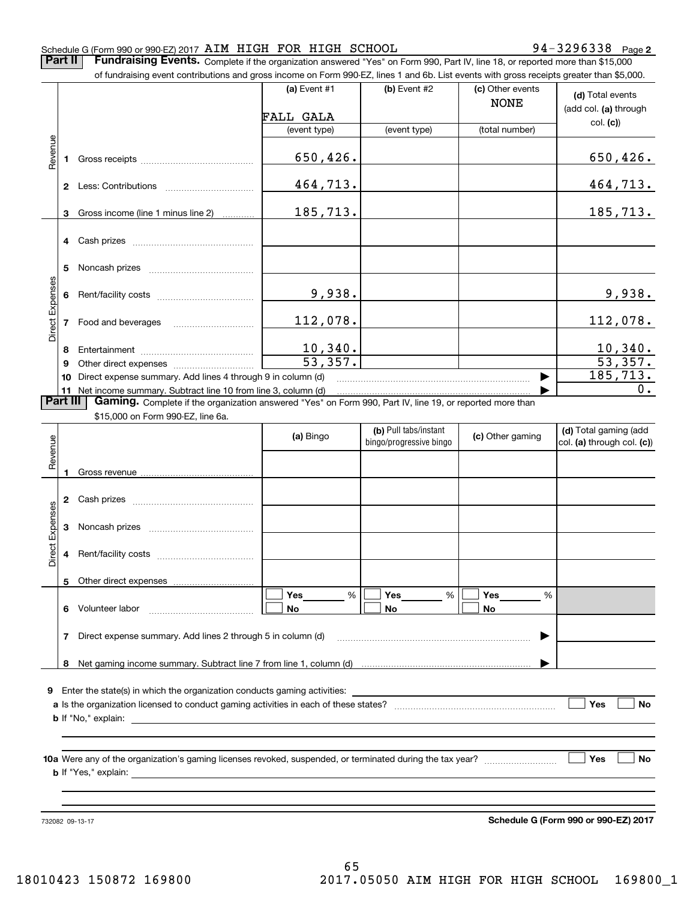Schedule G (Form 990 or 990-EZ) 2017 AIM HIGH FOR HIGH SCHOOL 94-3296338 Page **2**

**Part II** **Fundraising Events.** Complete if the organization answered "Yes" on Form 990, Part IV, line 18, or reported more than $15,000 of fundraising event contributions and gross income on Form 990-EZ, lines 1 and 6b. List events with gross receipts greater than $5,000.

| | | (a) Event #1 | (b) Event #2 | (c) Other events | (d) Total events (add col. (a) through col. (c)) |
|---|---|---|---|---|---|
| | | FALL GALA | | NONE | |
| | | (event type) | (event type) | (total number) | |
| Revenue | 1 Gross receipts | 650,426. | | | 650,426. |
| | 2 Less: Contributions | 464,713. | | | 464,713. |
| | 3 Gross income (line 1 minus line 2) | 185,713. | | | 185,713. |
| Direct Expenses | 4 Cash prizes | | | | |
| | 5 Noncash prizes | | | | |
| | 6 Rent/facility costs | 9,938. | | | 9,938. |
| | 7 Food and beverages | 112,078. | | | 112,078. |
| | 8 Entertainment | 10,340. | | | 10,340. |
| | 9 Other direct expenses | 53,357. | | | 53,357. |
| | 10 Direct expense summary. Add lines 4 through 9 in column (d) | | | | 185,713. |
| | 11 Net income summary. Subtract line 10 from line 3, column (d) | | | | 0. |

**Part III** **Gaming.** Complete if the organization answered "Yes" on Form 990, Part IV, line 19, or reported more than $15,000 on Form 990-EZ, line 6a.

| | | (a) Bingo | (b) Pull tabs/instant bingo/progressive bingo | (c) Other gaming | (d) Total gaming (add col. (a) through col. (c)) |
|---|---|---|---|---|---|
| Revenue | 1 Gross revenue | | | | |
| Direct Expenses | 2 Cash prizes | | | | |
| | 3 Noncash prizes | | | | |
| | 4 Rent/facility costs | | | | |
| | 5 Other direct expenses | | | | |
| | 6 Volunteer labor | Yes ___ % No | Yes ___ % No | Yes ___ % No | |
| | 7 Direct expense summary. Add lines 2 through 5 in column (d) | | | | |
| | 8 Net gaming income summary. Subtract line 7 from line 1, column (d) | | | | |

**9** Enter the state(s) in which the organization conducts gaming activities: ______

**a** Is the organization licensed to conduct gaming activities in each of these states? ☐ Yes ☐ No

**b** If "No," explain: ______

**10a** Were any of the organization's gaming licenses revoked, suspended, or terminated during the tax year? ☐ Yes ☐ No

**b** If "Yes," explain: ______

732082 09-13-17 **Schedule G (Form 990 or 990-EZ) 2017**

18010423 150872 169800 2017.05050 AIM HIGH FOR HIGH SCHOOL 169800_1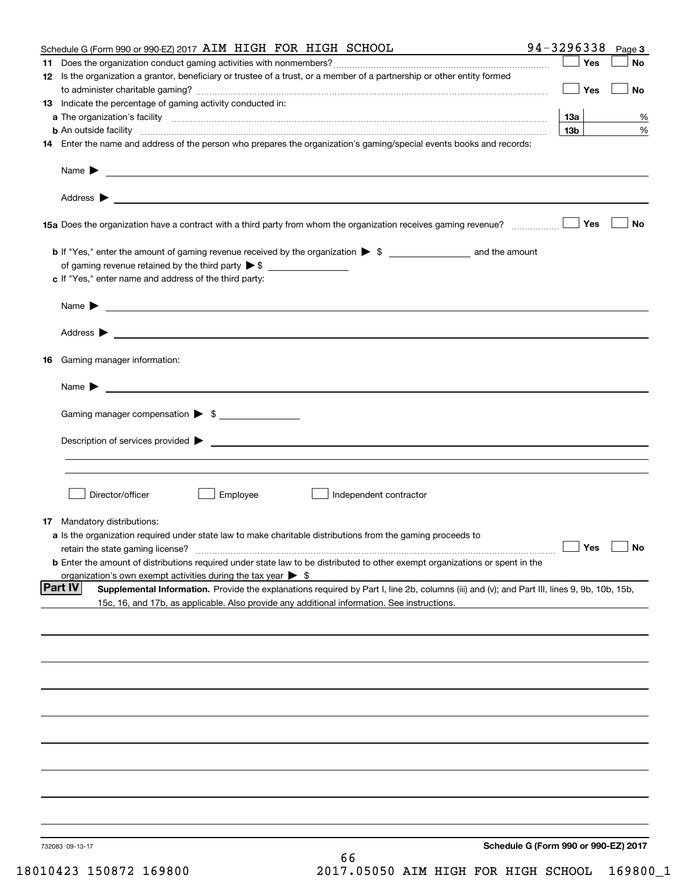Schedule G (Form 990 or 990-EZ) 2017 AIM HIGH FOR HIGH SCHOOL 94-3296338 Page 3

**11** Does the organization conduct gaming activities with nonmembers? ☐ Yes ☐ No

**12** Is the organization a grantor, beneficiary or trustee of a trust, or a member of a partnership or other entity formed to administer charitable gaming? ☐ Yes ☐ No

**13** Indicate the percentage of gaming activity conducted in:

**a** The organization's facility | **13a** | %

**b** An outside facility | **13b** | %

**14** Enter the name and address of the person who prepares the organization's gaming/special events books and records:

Name ▶

Address ▶

**15a** Does the organization have a contract with a third party from whom the organization receives gaming revenue? ☐ Yes ☐ No

**b** If "Yes," enter the amount of gaming revenue received by the organization ▶ $ ______ and the amount of gaming revenue retained by the third party ▶ $ ______

**c** If "Yes," enter name and address of the third party:

Name ▶

Address ▶

**16** Gaming manager information:

Name ▶

Gaming manager compensation ▶ $

Description of services provided ▶

☐ Director/officer ☐ Employee ☐ Independent contractor

**17** Mandatory distributions:

**a** Is the organization required under state law to make charitable distributions from the gaming proceeds to retain the state gaming license? ☐ Yes ☐ No

**b** Enter the amount of distributions required under state law to be distributed to other exempt organizations or spent in the organization's own exempt activities during the tax year ▶ $

**Part IV** **Supplemental Information.** Provide the explanations required by Part I, line 2b, columns (iii) and (v); and Part III, lines 9, 9b, 10b, 15b, 15c, 16, and 17b, as applicable. Also provide any additional information. See instructions.

732083 09-13-17 **Schedule G (Form 990 or 990-EZ) 2017**

18010423 150872 169800 2017.05050 AIM HIGH FOR HIGH SCHOOL 169800_1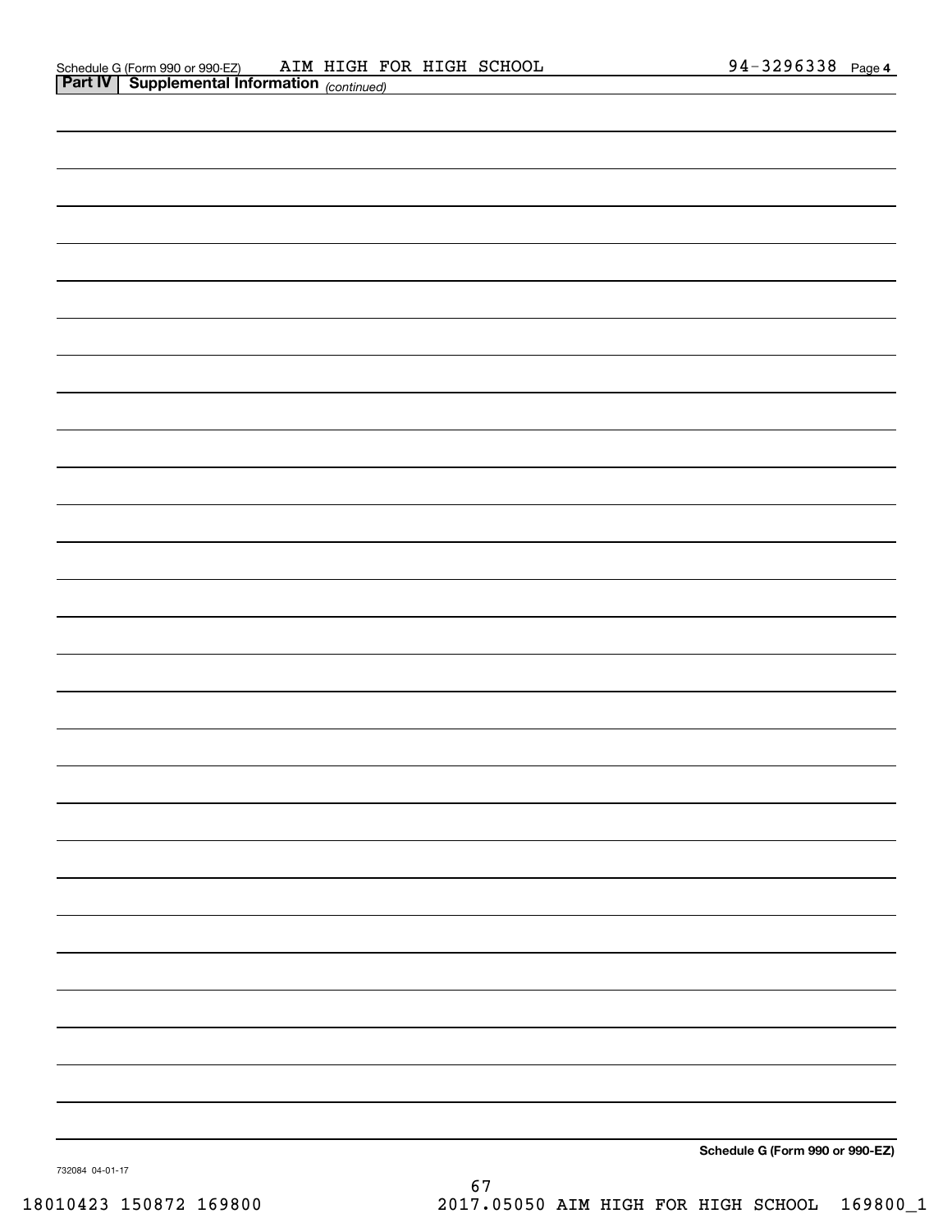Schedule G (Form 990 or 990-EZ) AIM HIGH FOR HIGH SCHOOL 94-3296338 Page 4

**Part IV | Supplemental Information** *(continued)*

**Schedule G (Form 990 or 990-EZ)**

732084 04-01-17

18010423 150872 169800 2017.05050 AIM HIGH FOR HIGH SCHOOL 169800_1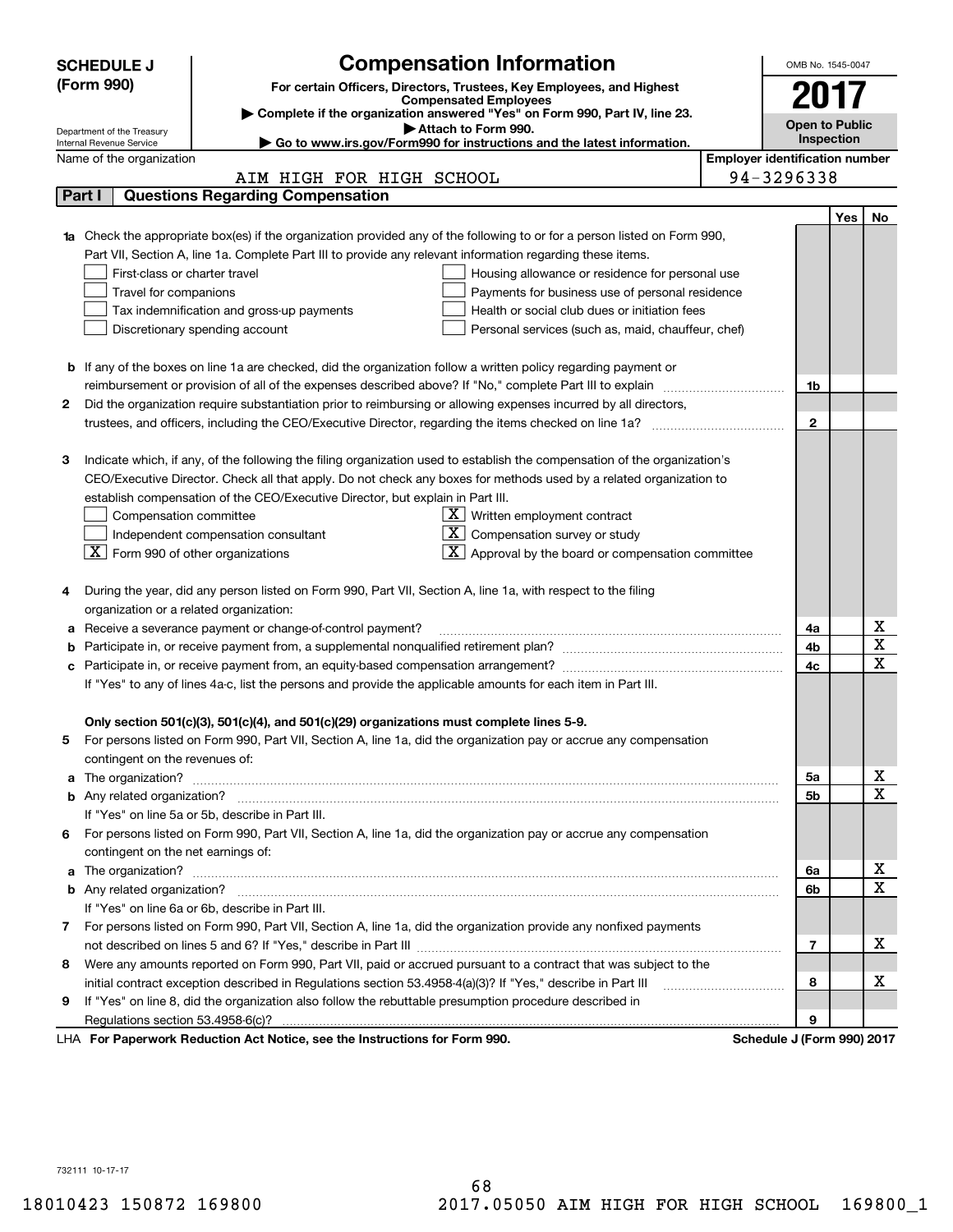**SCHEDULE J (Form 990)**

Department of the Treasury
Internal Revenue Service

# Compensation Information

**For certain Officers, Directors, Trustees, Key Employees, and Highest Compensated Employees**

▶ Complete if the organization answered "Yes" on Form 990, Part IV, line 23.

▶ Attach to Form 990.

▶ Go to www.irs.gov/Form990 for instructions and the latest information.

OMB No. 1545-0047

**2017**

**Open to Public Inspection**

Name of the organization: AIM HIGH FOR HIGH SCHOOL

Employer identification number: 94-3296338

## Part I — Questions Regarding Compensation

| | | | Yes | No |
|---|---|---|---|---|
| **1a** | Check the appropriate box(es) if the organization provided any of the following to or for a person listed on Form 990, Part VII, Section A, line 1a. Complete Part III to provide any relevant information regarding these items.<br>☐ First-class or charter travel<br>☐ Travel for companions<br>☐ Tax indemnification and gross-up payments<br>☐ Discretionary spending account<br>☐ Housing allowance or residence for personal use<br>☐ Payments for business use of personal residence<br>☐ Health or social club dues or initiation fees<br>☐ Personal services (such as, maid, chauffeur, chef) | | | |
| **b** | If any of the boxes on line 1a are checked, did the organization follow a written policy regarding payment or reimbursement or provision of all of the expenses described above? If "No," complete Part III to explain | 1b | | |
| **2** | Did the organization require substantiation prior to reimbursing or allowing expenses incurred by all directors, trustees, and officers, including the CEO/Executive Director, regarding the items checked on line 1a? | 2 | | |
| **3** | Indicate which, if any, of the following the filing organization used to establish the compensation of the organization's CEO/Executive Director. Check all that apply. Do not check any boxes for methods used by a related organization to establish compensation of the CEO/Executive Director, but explain in Part III.<br>☐ Compensation committee<br>☐ Independent compensation consultant<br>☒ Form 990 of other organizations<br>☒ Written employment contract<br>☒ Compensation survey or study<br>☒ Approval by the board or compensation committee | | | |
| **4** | During the year, did any person listed on Form 990, Part VII, Section A, line 1a, with respect to the filing organization or a related organization: | | | |
| **a** | Receive a severance payment or change-of-control payment? | 4a | | X |
| **b** | Participate in, or receive payment from, a supplemental nonqualified retirement plan? | 4b | | X |
| **c** | Participate in, or receive payment from, an equity-based compensation arrangement? | 4c | | X |
| | If "Yes" to any of lines 4a-c, list the persons and provide the applicable amounts for each item in Part III. | | | |
| | **Only section 501(c)(3), 501(c)(4), and 501(c)(29) organizations must complete lines 5-9.** | | | |
| **5** | For persons listed on Form 990, Part VII, Section A, line 1a, did the organization pay or accrue any compensation contingent on the revenues of: | | | |
| **a** | The organization? | 5a | | X |
| **b** | Any related organization? | 5b | | X |
| | If "Yes" on line 5a or 5b, describe in Part III. | | | |
| **6** | For persons listed on Form 990, Part VII, Section A, line 1a, did the organization pay or accrue any compensation contingent on the net earnings of: | | | |
| **a** | The organization? | 6a | | X |
| **b** | Any related organization? | 6b | | X |
| | If "Yes" on line 6a or 6b, describe in Part III. | | | |
| **7** | For persons listed on Form 990, Part VII, Section A, line 1a, did the organization provide any nonfixed payments not described on lines 5 and 6? If "Yes," describe in Part III | 7 | | X |
| **8** | Were any amounts reported on Form 990, Part VII, paid or accrued pursuant to a contract that was subject to the initial contract exception described in Regulations section 53.4958-4(a)(3)? If "Yes," describe in Part III | 8 | | X |
| **9** | If "Yes" on line 8, did the organization also follow the rebuttable presumption procedure described in Regulations section 53.4958-6(c)? | 9 | | |

LHA **For Paperwork Reduction Act Notice, see the Instructions for Form 990.** **Schedule J (Form 990) 2017**

732111 10-17-17

18010423 150872 169800 2017.05050 AIM HIGH FOR HIGH SCHOOL 169800_1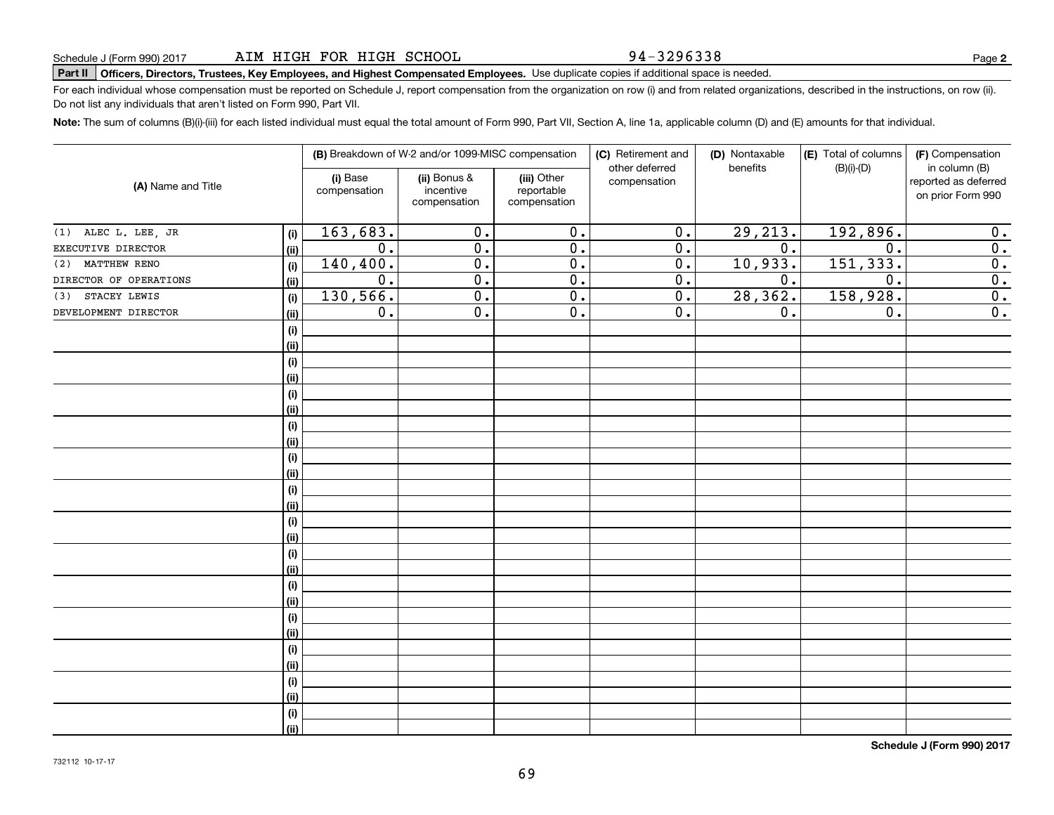Schedule J (Form 990) 2017 AIM HIGH FOR HIGH SCHOOL 94-3296338 Page **2**

**Part II Officers, Directors, Trustees, Key Employees, and Highest Compensated Employees.** Use duplicate copies if additional space is needed.

For each individual whose compensation must be reported on Schedule J, report compensation from the organization on row (i) and from related organizations, described in the instructions, on row (ii). Do not list any individuals that aren't listed on Form 990, Part VII.

**Note:** The sum of columns (B)(i)-(iii) for each listed individual must equal the total amount of Form 990, Part VII, Section A, line 1a, applicable column (D) and (E) amounts for that individual.

| (A) Name and Title | | (B) Breakdown of W-2 and/or 1099-MISC compensation | | | (C) Retirement and other deferred compensation | (D) Nontaxable benefits | (E) Total of columns (B)(i)-(D) | (F) Compensation in column (B) reported as deferred on prior Form 990 |
|---|---|---|---|---|---|---|---|---|
| | | (i) Base compensation | (ii) Bonus & incentive compensation | (iii) Other reportable compensation | | | | |
| (1) ALEC L. LEE, JR | (i) | 163,683. | 0. | 0. | 0. | 29,213. | 192,896. | 0. |
| EXECUTIVE DIRECTOR | (ii) | 0. | 0. | 0. | 0. | 0. | 0. | 0. |
| (2) MATTHEW RENO | (i) | 140,400. | 0. | 0. | 0. | 10,933. | 151,333. | 0. |
| DIRECTOR OF OPERATIONS | (ii) | 0. | 0. | 0. | 0. | 0. | 0. | 0. |
| (3) STACEY LEWIS | (i) | 130,566. | 0. | 0. | 0. | 28,362. | 158,928. | 0. |
| DEVELOPMENT DIRECTOR | (ii) | 0. | 0. | 0. | 0. | 0. | 0. | 0. |

**Schedule J (Form 990) 2017**

732112 10-17-17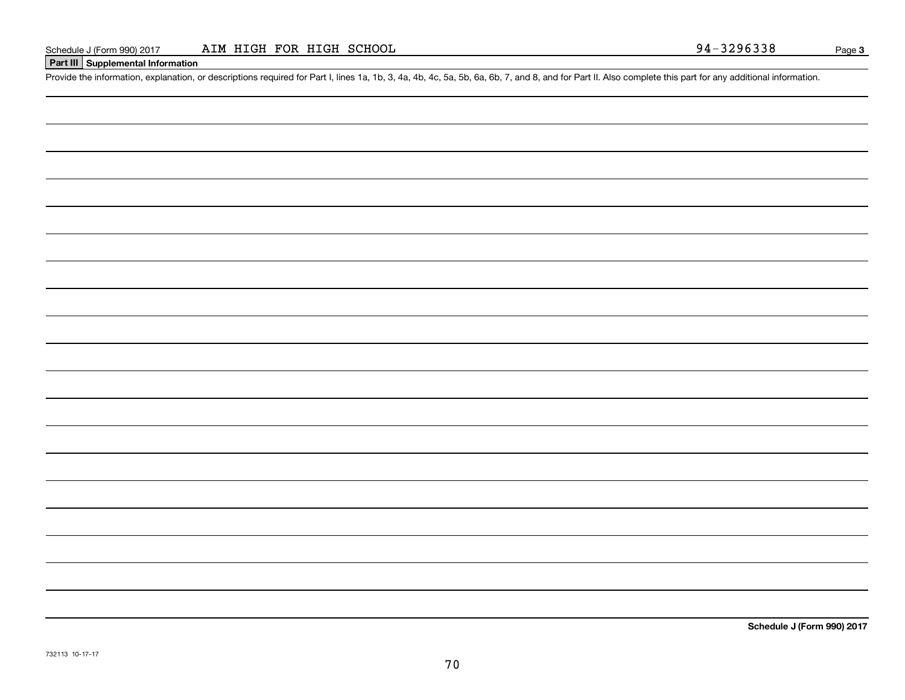Schedule J (Form 990) 2017 AIM HIGH FOR HIGH SCHOOL 94-3296338 Page **3**

## Part III Supplemental Information

Provide the information, explanation, or descriptions required for Part I, lines 1a, 1b, 3, 4a, 4b, 4c, 5a, 5b, 6a, 6b, 7, and 8, and for Part II. Also complete this part for any additional information.

**Schedule J (Form 990) 2017**

732113 10-17-17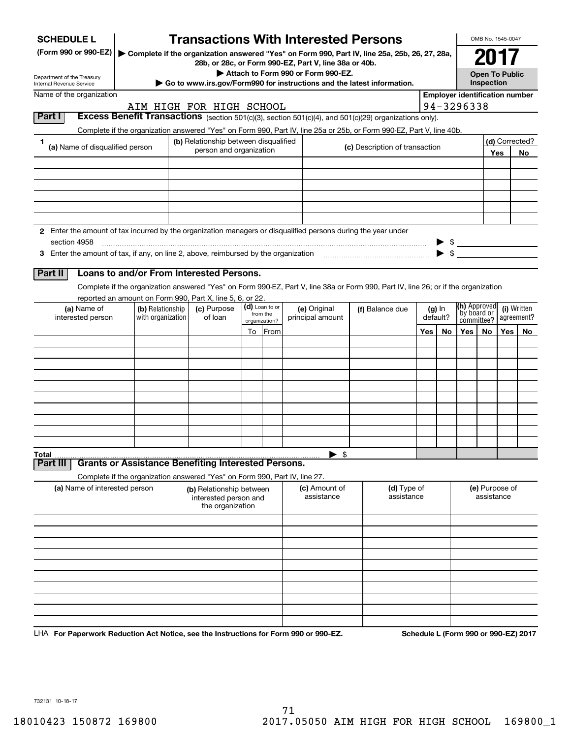**SCHEDULE L**
**(Form 990 or 990-EZ)**

Department of the Treasury
Internal Revenue Service

# Transactions With Interested Persons

▶ Complete if the organization answered "Yes" on Form 990, Part IV, line 25a, 25b, 26, 27, 28a, 28b, or 28c, or Form 990-EZ, Part V, line 38a or 40b.
▶ Attach to Form 990 or Form 990-EZ.
▶ Go to www.irs.gov/Form990 for instructions and the latest information.

OMB No. 1545-0047
**2017**
**Open To Public Inspection**

Name of the organization: AIM HIGH FOR HIGH SCHOOL

Employer identification number: 94-3296338

## Part I Excess Benefit Transactions (section 501(c)(3), section 501(c)(4), and 501(c)(29) organizations only).

Complete if the organization answered "Yes" on Form 990, Part IV, line 25a or 25b, or Form 990-EZ, Part V, line 40b.

| 1 (a) Name of disqualified person | (b) Relationship between disqualified person and organization | (c) Description of transaction | (d) Corrected? Yes | No |
|---|---|---|---|---|
| | | | | |
| | | | | |
| | | | | |
| | | | | |
| | | | | |
| | | | | |

**2** Enter the amount of tax incurred by the organization managers or disqualified persons during the year under section 4958 ▶ $

**3** Enter the amount of tax, if any, on line 2, above, reimbursed by the organization ▶ $

## Part II Loans to and/or From Interested Persons.

Complete if the organization answered "Yes" on Form 990-EZ, Part V, line 38a or Form 990, Part IV, line 26; or if the organization reported an amount on Form 990, Part X, line 5, 6, or 22.

| (a) Name of interested person | (b) Relationship with organization | (c) Purpose of loan | (d) Loan to or from the organization? To | From | (e) Original principal amount | (f) Balance due | (g) In default? Yes | No | (h) Approved by board or committee? Yes | No | (i) Written agreement? Yes | No |
|---|---|---|---|---|---|---|---|---|---|---|---|---|
| | | | | | | | | | | | | |
| | | | | | | | | | | | | |
| | | | | | | | | | | | | |
| | | | | | | | | | | | | |
| | | | | | | | | | | | | |
| | | | | | | | | | | | | |
| | | | | | | | | | | | | |
| | | | | | | | | | | | | |
| | | | | | | | | | | | | |
| | | | | | | | | | | | | |
| **Total** | | | | | ▶ $ | | | | | | | |

## Part III Grants or Assistance Benefiting Interested Persons.

Complete if the organization answered "Yes" on Form 990, Part IV, line 27.

| (a) Name of interested person | (b) Relationship between interested person and the organization | (c) Amount of assistance | (d) Type of assistance | (e) Purpose of assistance |
|---|---|---|---|---|
| | | | | |
| | | | | |
| | | | | |
| | | | | |
| | | | | |
| | | | | |
| | | | | |
| | | | | |
| | | | | |
| | | | | |

LHA **For Paperwork Reduction Act Notice, see the Instructions for Form 990 or 990-EZ.** **Schedule L (Form 990 or 990-EZ) 2017**

732131 10-18-17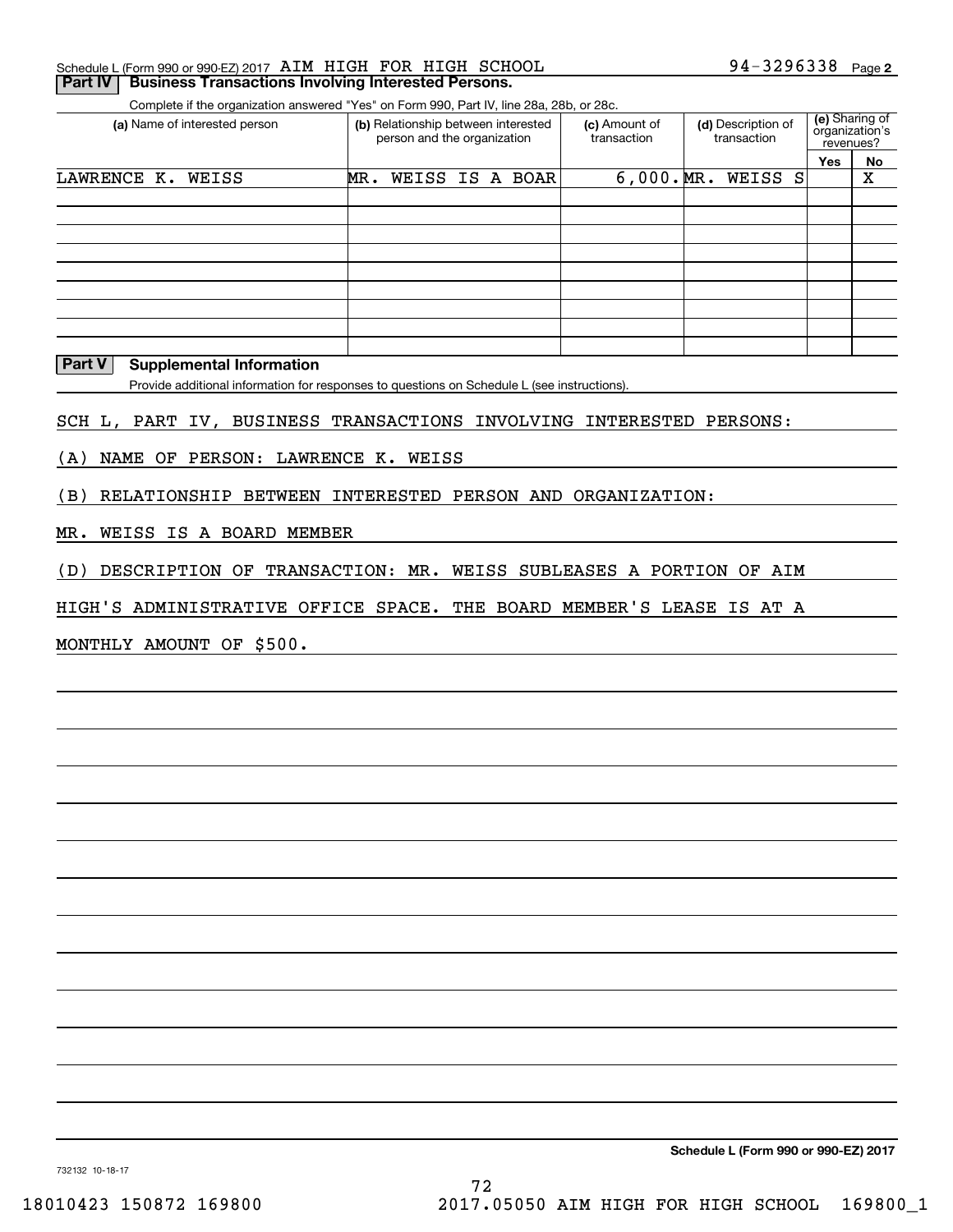Schedule L (Form 990 or 990-EZ) 2017 AIM HIGH FOR HIGH SCHOOL 94-3296338 Page 2

**Part IV | Business Transactions Involving Interested Persons.**

Complete if the organization answered "Yes" on Form 990, Part IV, line 28a, 28b, or 28c.

| (a) Name of interested person | (b) Relationship between interested person and the organization | (c) Amount of transaction | (d) Description of transaction | (e) Sharing of organization's revenues? Yes | No |
|---|---|---|---|---|---|
| LAWRENCE K. WEISS | MR. WEISS IS A BOAR | 6,000. | MR. WEISS S | | X |
| | | | | | |
| | | | | | |
| | | | | | |
| | | | | | |
| | | | | | |
| | | | | | |
| | | | | | |
| | | | | | |

**Part V | Supplemental Information**

Provide additional information for responses to questions on Schedule L (see instructions).

SCH L, PART IV, BUSINESS TRANSACTIONS INVOLVING INTERESTED PERSONS:

(A) NAME OF PERSON: LAWRENCE K. WEISS

(B) RELATIONSHIP BETWEEN INTERESTED PERSON AND ORGANIZATION:

MR. WEISS IS A BOARD MEMBER

(D) DESCRIPTION OF TRANSACTION: MR. WEISS SUBLEASES A PORTION OF AIM HIGH'S ADMINISTRATIVE OFFICE SPACE. THE BOARD MEMBER'S LEASE IS AT A MONTHLY AMOUNT OF $500.

**Schedule L (Form 990 or 990-EZ) 2017**

732132 10-18-17

18010423 150872 169800 2017.05050 AIM HIGH FOR HIGH SCHOOL 169800_1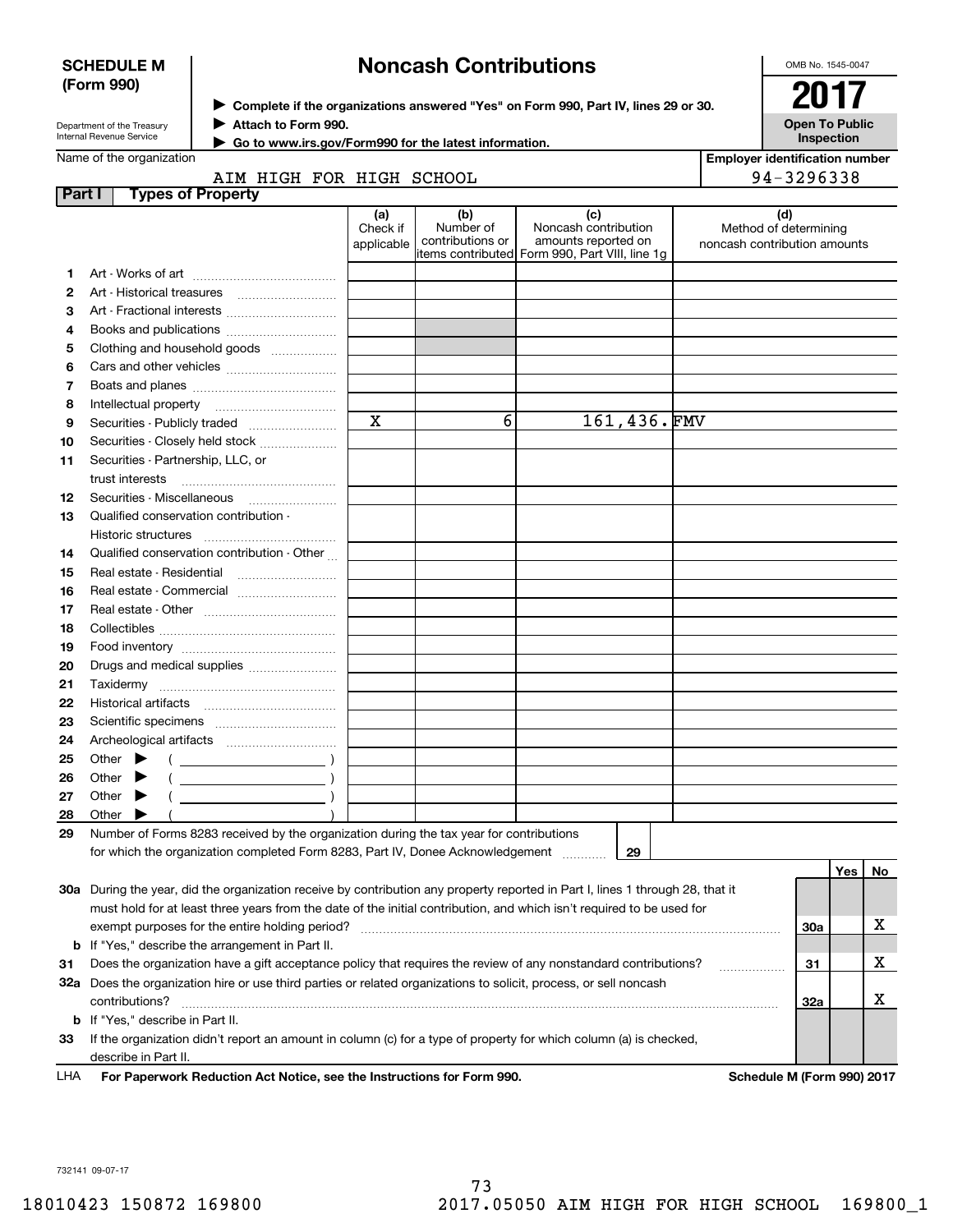**SCHEDULE M (Form 990)**

Department of the Treasury
Internal Revenue Service

# Noncash Contributions

▶ Complete if the organizations answered "Yes" on Form 990, Part IV, lines 29 or 30.
▶ Attach to Form 990.
▶ Go to www.irs.gov/Form990 for the latest information.

OMB No. 1545-0047

**2017**

**Open To Public Inspection**

Name of the organization: AIM HIGH FOR HIGH SCHOOL

Employer identification number: 94-3296338

## Part I Types of Property

| | | (a) Check if applicable | (b) Number of contributions or items contributed | (c) Noncash contribution amounts reported on Form 990, Part VIII, line 1g | (d) Method of determining noncash contribution amounts |
|---|---|---|---|---|---|
| 1 | Art - Works of art | | | | |
| 2 | Art - Historical treasures | | | | |
| 3 | Art - Fractional interests | | | | |
| 4 | Books and publications | | | | |
| 5 | Clothing and household goods | | | | |
| 6 | Cars and other vehicles | | | | |
| 7 | Boats and planes | | | | |
| 8 | Intellectual property | | | | |
| 9 | Securities - Publicly traded | X | 6 | 161,436. | FMV |
| 10 | Securities - Closely held stock | | | | |
| 11 | Securities - Partnership, LLC, or trust interests | | | | |
| 12 | Securities - Miscellaneous | | | | |
| 13 | Qualified conservation contribution - Historic structures | | | | |
| 14 | Qualified conservation contribution - Other | | | | |
| 15 | Real estate - Residential | | | | |
| 16 | Real estate - Commercial | | | | |
| 17 | Real estate - Other | | | | |
| 18 | Collectibles | | | | |
| 19 | Food inventory | | | | |
| 20 | Drugs and medical supplies | | | | |
| 21 | Taxidermy | | | | |
| 22 | Historical artifacts | | | | |
| 23 | Scientific specimens | | | | |
| 24 | Archeological artifacts | | | | |
| 25 | Other ▶ ( ) | | | | |
| 26 | Other ▶ ( ) | | | | |
| 27 | Other ▶ ( ) | | | | |
| 28 | Other ▶ ( ) | | | | |

29 Number of Forms 8283 received by the organization during the tax year for contributions for which the organization completed Form 8283, Part IV, Donee Acknowledgement ..... **29**

| | | | Yes | No |
|---|---|---|---|---|
| 30a | During the year, did the organization receive by contribution any property reported in Part I, lines 1 through 28, that it must hold for at least three years from the date of the initial contribution, and which isn't required to be used for exempt purposes for the entire holding period? | 30a | | X |
| b | If "Yes," describe the arrangement in Part II. | | | |
| 31 | Does the organization have a gift acceptance policy that requires the review of any nonstandard contributions? | 31 | | X |
| 32a | Does the organization hire or use third parties or related organizations to solicit, process, or sell noncash contributions? | 32a | | X |
| b | If "Yes," describe in Part II. | | | |
| 33 | If the organization didn't report an amount in column (c) for a type of property for which column (a) is checked, describe in Part II. | | | |

LHA **For Paperwork Reduction Act Notice, see the Instructions for Form 990.** **Schedule M (Form 990) 2017**

732141 09-07-17

18010423 150872 169800 2017.05050 AIM HIGH FOR HIGH SCHOOL 169800_1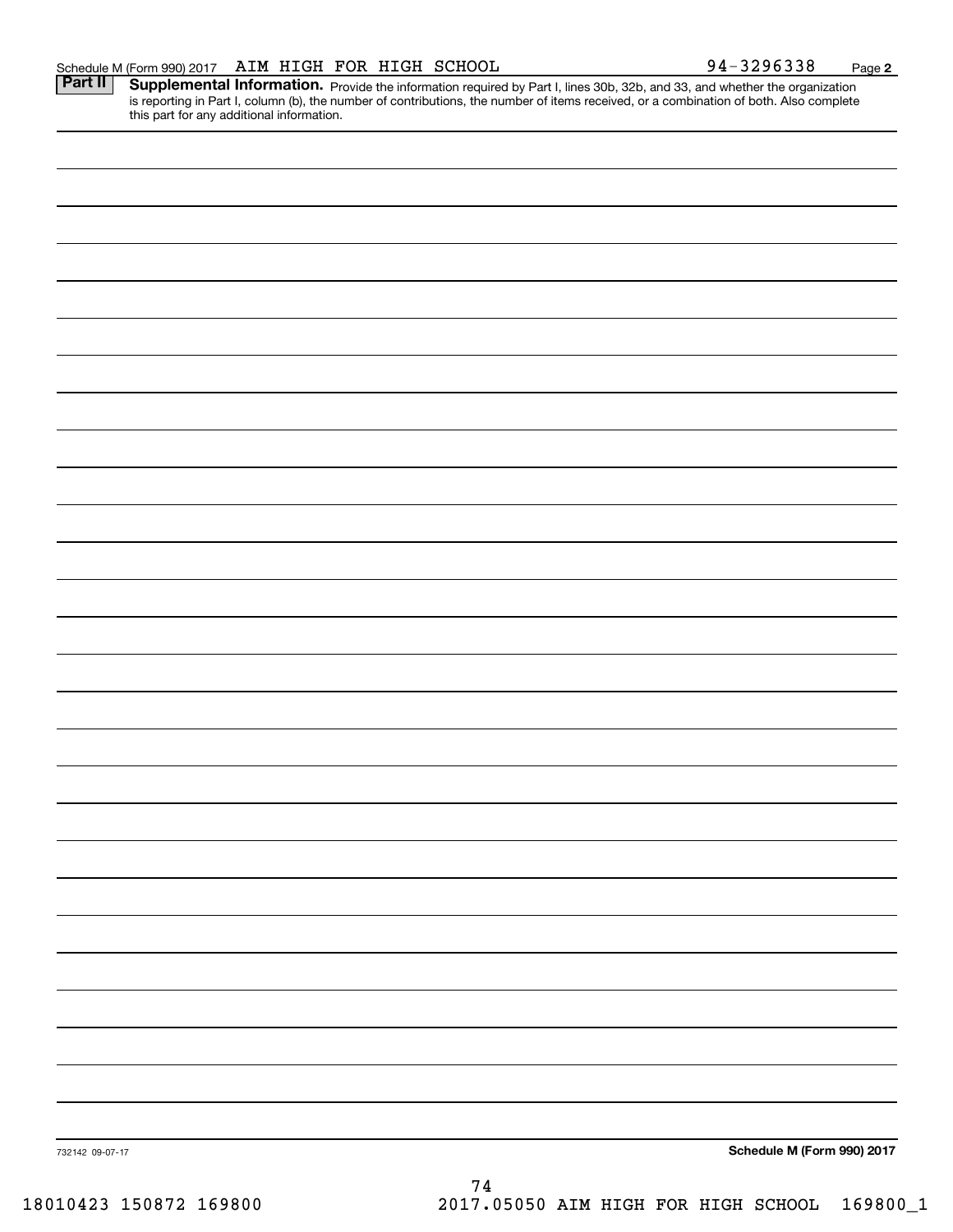Schedule M (Form 990) 2017 AIM HIGH FOR HIGH SCHOOL 94-3296338 Page **2**

**Part II** **Supplemental Information.** Provide the information required by Part I, lines 30b, 32b, and 33, and whether the organization is reporting in Part I, column (b), the number of contributions, the number of items received, or a combination of both. Also complete this part for any additional information.

732142 09-07-17 **Schedule M (Form 990) 2017**

18010423 150872 169800 2017.05050 AIM HIGH FOR HIGH SCHOOL 169800_1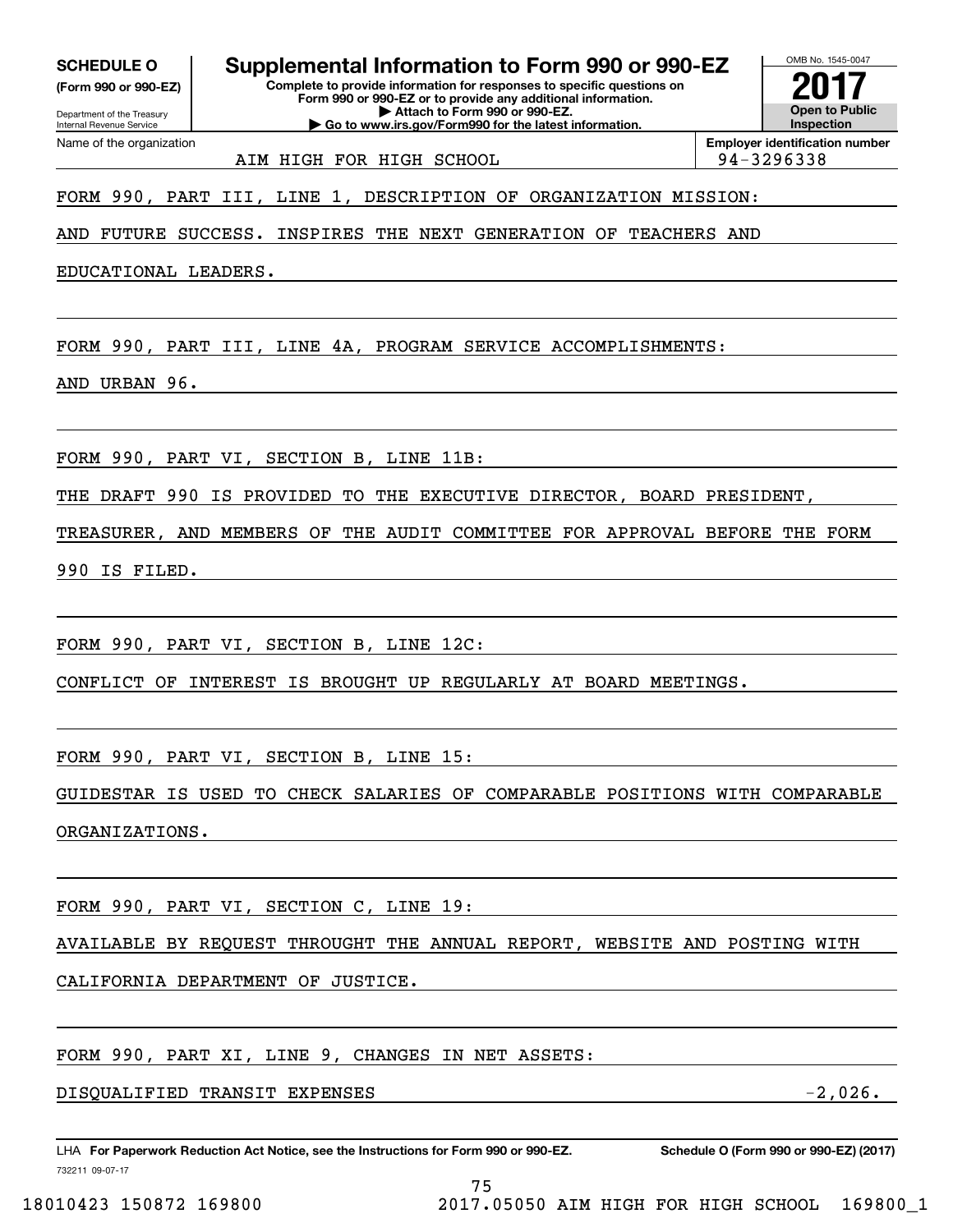**SCHEDULE O** **(Form 990 or 990-EZ)**

Department of the Treasury
Internal Revenue Service

# Supplemental Information to Form 990 or 990-EZ

**Complete to provide information for responses to specific questions on Form 990 or 990-EZ or to provide any additional information.**
**▶ Attach to Form 990 or 990-EZ.**
**▶ Go to www.irs.gov/Form990 for the latest information.**

OMB No. 1545-0047

**2017**

**Open to Public Inspection**

Name of the organization: AIM HIGH FOR HIGH SCHOOL

**Employer identification number:** 94-3296338

FORM 990, PART III, LINE 1, DESCRIPTION OF ORGANIZATION MISSION:

AND FUTURE SUCCESS. INSPIRES THE NEXT GENERATION OF TEACHERS AND EDUCATIONAL LEADERS.

FORM 990, PART III, LINE 4A, PROGRAM SERVICE ACCOMPLISHMENTS:

AND URBAN 96.

FORM 990, PART VI, SECTION B, LINE 11B:

THE DRAFT 990 IS PROVIDED TO THE EXECUTIVE DIRECTOR, BOARD PRESIDENT, TREASURER, AND MEMBERS OF THE AUDIT COMMITTEE FOR APPROVAL BEFORE THE FORM 990 IS FILED.

FORM 990, PART VI, SECTION B, LINE 12C:

CONFLICT OF INTEREST IS BROUGHT UP REGULARLY AT BOARD MEETINGS.

FORM 990, PART VI, SECTION B, LINE 15:

GUIDESTAR IS USED TO CHECK SALARIES OF COMPARABLE POSITIONS WITH COMPARABLE ORGANIZATIONS.

FORM 990, PART VI, SECTION C, LINE 19:

AVAILABLE BY REQUEST THROUGHT THE ANNUAL REPORT, WEBSITE AND POSTING WITH CALIFORNIA DEPARTMENT OF JUSTICE.

FORM 990, PART XI, LINE 9, CHANGES IN NET ASSETS:

DISQUALIFIED TRANSIT EXPENSES -2,026.

LHA **For Paperwork Reduction Act Notice, see the Instructions for Form 990 or 990-EZ.** **Schedule O (Form 990 or 990-EZ) (2017)**

732211 09-07-17

18010423 150872 169800 2017.05050 AIM HIGH FOR HIGH SCHOOL 169800_1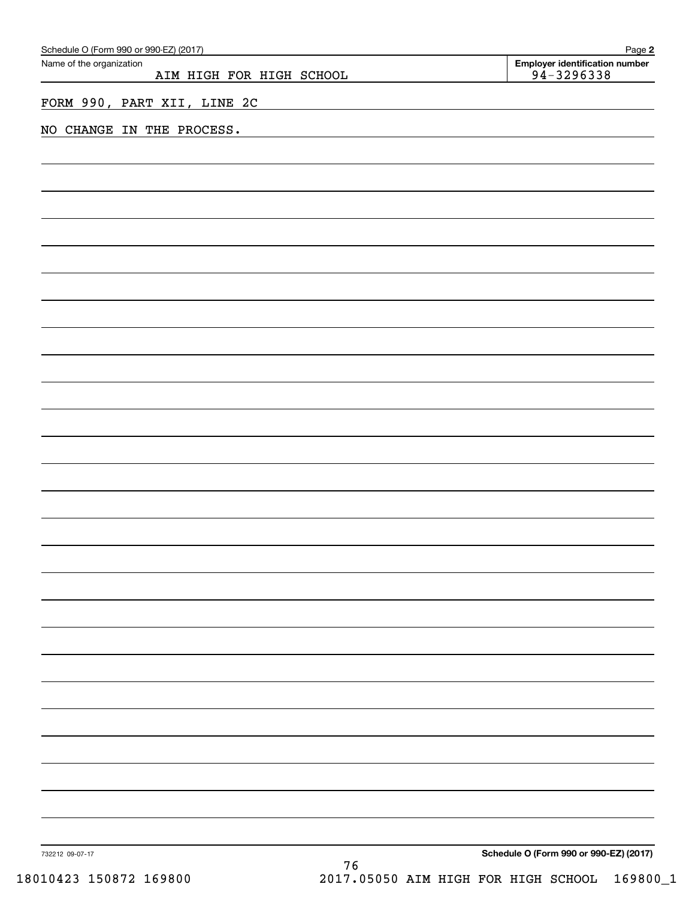Schedule O (Form 990 or 990-EZ) (2017)

Name of the organization: AIM HIGH FOR HIGH SCHOOL

Employer identification number: 94-3296338

FORM 990, PART XII, LINE 2C

NO CHANGE IN THE PROCESS.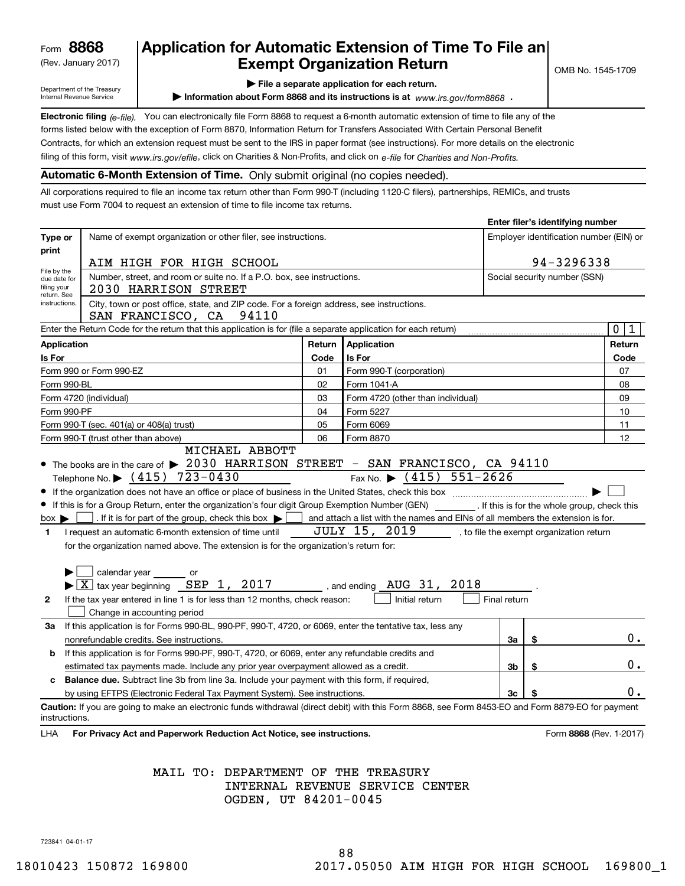Form **8868**
(Rev. January 2017)

Department of the Treasury
Internal Revenue Service

# Application for Automatic Extension of Time To File an Exempt Organization Return

▶ **File a separate application for each return.**

▶ **Information about Form 8868 and its instructions is at** *www.irs.gov/form8868* .

OMB No. 1545-1709

**Electronic filing** *(e-file).* You can electronically file Form 8868 to request a 6-month automatic extension of time to file any of the forms listed below with the exception of Form 8870, Information Return for Transfers Associated With Certain Personal Benefit Contracts, for which an extension request must be sent to the IRS in paper format (see instructions). For more details on the electronic filing of this form, visit *www.irs.gov/efile*, click on Charities & Non-Profits, and click on *e-file* for *Charities and Non-Profits.*

**Automatic 6-Month Extension of Time.** Only submit original (no copies needed).

All corporations required to file an income tax return other than Form 990-T (including 1120-C filers), partnerships, REMICs, and trusts must use Form 7004 to request an extension of time to file income tax returns.

| | | **Enter filer's identifying number** |
|---|---|---|
| **Type or print** | Name of exempt organization or other filer, see instructions. AIM HIGH FOR HIGH SCHOOL | Employer identification number (EIN) or 94-3296338 |
| File by the due date for filing your return. See instructions. | Number, street, and room or suite no. If a P.O. box, see instructions. 2030 HARRISON STREET | Social security number (SSN) |
| | City, town or post office, state, and ZIP code. For a foreign address, see instructions. SAN FRANCISCO, CA 94110 | |

Enter the Return Code for the return that this application is for (file a separate application for each return) ..... 0 1

| **Application Is For** | **Return Code** | **Application Is For** | **Return Code** |
|---|---|---|---|
| Form 990 or Form 990-EZ | 01 | Form 990-T (corporation) | 07 |
| Form 990-BL | 02 | Form 1041-A | 08 |
| Form 4720 (individual) | 03 | Form 4720 (other than individual) | 09 |
| Form 990-PF | 04 | Form 5227 | 10 |
| Form 990-T (sec. 401(a) or 408(a) trust) | 05 | Form 6069 | 11 |
| Form 990-T (trust other than above) | 06 | Form 8870 | 12 |

- The books are in the care of ▶ MICHAEL ABBOTT 2030 HARRISON STREET - SAN FRANCISCO, CA 94110
  Telephone No. ▶ (415) 723-0430  Fax No. ▶ (415) 551-2626
- If the organization does not have an office or place of business in the United States, check this box ..... ▶ ☐
- If this is for a Group Return, enter the organization's four digit Group Exemption Number (GEN) ________ . If this is for the whole group, check this box ▶ ☐ . If it is for part of the group, check this box ▶ ☐ and attach a list with the names and EINs of all members the extension is for.

**1** I request an automatic 6-month extension of time until JULY 15, 2019 , to file the exempt organization return for the organization named above. The extension is for the organization's return for:

▶ ☐ calendar year ______ or
▶ ☒ tax year beginning SEP 1, 2017 , and ending AUG 31, 2018 .

**2** If the tax year entered in line 1 is for less than 12 months, check reason: ☐ Initial return ☐ Final return
☐ Change in accounting period

| | | | |
|---|---|---|---|
| **3a** | If this application is for Forms 990-BL, 990-PF, 990-T, 4720, or 6069, enter the tentative tax, less any nonrefundable credits. See instructions. | 3a | $ 0. |
| **b** | If this application is for Forms 990-PF, 990-T, 4720, or 6069, enter any refundable credits and estimated tax payments made. Include any prior year overpayment allowed as a credit. | 3b | $ 0. |
| **c** | **Balance due.** Subtract line 3b from line 3a. Include your payment with this form, if required, by using EFTPS (Electronic Federal Tax Payment System). See instructions. | 3c | $ 0. |

**Caution:** If you are going to make an electronic funds withdrawal (direct debit) with this Form 8868, see Form 8453-EO and Form 8879-EO for payment instructions.

LHA **For Privacy Act and Paperwork Reduction Act Notice, see instructions.** Form **8868** (Rev. 1-2017)

MAIL TO: DEPARTMENT OF THE TREASURY
INTERNAL REVENUE SERVICE CENTER
OGDEN, UT 84201-0045

723841 04-01-17

18010423 150872 169800 2017.05050 AIM HIGH FOR HIGH SCHOOL 169800_1